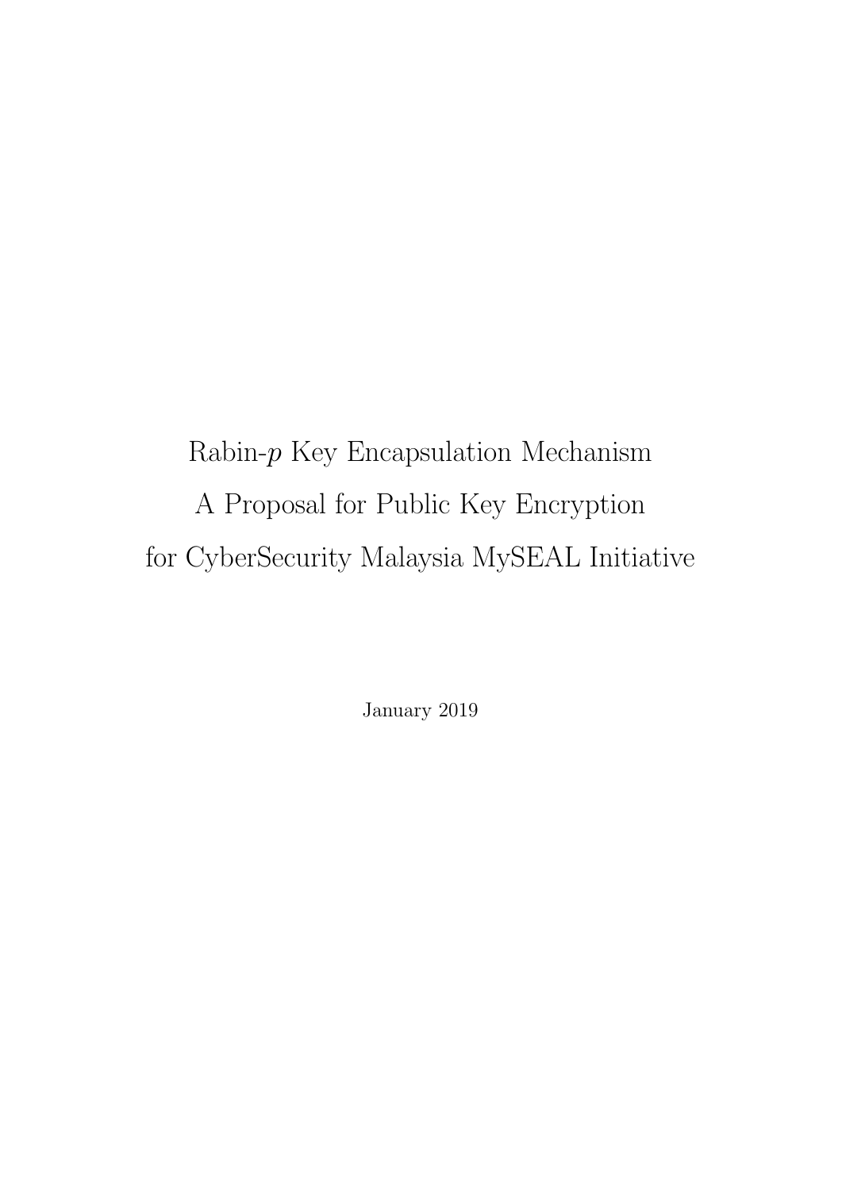# Rabin-$p$ Key Encapsulation Mechanism
# A Proposal for Public Key Encryption
# for CyberSecurity Malaysia MySEAL Initiative

January 2019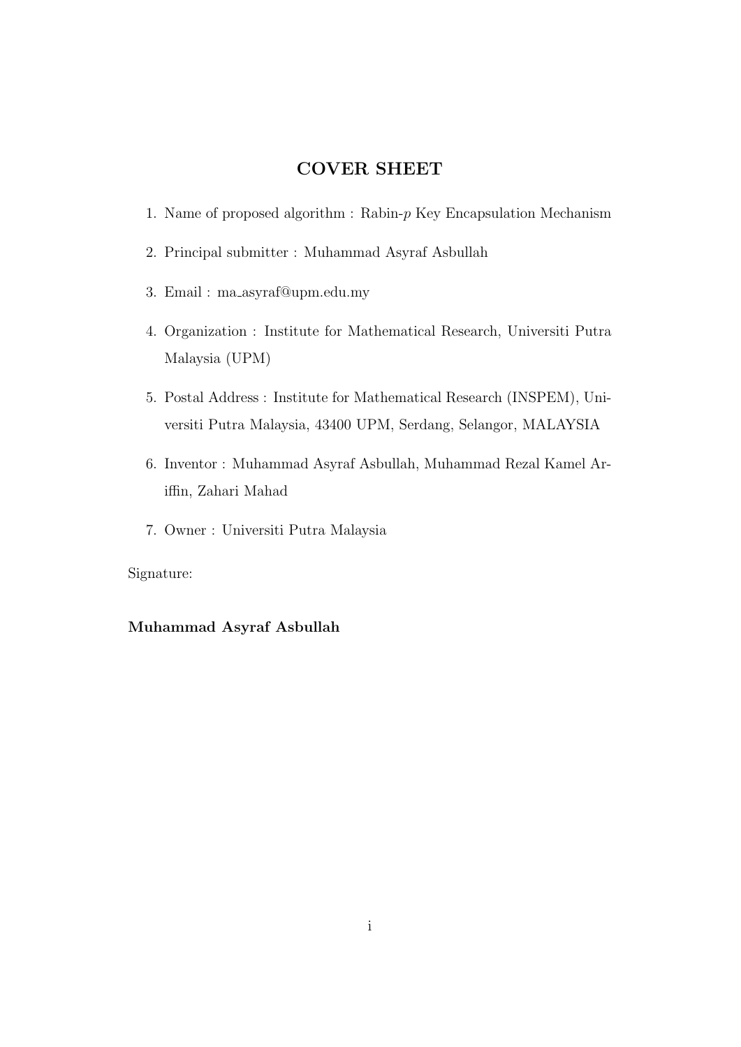## COVER SHEET

1. Name of proposed algorithm : Rabin-$p$ Key Encapsulation Mechanism
2. Principal submitter : Muhammad Asyraf Asbullah
3. Email : ma_asyraf@upm.edu.my
4. Organization : Institute for Mathematical Research, Universiti Putra Malaysia (UPM)
5. Postal Address : Institute for Mathematical Research (INSPEM), Universiti Putra Malaysia, 43400 UPM, Serdang, Selangor, MALAYSIA
6. Inventor : Muhammad Asyraf Asbullah, Muhammad Rezal Kamel Ariffin, Zahari Mahad
7. Owner : Universiti Putra Malaysia

Signature:

**Muhammad Asyraf Asbullah**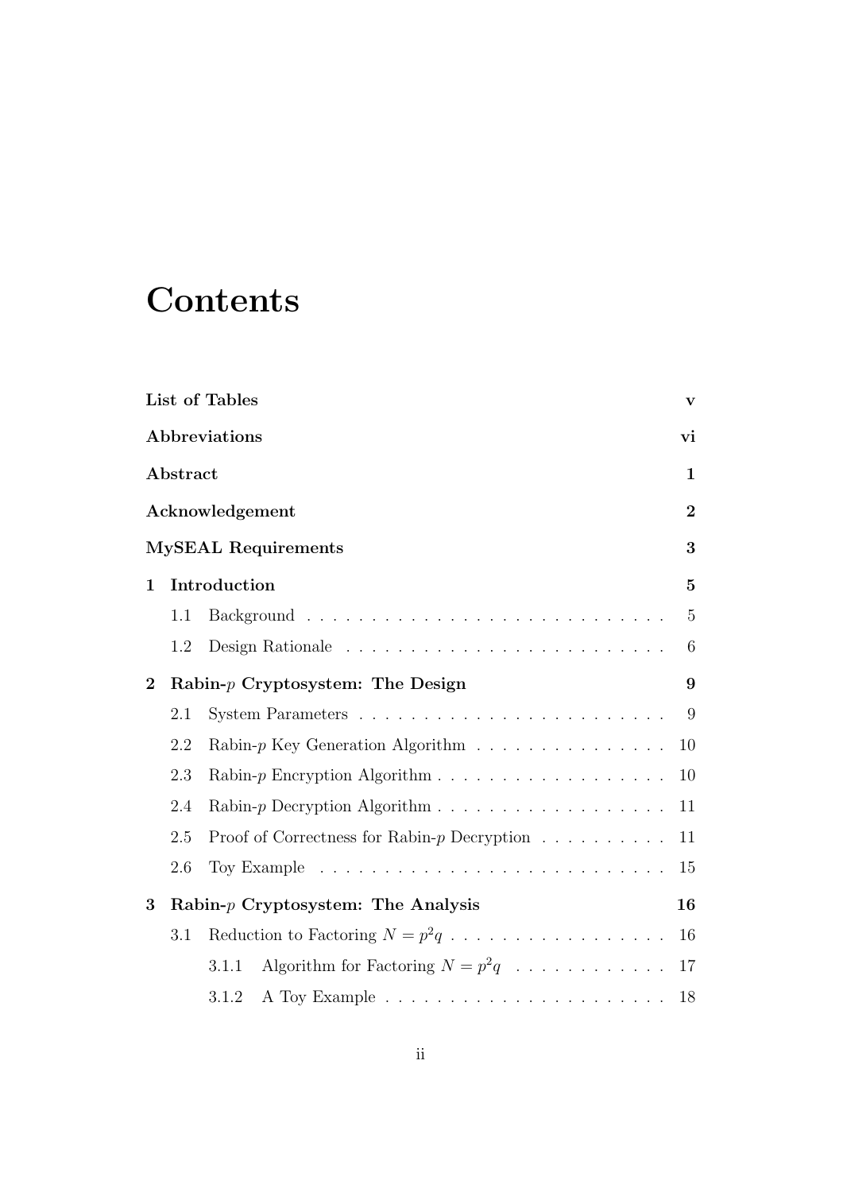# Contents

**List of Tables** **v**

**Abbreviations** **vi**

**Abstract** **1**

**Acknowledgement** **2**

**MySEAL Requirements** **3**

**1 Introduction** **5**

- 1.1 Background . . . . . . . . . . 5
- 1.2 Design Rationale . . . . . . . . . . 6

**2 Rabin-$p$ Cryptosystem: The Design** **9**

- 2.1 System Parameters . . . . . . . . . . 9
- 2.2 Rabin-$p$ Key Generation Algorithm . . . . . . . . . . 10
- 2.3 Rabin-$p$ Encryption Algorithm . . . . . . . . . . 10
- 2.4 Rabin-$p$ Decryption Algorithm . . . . . . . . . . 11
- 2.5 Proof of Correctness for Rabin-$p$ Decryption . . . . . . . . . . 11
- 2.6 Toy Example . . . . . . . . . . 15

**3 Rabin-$p$ Cryptosystem: The Analysis** **16**

- 3.1 Reduction to Factoring $N = p^2q$ . . . . . . . . . . 16
  - 3.1.1 Algorithm for Factoring $N = p^2q$ . . . . . . . . . . 17
  - 3.1.2 A Toy Example . . . . . . . . . . 18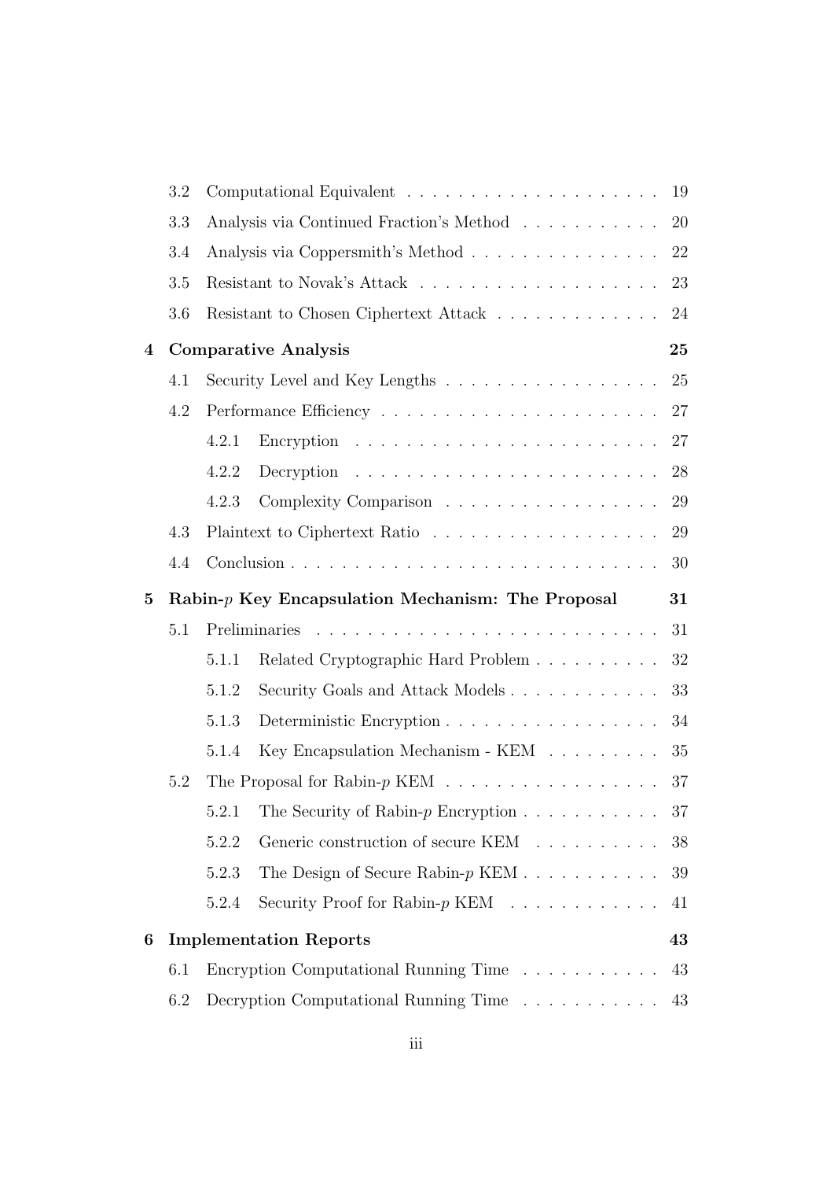- 3.2 Computational Equivalent . . . . . . . . . . 19
- 3.3 Analysis via Continued Fraction's Method . . . . . . . . . . 20
- 3.4 Analysis via Coppersmith's Method . . . . . . . . . . 22
- 3.5 Resistant to Novak's Attack . . . . . . . . . . 23
- 3.6 Resistant to Chosen Ciphertext Attack . . . . . . . . . . 24

**4 Comparative Analysis** **25**

- 4.1 Security Level and Key Lengths . . . . . . . . . . 25
- 4.2 Performance Efficiency . . . . . . . . . . 27
  - 4.2.1 Encryption . . . . . . . . . . 27
  - 4.2.2 Decryption . . . . . . . . . . 28
  - 4.2.3 Complexity Comparison . . . . . . . . . . 29
- 4.3 Plaintext to Ciphertext Ratio . . . . . . . . . . 29
- 4.4 Conclusion . . . . . . . . . . 30

**5 Rabin-$p$ Key Encapsulation Mechanism: The Proposal** **31**

- 5.1 Preliminaries . . . . . . . . . . 31
  - 5.1.1 Related Cryptographic Hard Problem . . . . . . . . . . 32
  - 5.1.2 Security Goals and Attack Models . . . . . . . . . . 33
  - 5.1.3 Deterministic Encryption . . . . . . . . . . 34
  - 5.1.4 Key Encapsulation Mechanism - KEM . . . . . . . . . . 35
- 5.2 The Proposal for Rabin-$p$ KEM . . . . . . . . . . 37
  - 5.2.1 The Security of Rabin-$p$ Encryption . . . . . . . . . . 37
  - 5.2.2 Generic construction of secure KEM . . . . . . . . . . 38
  - 5.2.3 The Design of Secure Rabin-$p$ KEM . . . . . . . . . . 39
  - 5.2.4 Security Proof for Rabin-$p$ KEM . . . . . . . . . . 41

**6 Implementation Reports** **43**

- 6.1 Encryption Computational Running Time . . . . . . . . . . 43
- 6.2 Decryption Computational Running Time . . . . . . . . . . 43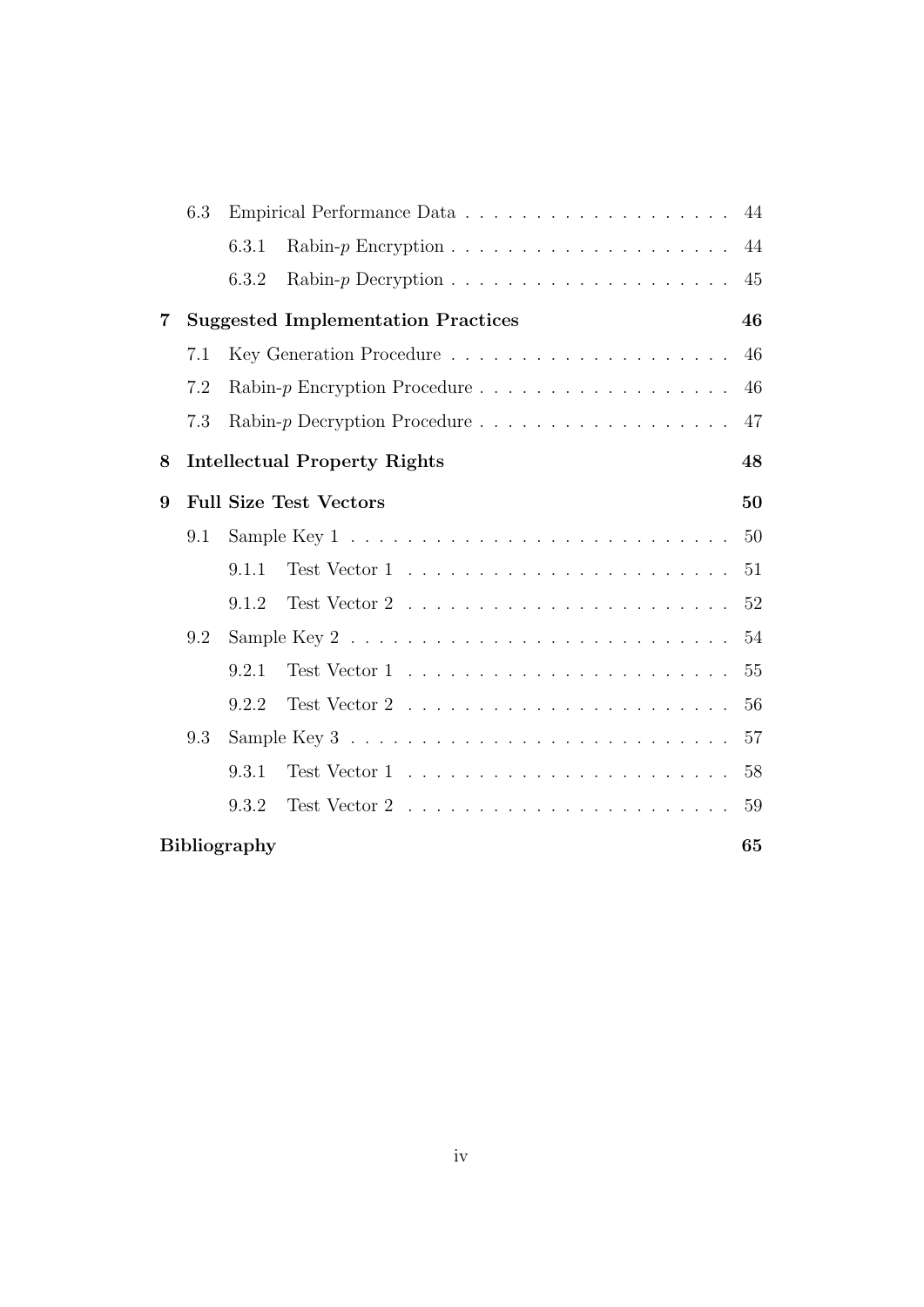- 6.3 Empirical Performance Data . . . . . . . . . . . . . . . . . . . . 44
  - 6.3.1 Rabin-$p$ Encryption . . . . . . . . . . . . . . . . . . . . 44
  - 6.3.2 Rabin-$p$ Decryption . . . . . . . . . . . . . . . . . . . . 45

**7 Suggested Implementation Practices** **46**

- 7.1 Key Generation Procedure . . . . . . . . . . . . . . . . . . . . 46
- 7.2 Rabin-$p$ Encryption Procedure . . . . . . . . . . . . . . . . . . 46
- 7.3 Rabin-$p$ Decryption Procedure . . . . . . . . . . . . . . . . . . 47

**8 Intellectual Property Rights** **48**

**9 Full Size Test Vectors** **50**

- 9.1 Sample Key 1 . . . . . . . . . . . . . . . . . . . . . . . . . . . 50
  - 9.1.1 Test Vector 1 . . . . . . . . . . . . . . . . . . . . . . . 51
  - 9.1.2 Test Vector 2 . . . . . . . . . . . . . . . . . . . . . . . 52
- 9.2 Sample Key 2 . . . . . . . . . . . . . . . . . . . . . . . . . . . 54
  - 9.2.1 Test Vector 1 . . . . . . . . . . . . . . . . . . . . . . . 55
  - 9.2.2 Test Vector 2 . . . . . . . . . . . . . . . . . . . . . . . 56
- 9.3 Sample Key 3 . . . . . . . . . . . . . . . . . . . . . . . . . . . 57
  - 9.3.1 Test Vector 1 . . . . . . . . . . . . . . . . . . . . . . . 58
  - 9.3.2 Test Vector 2 . . . . . . . . . . . . . . . . . . . . . . . 59

**Bibliography** **65**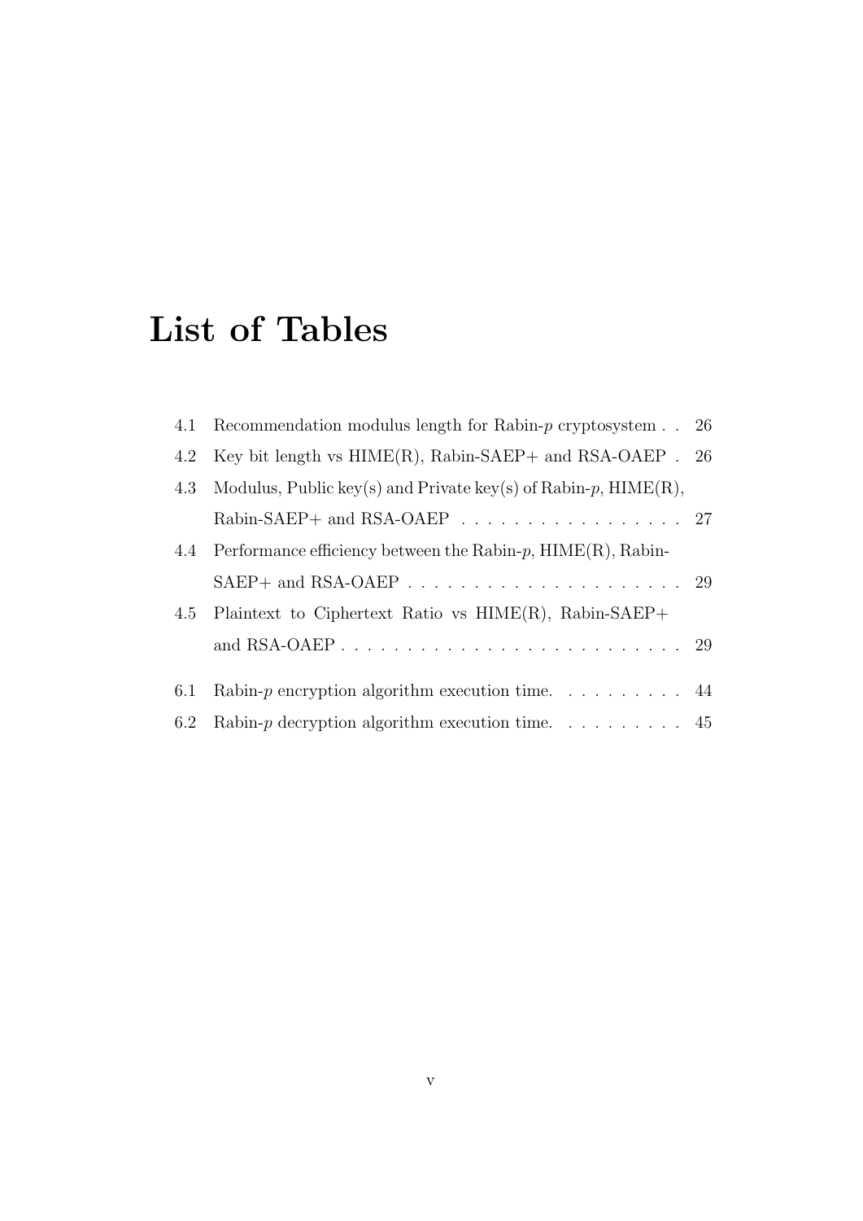# List of Tables

4.1 Recommendation modulus length for Rabin-$p$ cryptosystem . . 26

4.2 Key bit length vs HIME(R), Rabin-SAEP+ and RSA-OAEP . 26

4.3 Modulus, Public key(s) and Private key(s) of Rabin-$p$, HIME(R), Rabin-SAEP+ and RSA-OAEP . . . . . . . . . . . . . . . . . 27

4.4 Performance efficiency between the Rabin-$p$, HIME(R), Rabin-SAEP+ and RSA-OAEP . . . . . . . . . . . . . . . . . . . . . 29

4.5 Plaintext to Ciphertext Ratio vs HIME(R), Rabin-SAEP+ and RSA-OAEP . . . . . . . . . . . . . . . . . . . . . . . . . 29

6.1 Rabin-$p$ encryption algorithm execution time. . . . . . . . . . 44

6.2 Rabin-$p$ decryption algorithm execution time. . . . . . . . . . 45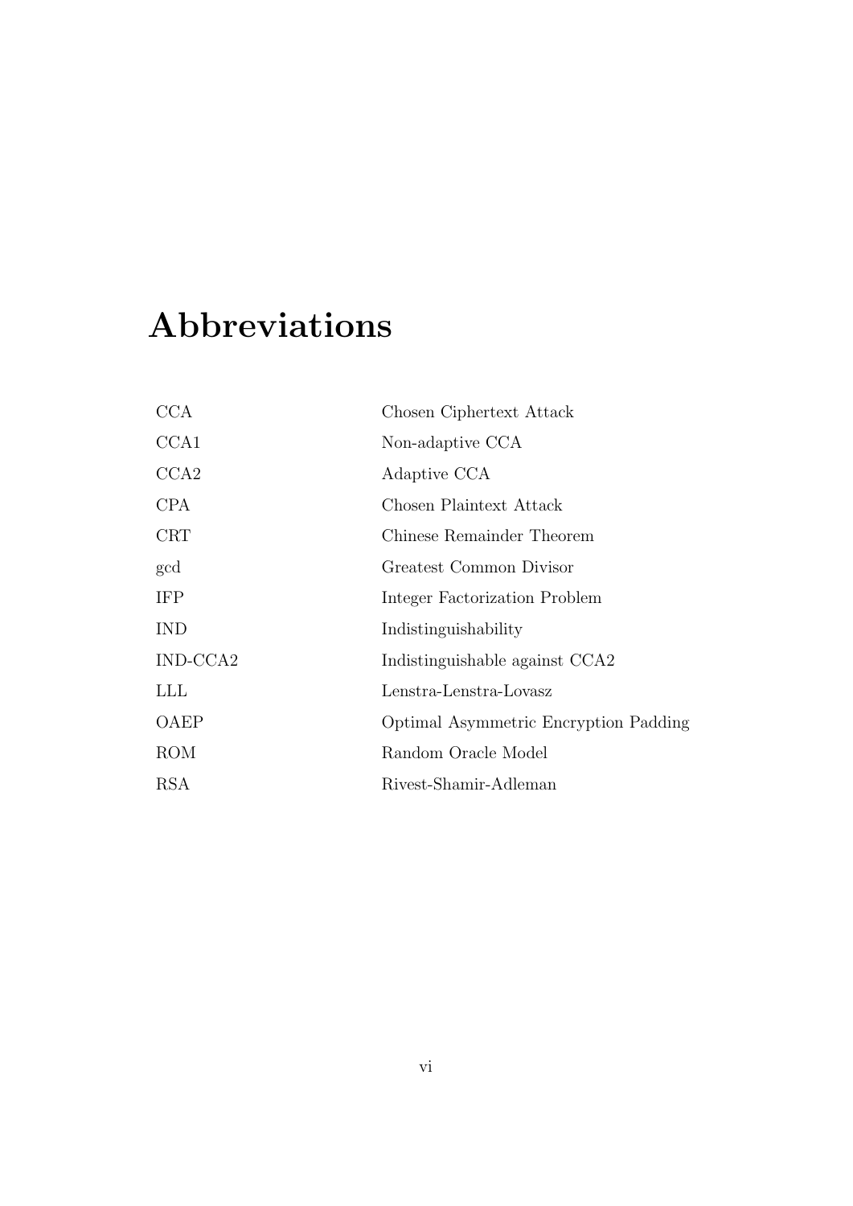# Abbreviations

| | |
|---|---|
| CCA | Chosen Ciphertext Attack |
| CCA1 | Non-adaptive CCA |
| CCA2 | Adaptive CCA |
| CPA | Chosen Plaintext Attack |
| CRT | Chinese Remainder Theorem |
| gcd | Greatest Common Divisor |
| IFP | Integer Factorization Problem |
| IND | Indistinguishability |
| IND-CCA2 | Indistinguishable against CCA2 |
| LLL | Lenstra-Lenstra-Lovasz |
| OAEP | Optimal Asymmetric Encryption Padding |
| ROM | Random Oracle Model |
| RSA | Rivest-Shamir-Adleman |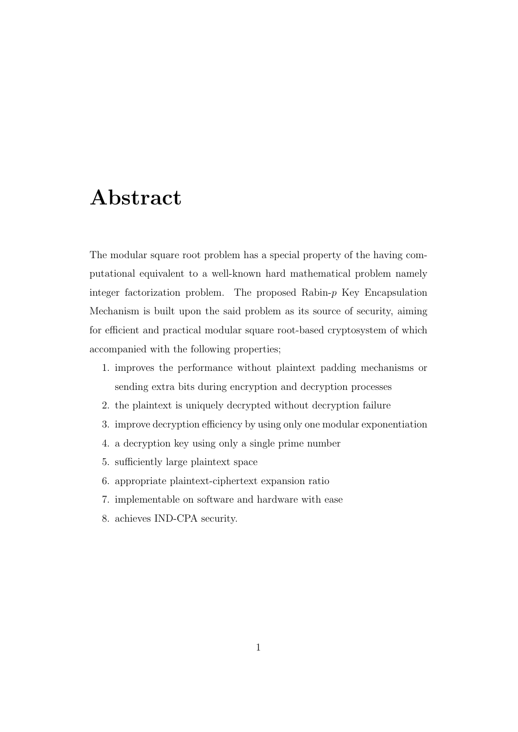# Abstract

The modular square root problem has a special property of the having computational equivalent to a well-known hard mathematical problem namely integer factorization problem. The proposed Rabin-$p$ Key Encapsulation Mechanism is built upon the said problem as its source of security, aiming for efficient and practical modular square root-based cryptosystem of which accompanied with the following properties;

1. improves the performance without plaintext padding mechanisms or sending extra bits during encryption and decryption processes
2. the plaintext is uniquely decrypted without decryption failure
3. improve decryption efficiency by using only one modular exponentiation
4. a decryption key using only a single prime number
5. sufficiently large plaintext space
6. appropriate plaintext-ciphertext expansion ratio
7. implementable on software and hardware with ease
8. achieves IND-CPA security.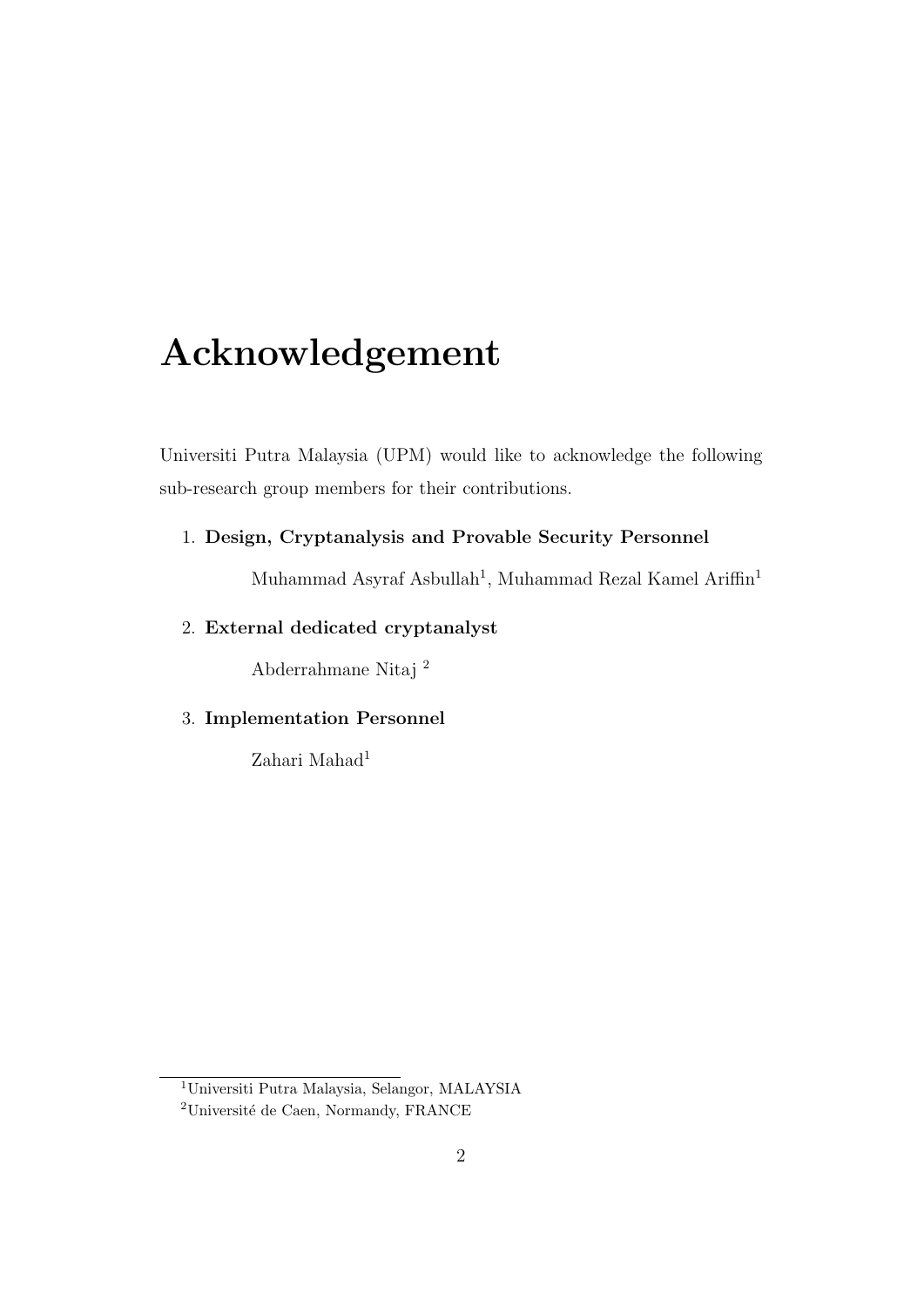# Acknowledgement

Universiti Putra Malaysia (UPM) would like to acknowledge the following sub-research group members for their contributions.

1. **Design, Cryptanalysis and Provable Security Personnel**

   Muhammad Asyraf Asbullah[1], Muhammad Rezal Kamel Ariffin[1]

2. **External dedicated cryptanalyst**

   Abderrahmane Nitaj [2]

3. **Implementation Personnel**

   Zahari Mahad[1]

[1]Universiti Putra Malaysia, Selangor, MALAYSIA

[2]Université de Caen, Normandy, FRANCE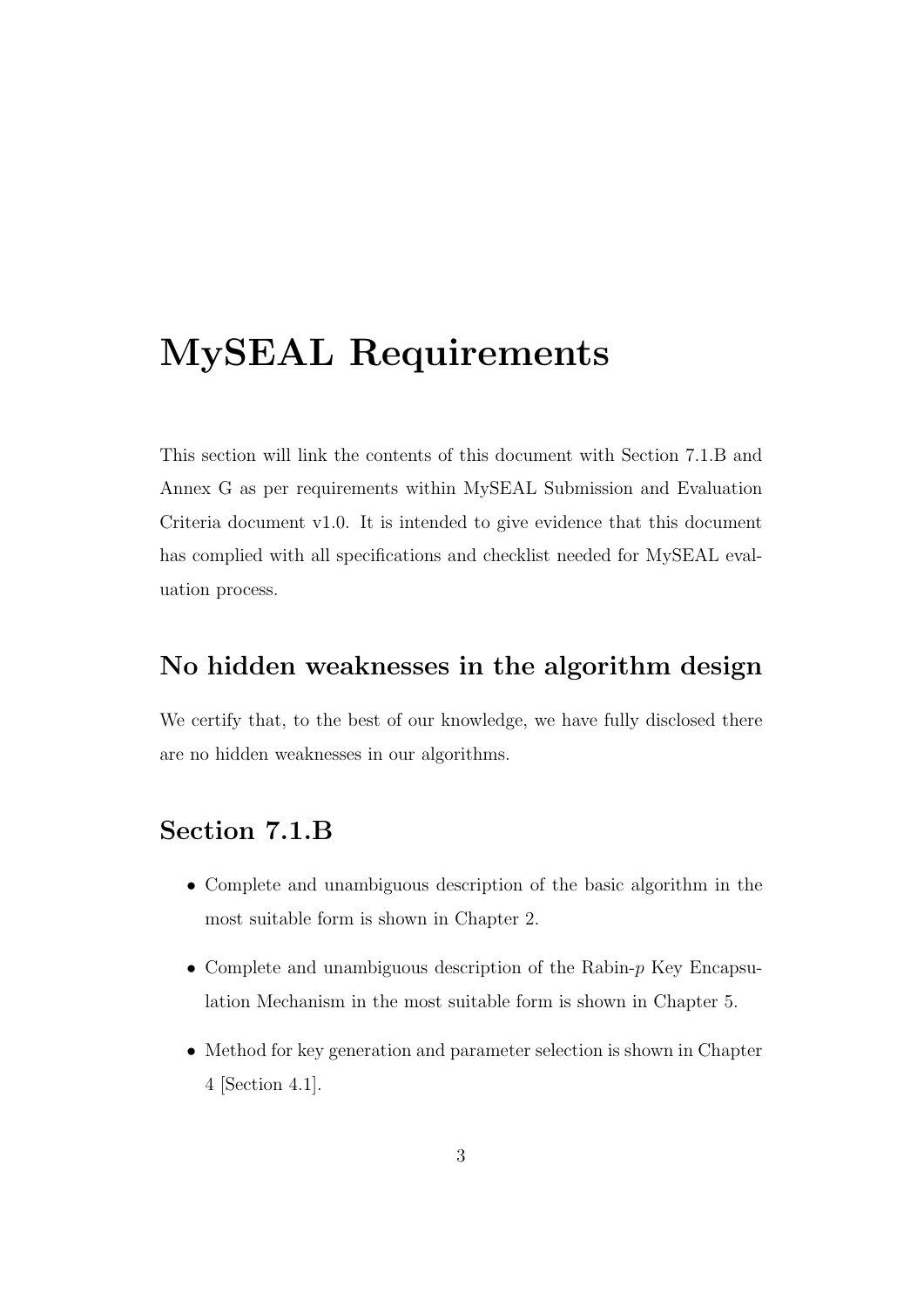# MySEAL Requirements

This section will link the contents of this document with Section 7.1.B and Annex G as per requirements within MySEAL Submission and Evaluation Criteria document v1.0. It is intended to give evidence that this document has complied with all specifications and checklist needed for MySEAL evaluation process.

## No hidden weaknesses in the algorithm design

We certify that, to the best of our knowledge, we have fully disclosed there are no hidden weaknesses in our algorithms.

## Section 7.1.B

- Complete and unambiguous description of the basic algorithm in the most suitable form is shown in Chapter 2.
- Complete and unambiguous description of the Rabin-$p$ Key Encapsulation Mechanism in the most suitable form is shown in Chapter 5.
- Method for key generation and parameter selection is shown in Chapter 4 [Section 4.1].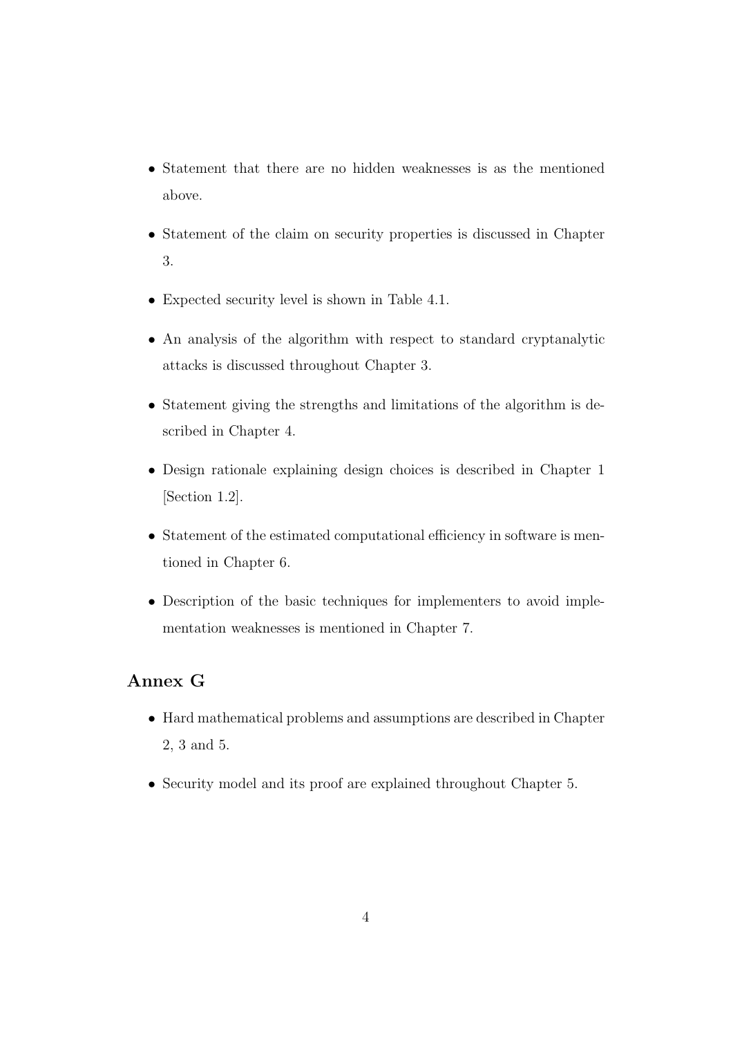- Statement that there are no hidden weaknesses is as the mentioned above.
- Statement of the claim on security properties is discussed in Chapter 3.
- Expected security level is shown in Table 4.1.
- An analysis of the algorithm with respect to standard cryptanalytic attacks is discussed throughout Chapter 3.
- Statement giving the strengths and limitations of the algorithm is described in Chapter 4.
- Design rationale explaining design choices is described in Chapter 1 [Section 1.2].
- Statement of the estimated computational efficiency in software is mentioned in Chapter 6.
- Description of the basic techniques for implementers to avoid implementation weaknesses is mentioned in Chapter 7.

## Annex G

- Hard mathematical problems and assumptions are described in Chapter 2, 3 and 5.
- Security model and its proof are explained throughout Chapter 5.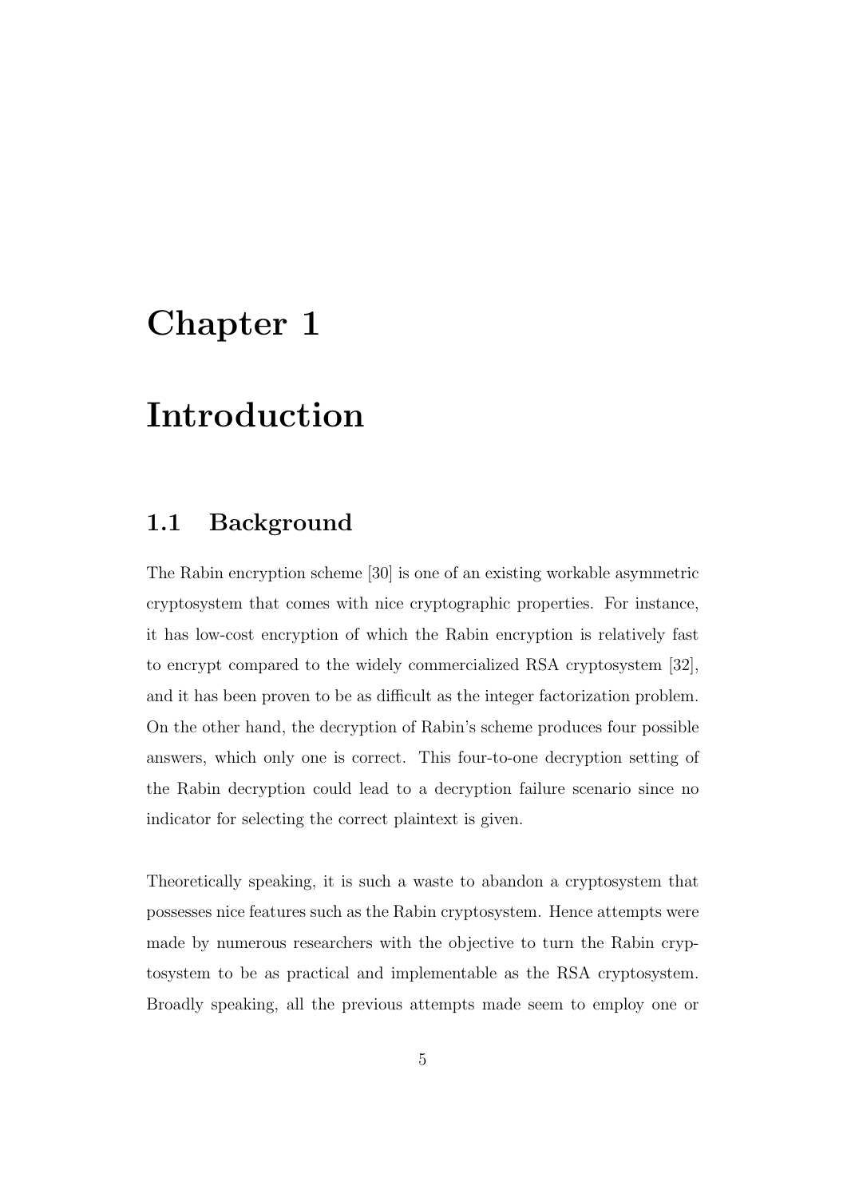# Chapter 1

# Introduction

## 1.1 Background

The Rabin encryption scheme [30] is one of an existing workable asymmetric cryptosystem that comes with nice cryptographic properties. For instance, it has low-cost encryption of which the Rabin encryption is relatively fast to encrypt compared to the widely commercialized RSA cryptosystem [32], and it has been proven to be as difficult as the integer factorization problem. On the other hand, the decryption of Rabin's scheme produces four possible answers, which only one is correct. This four-to-one decryption setting of the Rabin decryption could lead to a decryption failure scenario since no indicator for selecting the correct plaintext is given.

Theoretically speaking, it is such a waste to abandon a cryptosystem that possesses nice features such as the Rabin cryptosystem. Hence attempts were made by numerous researchers with the objective to turn the Rabin cryptosystem to be as practical and implementable as the RSA cryptosystem. Broadly speaking, all the previous attempts made seem to employ one or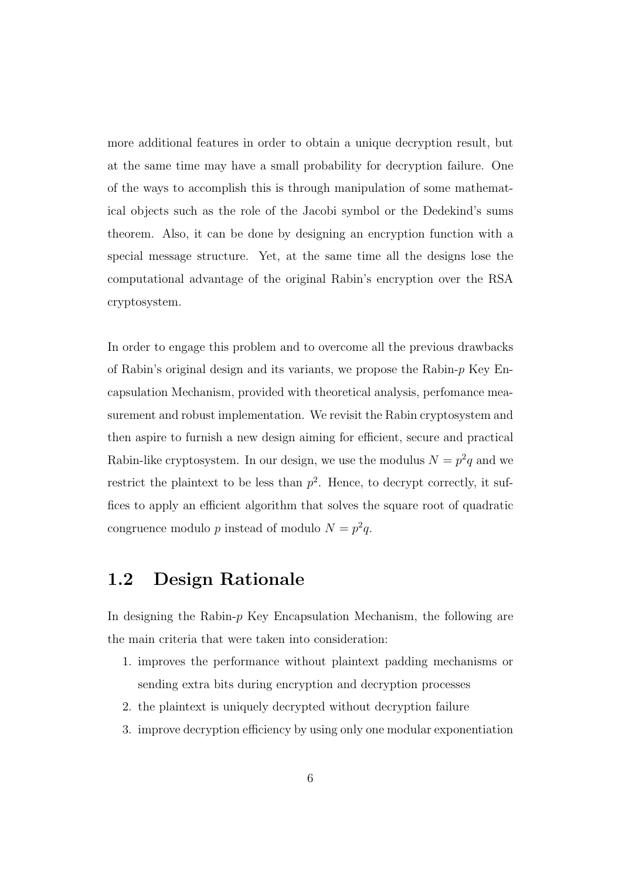more additional features in order to obtain a unique decryption result, but at the same time may have a small probability for decryption failure. One of the ways to accomplish this is through manipulation of some mathematical objects such as the role of the Jacobi symbol or the Dedekind's sums theorem. Also, it can be done by designing an encryption function with a special message structure. Yet, at the same time all the designs lose the computational advantage of the original Rabin's encryption over the RSA cryptosystem.

In order to engage this problem and to overcome all the previous drawbacks of Rabin's original design and its variants, we propose the Rabin-$p$ Key Encapsulation Mechanism, provided with theoretical analysis, perfomance measurement and robust implementation. We revisit the Rabin cryptosystem and then aspire to furnish a new design aiming for efficient, secure and practical Rabin-like cryptosystem. In our design, we use the modulus $N = p^2q$ and we restrict the plaintext to be less than $p^2$. Hence, to decrypt correctly, it suffices to apply an efficient algorithm that solves the square root of quadratic congruence modulo $p$ instead of modulo $N = p^2q$.

## 1.2 Design Rationale

In designing the Rabin-$p$ Key Encapsulation Mechanism, the following are the main criteria that were taken into consideration:

1. improves the performance without plaintext padding mechanisms or sending extra bits during encryption and decryption processes
2. the plaintext is uniquely decrypted without decryption failure
3. improve decryption efficiency by using only one modular exponentiation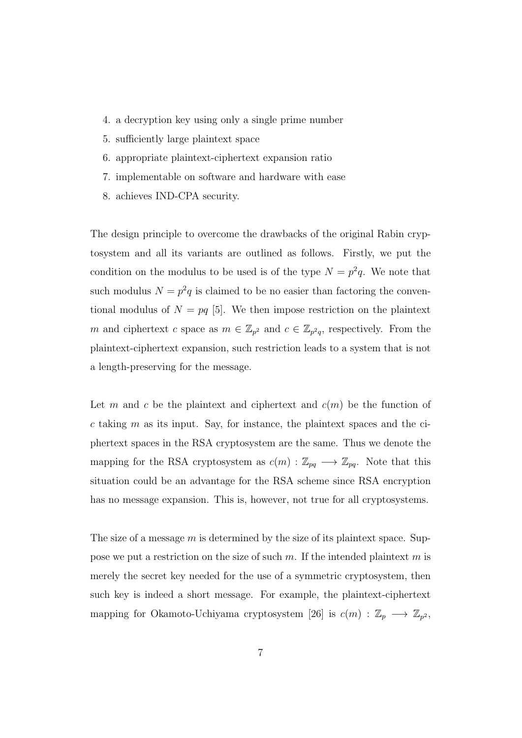4. a decryption key using only a single prime number
5. sufficiently large plaintext space
6. appropriate plaintext-ciphertext expansion ratio
7. implementable on software and hardware with ease
8. achieves IND-CPA security.

The design principle to overcome the drawbacks of the original Rabin cryptosystem and all its variants are outlined as follows. Firstly, we put the condition on the modulus to be used is of the type $N = p^2q$. We note that such modulus $N = p^2q$ is claimed to be no easier than factoring the conventional modulus of $N = pq$ [5]. We then impose restriction on the plaintext $m$ and ciphertext $c$ space as $m \in \mathbb{Z}_{p^2}$ and $c \in \mathbb{Z}_{p^2q}$, respectively. From the plaintext-ciphertext expansion, such restriction leads to a system that is not a length-preserving for the message.

Let $m$ and $c$ be the plaintext and ciphertext and $c(m)$ be the function of $c$ taking $m$ as its input. Say, for instance, the plaintext spaces and the ciphertext spaces in the RSA cryptosystem are the same. Thus we denote the mapping for the RSA cryptosystem as $c(m) : \mathbb{Z}_{pq} \longrightarrow \mathbb{Z}_{pq}$. Note that this situation could be an advantage for the RSA scheme since RSA encryption has no message expansion. This is, however, not true for all cryptosystems.

The size of a message $m$ is determined by the size of its plaintext space. Suppose we put a restriction on the size of such $m$. If the intended plaintext $m$ is merely the secret key needed for the use of a symmetric cryptosystem, then such key is indeed a short message. For example, the plaintext-ciphertext mapping for Okamoto-Uchiyama cryptosystem [26] is $c(m) : \mathbb{Z}_p \longrightarrow \mathbb{Z}_{p^2}$,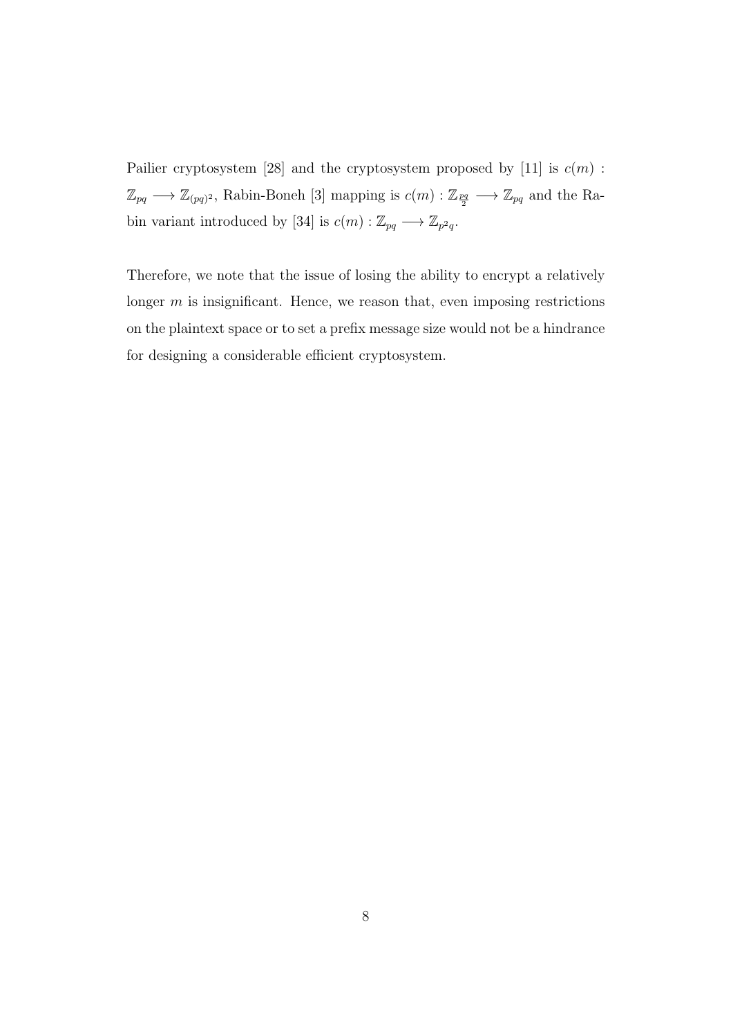Pailier cryptosystem [28] and the cryptosystem proposed by [11] is $c(m) : \mathbb{Z}_{pq} \longrightarrow \mathbb{Z}_{(pq)^2}$, Rabin-Boneh [3] mapping is $c(m) : \mathbb{Z}_{\frac{pq}{2}} \longrightarrow \mathbb{Z}_{pq}$ and the Rabin variant introduced by [34] is $c(m) : \mathbb{Z}_{pq} \longrightarrow \mathbb{Z}_{p^2q}$.

Therefore, we note that the issue of losing the ability to encrypt a relatively longer $m$ is insignificant. Hence, we reason that, even imposing restrictions on the plaintext space or to set a prefix message size would not be a hindrance for designing a considerable efficient cryptosystem.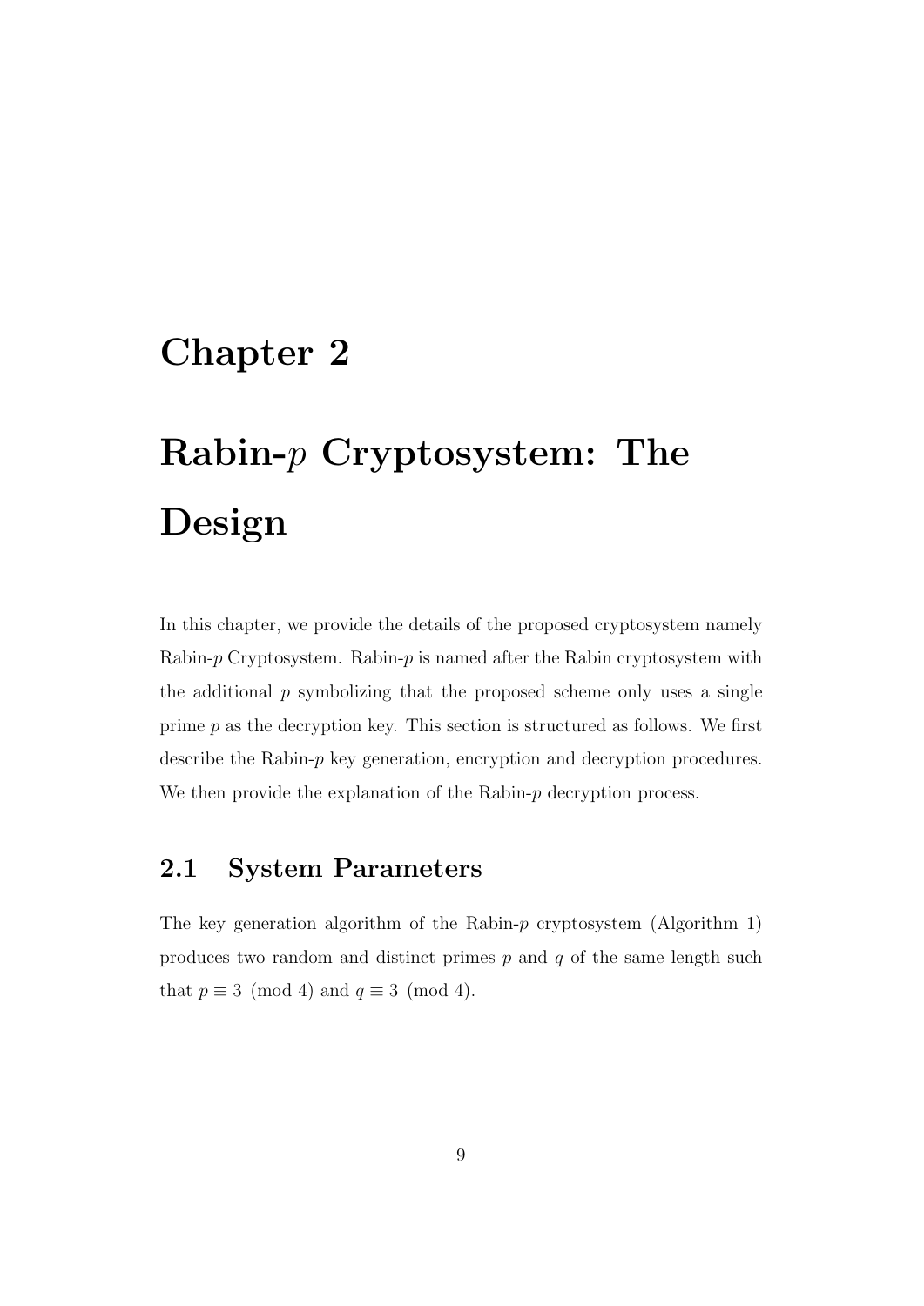# Chapter 2

# Rabin-$p$ Cryptosystem: The Design

In this chapter, we provide the details of the proposed cryptosystem namely Rabin-$p$ Cryptosystem. Rabin-$p$ is named after the Rabin cryptosystem with the additional $p$ symbolizing that the proposed scheme only uses a single prime $p$ as the decryption key. This section is structured as follows. We first describe the Rabin-$p$ key generation, encryption and decryption procedures. We then provide the explanation of the Rabin-$p$ decryption process.

## 2.1 System Parameters

The key generation algorithm of the Rabin-$p$ cryptosystem (Algorithm 1) produces two random and distinct primes $p$ and $q$ of the same length such that $p \equiv 3 \pmod 4$ and $q \equiv 3 \pmod 4$.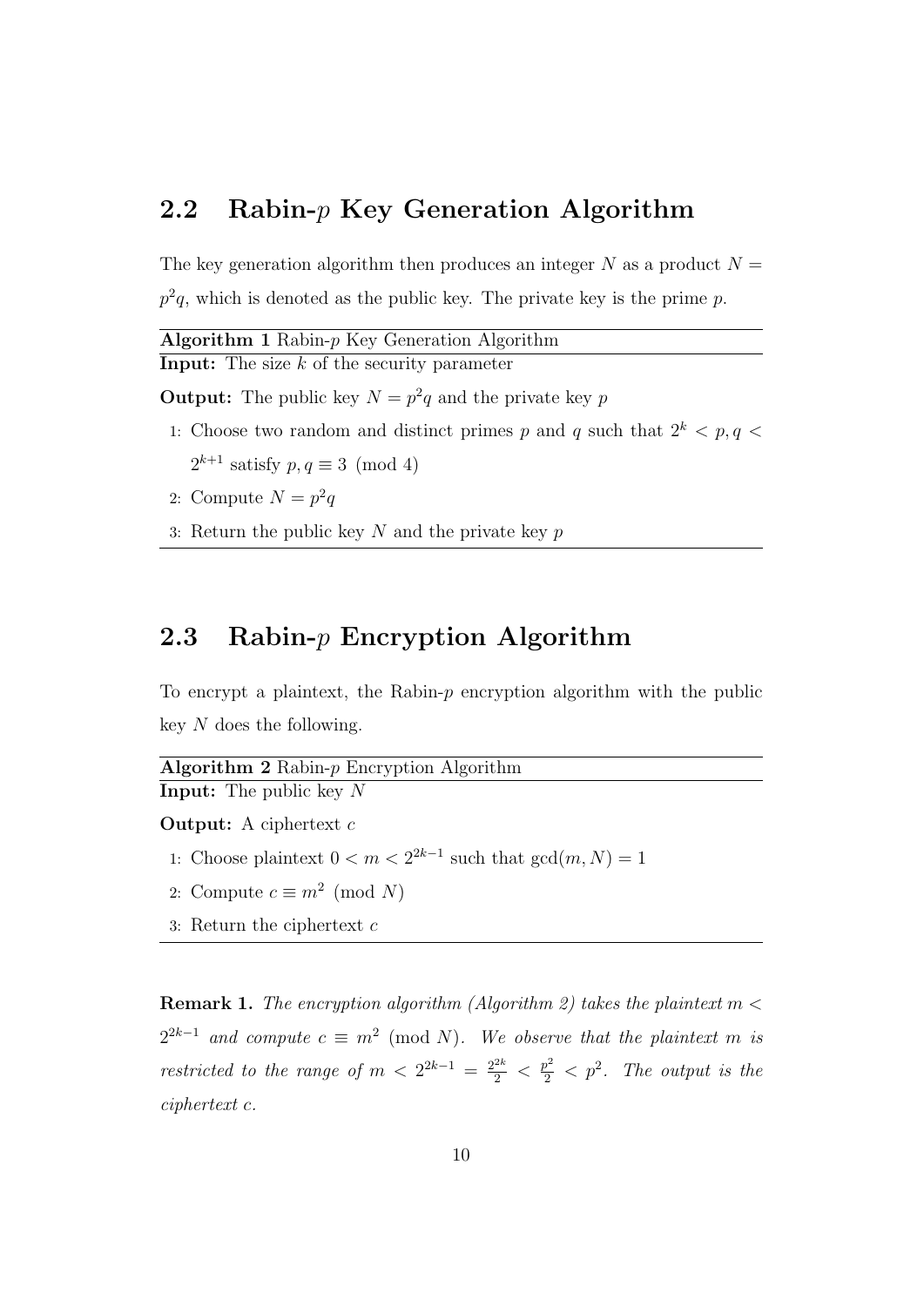## 2.2 Rabin-$p$ Key Generation Algorithm

The key generation algorithm then produces an integer $N$ as a product $N = p^2q$, which is denoted as the public key. The private key is the prime $p$.

---

**Algorithm 1** Rabin-$p$ Key Generation Algorithm

---

**Input:** The size $k$ of the security parameter

**Output:** The public key $N = p^2q$ and the private key $p$

1: Choose two random and distinct primes $p$ and $q$ such that $2^k < p, q < 2^{k+1}$ satisfy $p, q \equiv 3 \pmod 4$

2: Compute $N = p^2q$

3: Return the public key $N$ and the private key $p$

---

## 2.3 Rabin-$p$ Encryption Algorithm

To encrypt a plaintext, the Rabin-$p$ encryption algorithm with the public key $N$ does the following.

---

**Algorithm 2** Rabin-$p$ Encryption Algorithm

---

**Input:** The public key $N$

**Output:** A ciphertext $c$

1: Choose plaintext $0 < m < 2^{2k-1}$ such that $\gcd(m, N) = 1$

2: Compute $c \equiv m^2 \pmod N$

3: Return the ciphertext $c$

---

**Remark 1.** *The encryption algorithm (Algorithm 2) takes the plaintext $m < 2^{2k-1}$ and compute $c \equiv m^2 \pmod N$. We observe that the plaintext $m$ is restricted to the range of $m < 2^{2k-1} = \frac{2^{2k}}{2} < \frac{p^2}{2} < p^2$. The output is the ciphertext $c$.*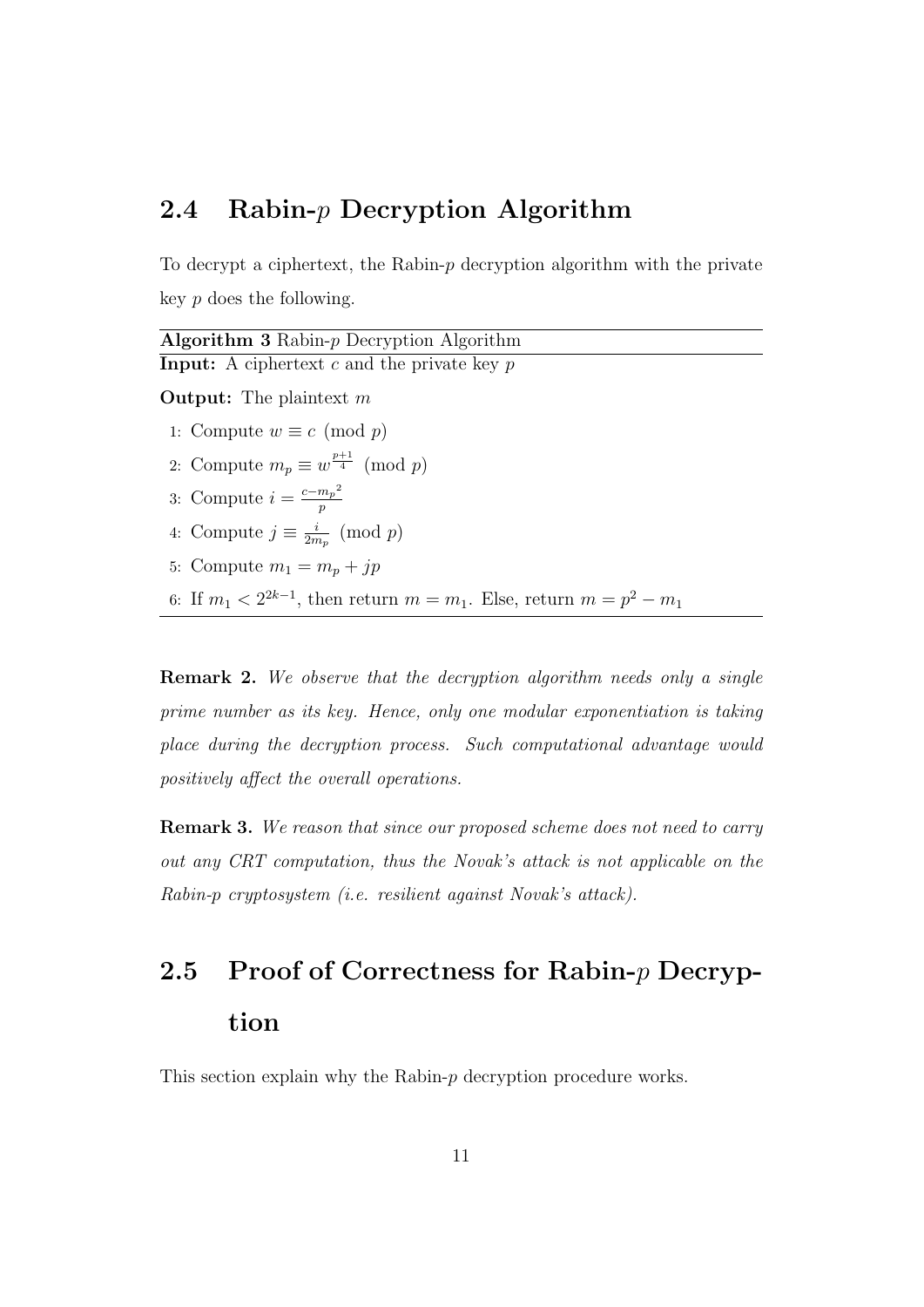## 2.4 Rabin-$p$ Decryption Algorithm

To decrypt a ciphertext, the Rabin-$p$ decryption algorithm with the private key $p$ does the following.

**Algorithm 3** Rabin-$p$ Decryption Algorithm

**Input:** A ciphertext $c$ and the private key $p$

**Output:** The plaintext $m$

1: Compute $w \equiv c \pmod{p}$

2: Compute $m_p \equiv w^{\frac{p+1}{4}} \pmod{p}$

3: Compute $i = \frac{c - {m_p}^2}{p}$

4: Compute $j \equiv \frac{i}{2m_p} \pmod{p}$

5: Compute $m_1 = m_p + jp$

6: If $m_1 < 2^{2k-1}$, then return $m = m_1$. Else, return $m = p^2 - m_1$

**Remark 2.** *We observe that the decryption algorithm needs only a single prime number as its key. Hence, only one modular exponentiation is taking place during the decryption process. Such computational advantage would positively affect the overall operations.*

**Remark 3.** *We reason that since our proposed scheme does not need to carry out any CRT computation, thus the Novak's attack is not applicable on the Rabin-p cryptosystem (i.e. resilient against Novak's attack).*

## 2.5 Proof of Correctness for Rabin-$p$ Decryption

This section explain why the Rabin-$p$ decryption procedure works.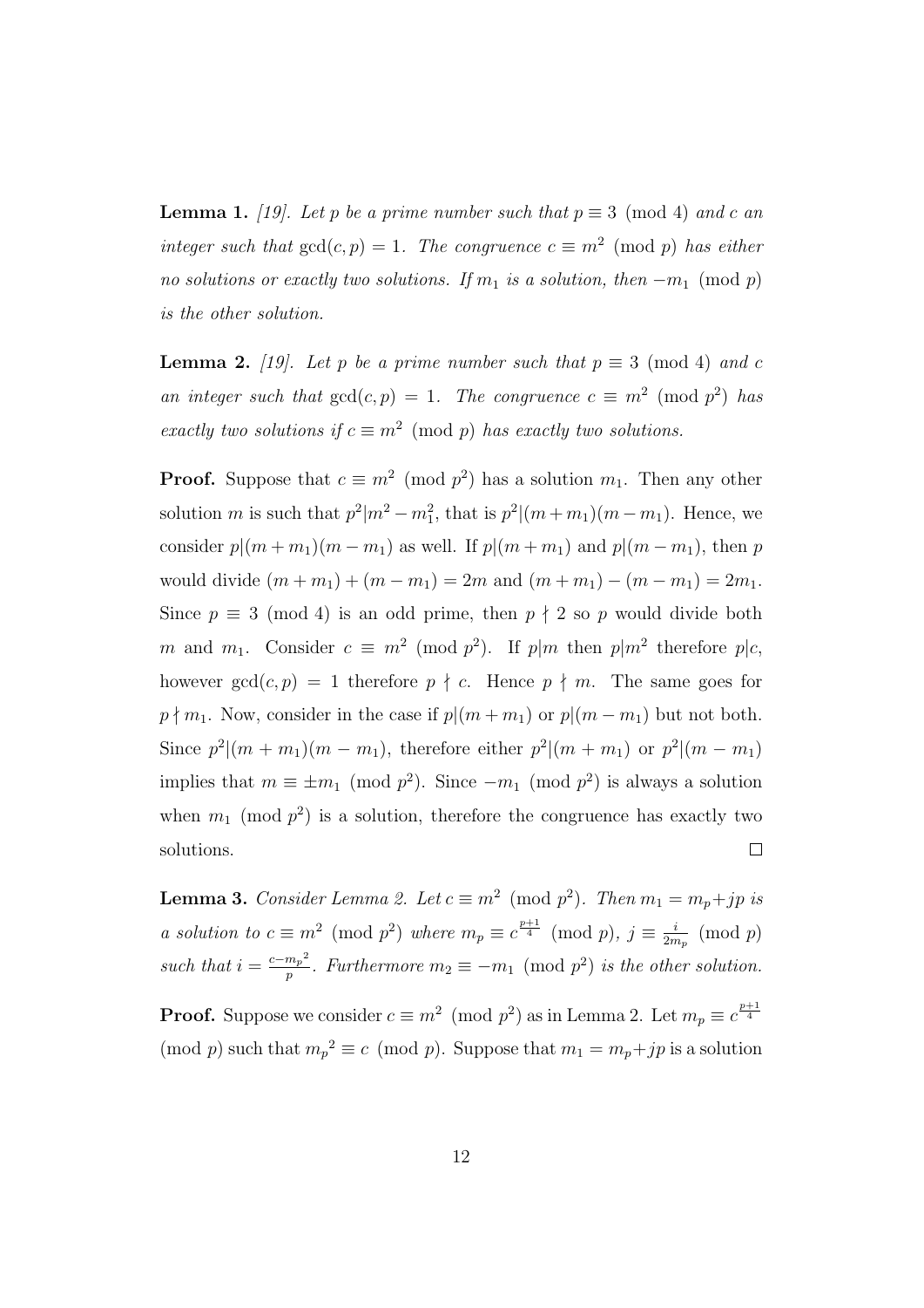**Lemma 1.** *[19]. Let $p$ be a prime number such that $p \equiv 3 \pmod 4$ and $c$ an integer such that $\gcd(c, p) = 1$. The congruence $c \equiv m^2 \pmod p$ has either no solutions or exactly two solutions. If $m_1$ is a solution, then $-m_1 \pmod p$ is the other solution.*

**Lemma 2.** *[19]. Let $p$ be a prime number such that $p \equiv 3 \pmod 4$ and $c$ an integer such that $\gcd(c, p) = 1$. The congruence $c \equiv m^2 \pmod{p^2}$ has exactly two solutions if $c \equiv m^2 \pmod p$ has exactly two solutions.*

**Proof.** Suppose that $c \equiv m^2 \pmod{p^2}$ has a solution $m_1$. Then any other solution $m$ is such that $p^2 | m^2 - m_1^2$, that is $p^2 | (m + m_1)(m - m_1)$. Hence, we consider $p | (m + m_1)(m - m_1)$ as well. If $p | (m + m_1)$ and $p | (m - m_1)$, then $p$ would divide $(m + m_1) + (m - m_1) = 2m$ and $(m + m_1) - (m - m_1) = 2m_1$. Since $p \equiv 3 \pmod 4$ is an odd prime, then $p \nmid 2$ so $p$ would divide both $m$ and $m_1$. Consider $c \equiv m^2 \pmod{p^2}$. If $p | m$ then $p | m^2$ therefore $p | c$, however $\gcd(c, p) = 1$ therefore $p \nmid c$. Hence $p \nmid m$. The same goes for $p \nmid m_1$. Now, consider in the case if $p | (m + m_1)$ or $p | (m - m_1)$ but not both. Since $p^2 | (m + m_1)(m - m_1)$, therefore either $p^2 | (m + m_1)$ or $p^2 | (m - m_1)$ implies that $m \equiv \pm m_1 \pmod{p^2}$. Since $-m_1 \pmod{p^2}$ is always a solution when $m_1 \pmod{p^2}$ is a solution, therefore the congruence has exactly two solutions. □

**Lemma 3.** *Consider Lemma 2. Let $c \equiv m^2 \pmod{p^2}$. Then $m_1 = m_p + jp$ is a solution to $c \equiv m^2 \pmod{p^2}$ where $m_p \equiv c^{\frac{p+1}{4}} \pmod p$, $j \equiv \frac{i}{2m_p} \pmod p$ such that $i = \frac{c - {m_p}^2}{p}$. Furthermore $m_2 \equiv -m_1 \pmod{p^2}$ is the other solution.*

**Proof.** Suppose we consider $c \equiv m^2 \pmod{p^2}$ as in Lemma 2. Let $m_p \equiv c^{\frac{p+1}{4}} \pmod p$ such that ${m_p}^2 \equiv c \pmod p$. Suppose that $m_1 = m_p + jp$ is a solution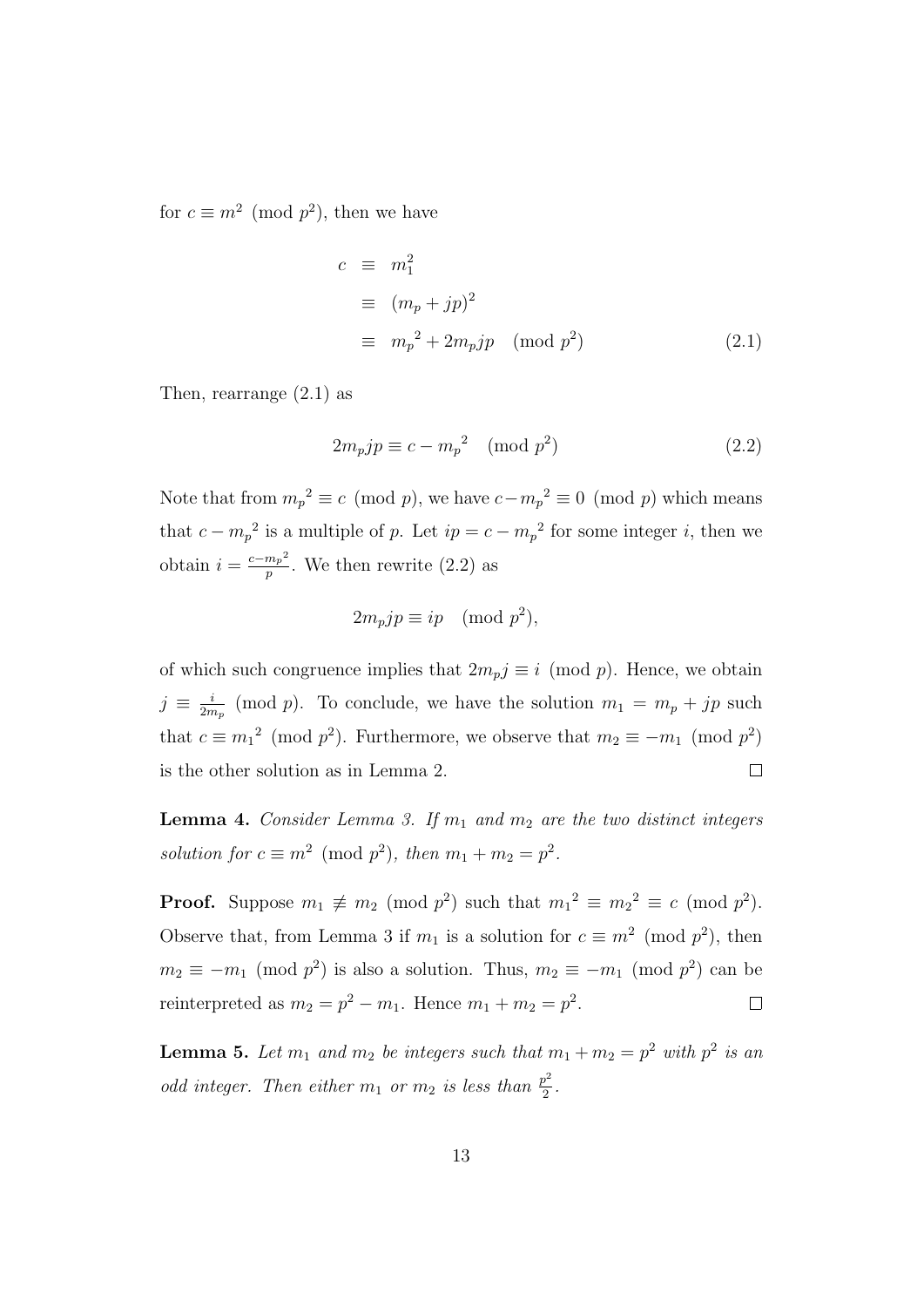for $c \equiv m^2 \pmod{p^2}$, then we have

$$\begin{aligned} c &\equiv m_1^2 \\ &\equiv (m_p + jp)^2 \\ &\equiv {m_p}^2 + 2m_p jp \pmod{p^2} \end{aligned} \tag{2.1}$$

Then, rearrange (2.1) as

$$2m_p jp \equiv c - {m_p}^2 \pmod{p^2} \tag{2.2}$$

Note that from ${m_p}^2 \equiv c \pmod{p}$, we have $c - {m_p}^2 \equiv 0 \pmod{p}$ which means that $c - {m_p}^2$ is a multiple of $p$. Let $ip = c - {m_p}^2$ for some integer $i$, then we obtain $i = \frac{c - {m_p}^2}{p}$. We then rewrite (2.2) as

$$2m_p jp \equiv ip \pmod{p^2},$$

of which such congruence implies that $2m_p j \equiv i \pmod{p}$. Hence, we obtain $j \equiv \frac{i}{2m_p} \pmod{p}$. To conclude, we have the solution $m_1 = m_p + jp$ such that $c \equiv {m_1}^2 \pmod{p^2}$. Furthermore, we observe that $m_2 \equiv -m_1 \pmod{p^2}$ is the other solution as in Lemma 2. $\square$

**Lemma 4.** *Consider Lemma 3. If $m_1$ and $m_2$ are the two distinct integers solution for $c \equiv m^2 \pmod{p^2}$, then $m_1 + m_2 = p^2$.*

**Proof.** Suppose $m_1 \not\equiv m_2 \pmod{p^2}$ such that ${m_1}^2 \equiv {m_2}^2 \equiv c \pmod{p^2}$. Observe that, from Lemma 3 if $m_1$ is a solution for $c \equiv m^2 \pmod{p^2}$, then $m_2 \equiv -m_1 \pmod{p^2}$ is also a solution. Thus, $m_2 \equiv -m_1 \pmod{p^2}$ can be reinterpreted as $m_2 = p^2 - m_1$. Hence $m_1 + m_2 = p^2$. $\square$

**Lemma 5.** *Let $m_1$ and $m_2$ be integers such that $m_1 + m_2 = p^2$ with $p^2$ is an odd integer. Then either $m_1$ or $m_2$ is less than $\frac{p^2}{2}$.*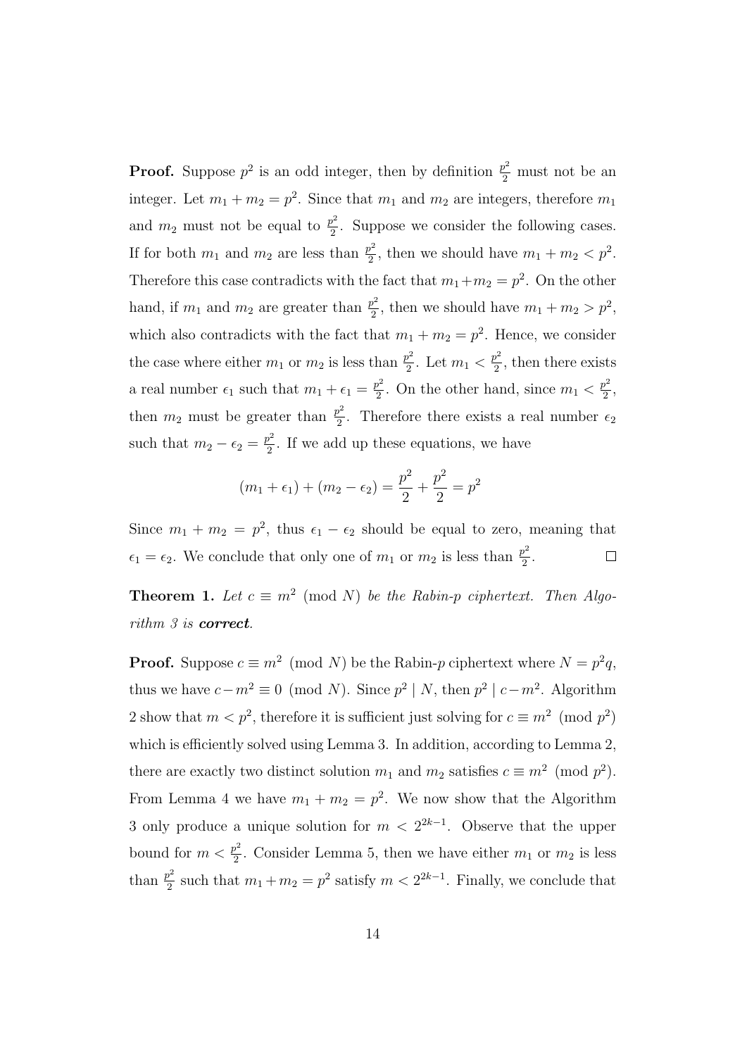**Proof.** Suppose $p^2$ is an odd integer, then by definition $\frac{p^2}{2}$ must not be an integer. Let $m_1 + m_2 = p^2$. Since that $m_1$ and $m_2$ are integers, therefore $m_1$ and $m_2$ must not be equal to $\frac{p^2}{2}$. Suppose we consider the following cases. If for both $m_1$ and $m_2$ are less than $\frac{p^2}{2}$, then we should have $m_1 + m_2 < p^2$. Therefore this case contradicts with the fact that $m_1+m_2 = p^2$. On the other hand, if $m_1$ and $m_2$ are greater than $\frac{p^2}{2}$, then we should have $m_1 + m_2 > p^2$, which also contradicts with the fact that $m_1 + m_2 = p^2$. Hence, we consider the case where either $m_1$ or $m_2$ is less than $\frac{p^2}{2}$. Let $m_1 < \frac{p^2}{2}$, then there exists a real number $\epsilon_1$ such that $m_1 + \epsilon_1 = \frac{p^2}{2}$. On the other hand, since $m_1 < \frac{p^2}{2}$, then $m_2$ must be greater than $\frac{p^2}{2}$. Therefore there exists a real number $\epsilon_2$ such that $m_2 - \epsilon_2 = \frac{p^2}{2}$. If we add up these equations, we have

$$(m_1 + \epsilon_1) + (m_2 - \epsilon_2) = \frac{p^2}{2} + \frac{p^2}{2} = p^2$$

Since $m_1 + m_2 = p^2$, thus $\epsilon_1 - \epsilon_2$ should be equal to zero, meaning that $\epsilon_1 = \epsilon_2$. We conclude that only one of $m_1$ or $m_2$ is less than $\frac{p^2}{2}$. $\square$

**Theorem 1.** *Let $c \equiv m^2 \pmod N$ be the Rabin-p ciphertext. Then Algorithm 3 is* ***correct***.

**Proof.** Suppose $c \equiv m^2 \pmod N$ be the Rabin-$p$ ciphertext where $N = p^2q$, thus we have $c - m^2 \equiv 0 \pmod N$. Since $p^2 \mid N$, then $p^2 \mid c - m^2$. Algorithm 2 show that $m < p^2$, therefore it is sufficient just solving for $c \equiv m^2 \pmod{p^2}$ which is efficiently solved using Lemma 3. In addition, according to Lemma 2, there are exactly two distinct solution $m_1$ and $m_2$ satisfies $c \equiv m^2 \pmod{p^2}$. From Lemma 4 we have $m_1 + m_2 = p^2$. We now show that the Algorithm 3 only produce a unique solution for $m < 2^{2k-1}$. Observe that the upper bound for $m < \frac{p^2}{2}$. Consider Lemma 5, then we have either $m_1$ or $m_2$ is less than $\frac{p^2}{2}$ such that $m_1 + m_2 = p^2$ satisfy $m < 2^{2k-1}$. Finally, we conclude that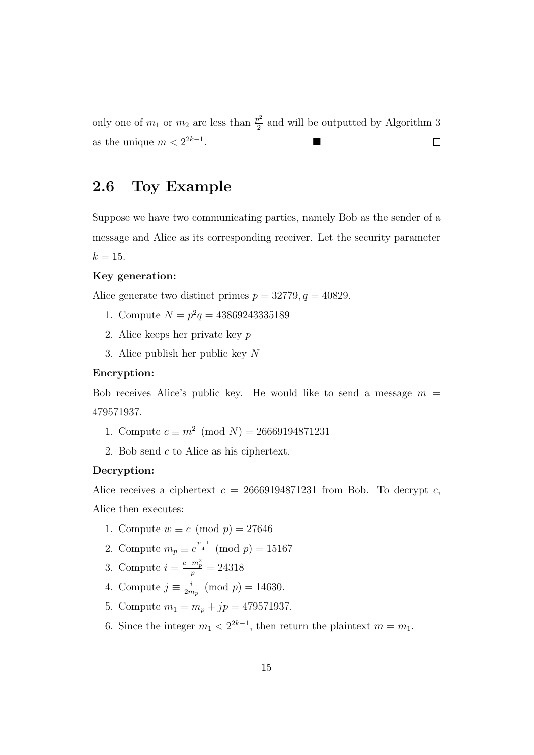only one of $m_1$ or $m_2$ are less than $\frac{p^2}{2}$ and will be outputted by Algorithm 3 as the unique $m < 2^{2k-1}$. ■ □

## 2.6 Toy Example

Suppose we have two communicating parties, namely Bob as the sender of a message and Alice as its corresponding receiver. Let the security parameter $k = 15$.

**Key generation:**

Alice generate two distinct primes $p = 32779, q = 40829$.

1. Compute $N = p^2q = 43869243335189$
2. Alice keeps her private key $p$
3. Alice publish her public key $N$

**Encryption:**

Bob receives Alice's public key. He would like to send a message $m = 479571937$.

1. Compute $c \equiv m^2 \pmod{N} = 26669194871231$
2. Bob send $c$ to Alice as his ciphertext.

**Decryption:**

Alice receives a ciphertext $c = 26669194871231$ from Bob. To decrypt $c$, Alice then executes:

1. Compute $w \equiv c \pmod{p} = 27646$
2. Compute $m_p \equiv c^{\frac{p+1}{4}} \pmod{p} = 15167$
3. Compute $i = \frac{c-m_p^2}{p} = 24318$
4. Compute $j \equiv \frac{i}{2m_p} \pmod{p} = 14630$.
5. Compute $m_1 = m_p + jp = 479571937$.
6. Since the integer $m_1 < 2^{2k-1}$, then return the plaintext $m = m_1$.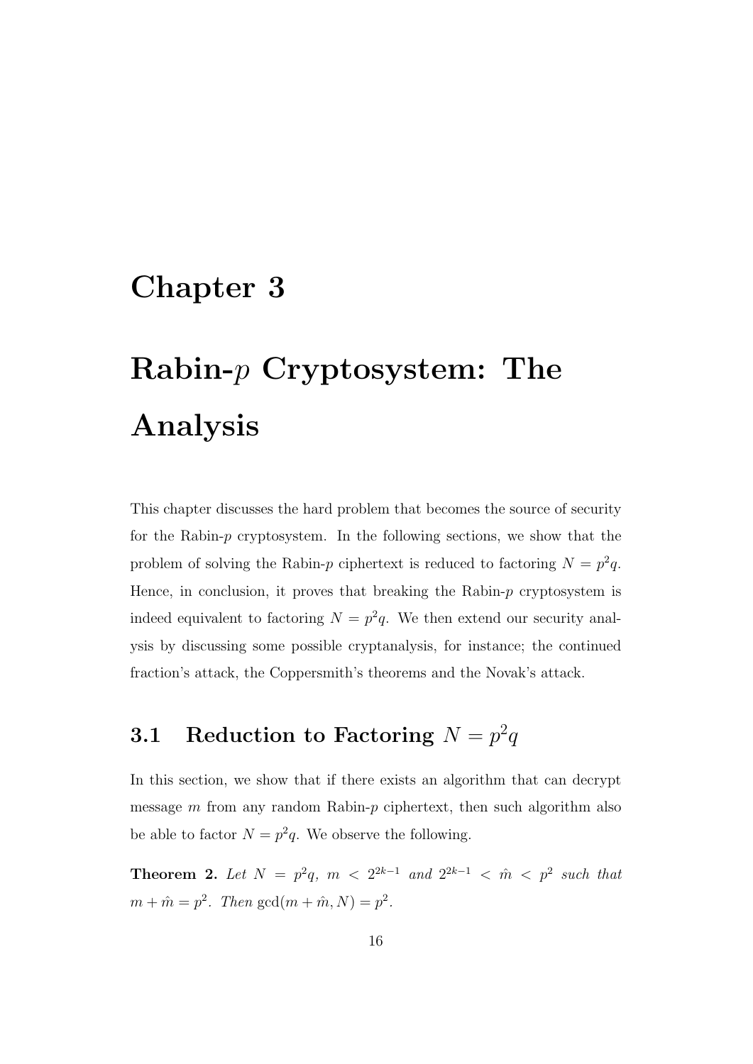# Chapter 3

# Rabin-$p$ Cryptosystem: The Analysis

This chapter discusses the hard problem that becomes the source of security for the Rabin-$p$ cryptosystem. In the following sections, we show that the problem of solving the Rabin-$p$ ciphertext is reduced to factoring $N = p^2q$. Hence, in conclusion, it proves that breaking the Rabin-$p$ cryptosystem is indeed equivalent to factoring $N = p^2q$. We then extend our security analysis by discussing some possible cryptanalysis, for instance; the continued fraction's attack, the Coppersmith's theorems and the Novak's attack.

## 3.1 Reduction to Factoring $N = p^2q$

In this section, we show that if there exists an algorithm that can decrypt message $m$ from any random Rabin-$p$ ciphertext, then such algorithm also be able to factor $N = p^2q$. We observe the following.

**Theorem 2.** *Let $N = p^2q$, $m < 2^{2k-1}$ and $2^{2k-1} < \hat{m} < p^2$ such that $m + \hat{m} = p^2$. Then $\gcd(m + \hat{m}, N) = p^2$.*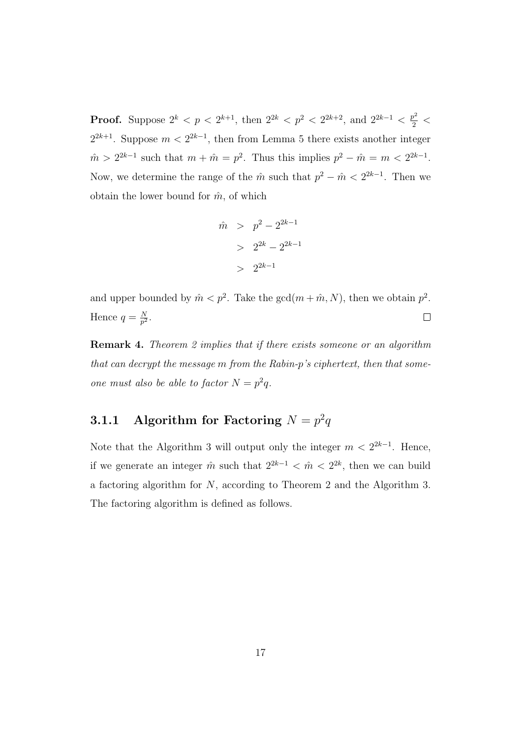**Proof.** Suppose $2^k < p < 2^{k+1}$, then $2^{2k} < p^2 < 2^{2k+2}$, and $2^{2k-1} < \frac{p^2}{2} < 2^{2k+1}$. Suppose $m < 2^{2k-1}$, then from Lemma 5 there exists another integer $\hat{m} > 2^{2k-1}$ such that $m + \hat{m} = p^2$. Thus this implies $p^2 - \hat{m} = m < 2^{2k-1}$. Now, we determine the range of the $\hat{m}$ such that $p^2 - \hat{m} < 2^{2k-1}$. Then we obtain the lower bound for $\hat{m}$, of which

$$
\begin{aligned}
\hat{m} &> p^2 - 2^{2k-1} \\
&> 2^{2k} - 2^{2k-1} \\
&> 2^{2k-1}
\end{aligned}
$$

and upper bounded by $\hat{m} < p^2$. Take the $\gcd(m + \hat{m}, N)$, then we obtain $p^2$. Hence $q = \frac{N}{p^2}$. □

**Remark 4.** *Theorem 2 implies that if there exists someone or an algorithm that can decrypt the message m from the Rabin-p's ciphertext, then that someone must also be able to factor $N = p^2q$.*

### 3.1.1 Algorithm for Factoring $N = p^2q$

Note that the Algorithm 3 will output only the integer $m < 2^{2k-1}$. Hence, if we generate an integer $\hat{m}$ such that $2^{2k-1} < \hat{m} < 2^{2k}$, then we can build a factoring algorithm for $N$, according to Theorem 2 and the Algorithm 3. The factoring algorithm is defined as follows.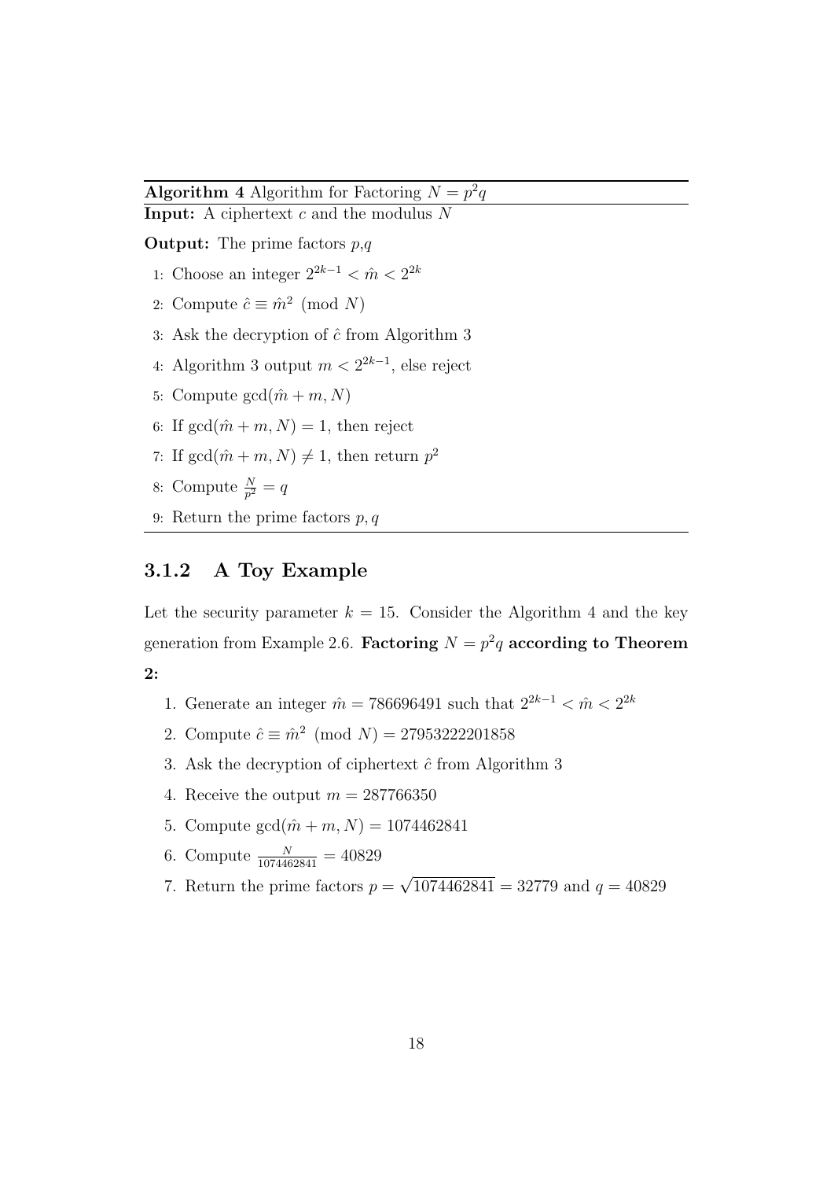**Algorithm 4** Algorithm for Factoring $N = p^2 q$

**Input:** A ciphertext $c$ and the modulus $N$

**Output:** The prime factors $p$,$q$

1: Choose an integer $2^{2k-1} < \hat{m} < 2^{2k}$

2: Compute $\hat{c} \equiv \hat{m}^2 \pmod{N}$

3: Ask the decryption of $\hat{c}$ from Algorithm 3

4: Algorithm 3 output $m < 2^{2k-1}$, else reject

5: Compute $\gcd(\hat{m} + m, N)$

6: If $\gcd(\hat{m} + m, N) = 1$, then reject

7: If $\gcd(\hat{m} + m, N) \neq 1$, then return $p^2$

8: Compute $\frac{N}{p^2} = q$

9: Return the prime factors $p, q$

### 3.1.2 A Toy Example

Let the security parameter $k = 15$. Consider the Algorithm 4 and the key generation from Example 2.6. **Factoring $N = p^2 q$ according to Theorem 2:**

1. Generate an integer $\hat{m} = 786696491$ such that $2^{2k-1} < \hat{m} < 2^{2k}$
2. Compute $\hat{c} \equiv \hat{m}^2 \pmod{N} = 27953222201858$
3. Ask the decryption of ciphertext $\hat{c}$ from Algorithm 3
4. Receive the output $m = 287766350$
5. Compute $\gcd(\hat{m} + m, N) = 1074462841$
6. Compute $\frac{N}{1074462841} = 40829$
7. Return the prime factors $p = \sqrt{1074462841} = 32779$ and $q = 40829$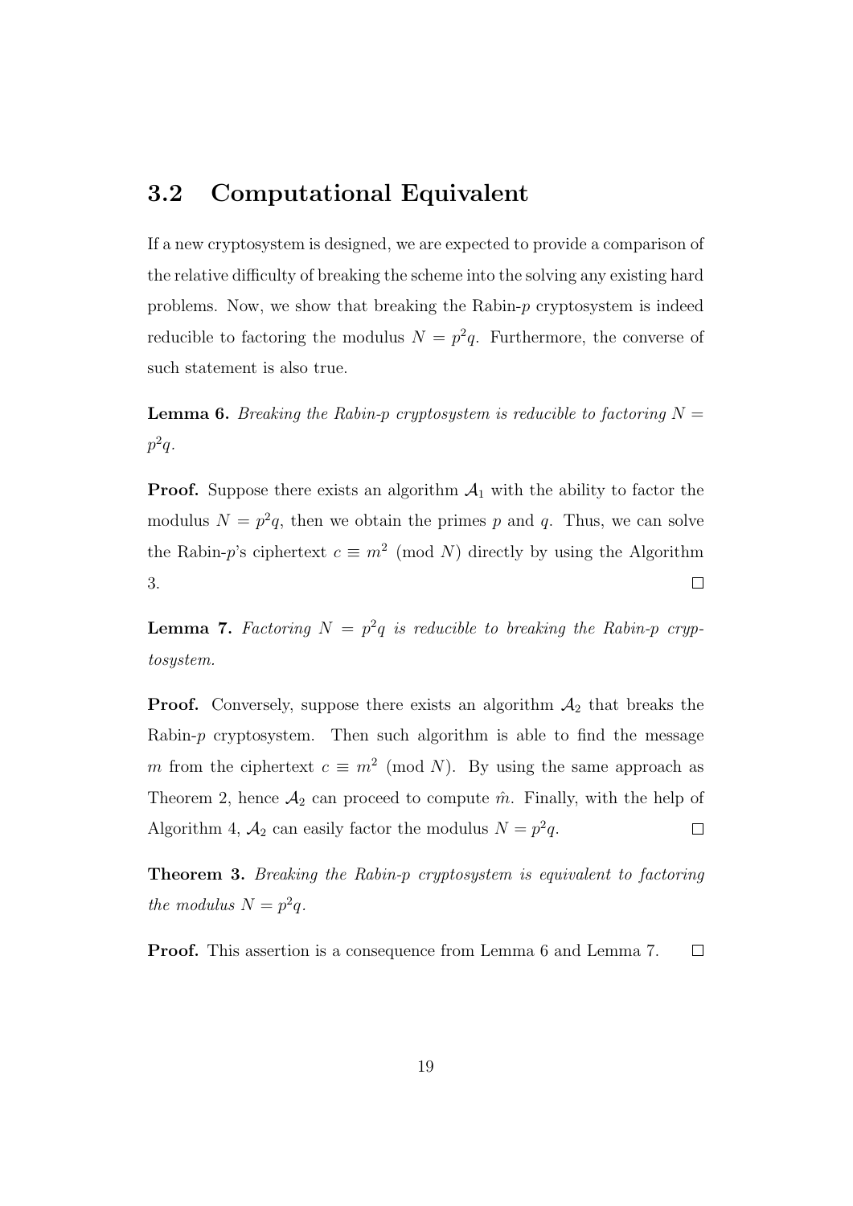## 3.2 Computational Equivalent

If a new cryptosystem is designed, we are expected to provide a comparison of the relative difficulty of breaking the scheme into the solving any existing hard problems. Now, we show that breaking the Rabin-$p$ cryptosystem is indeed reducible to factoring the modulus $N = p^2q$. Furthermore, the converse of such statement is also true.

**Lemma 6.** *Breaking the Rabin-p cryptosystem is reducible to factoring $N = p^2q$.*

**Proof.** Suppose there exists an algorithm $\mathcal{A}_1$ with the ability to factor the modulus $N = p^2q$, then we obtain the primes $p$ and $q$. Thus, we can solve the Rabin-$p$'s ciphertext $c \equiv m^2 \pmod{N}$ directly by using the Algorithm 3. □

**Lemma 7.** *Factoring $N = p^2q$ is reducible to breaking the Rabin-p cryptosystem.*

**Proof.** Conversely, suppose there exists an algorithm $\mathcal{A}_2$ that breaks the Rabin-$p$ cryptosystem. Then such algorithm is able to find the message $m$ from the ciphertext $c \equiv m^2 \pmod{N}$. By using the same approach as Theorem 2, hence $\mathcal{A}_2$ can proceed to compute $\hat{m}$. Finally, with the help of Algorithm 4, $\mathcal{A}_2$ can easily factor the modulus $N = p^2q$. □

**Theorem 3.** *Breaking the Rabin-p cryptosystem is equivalent to factoring the modulus $N = p^2q$.*

**Proof.** This assertion is a consequence from Lemma 6 and Lemma 7. □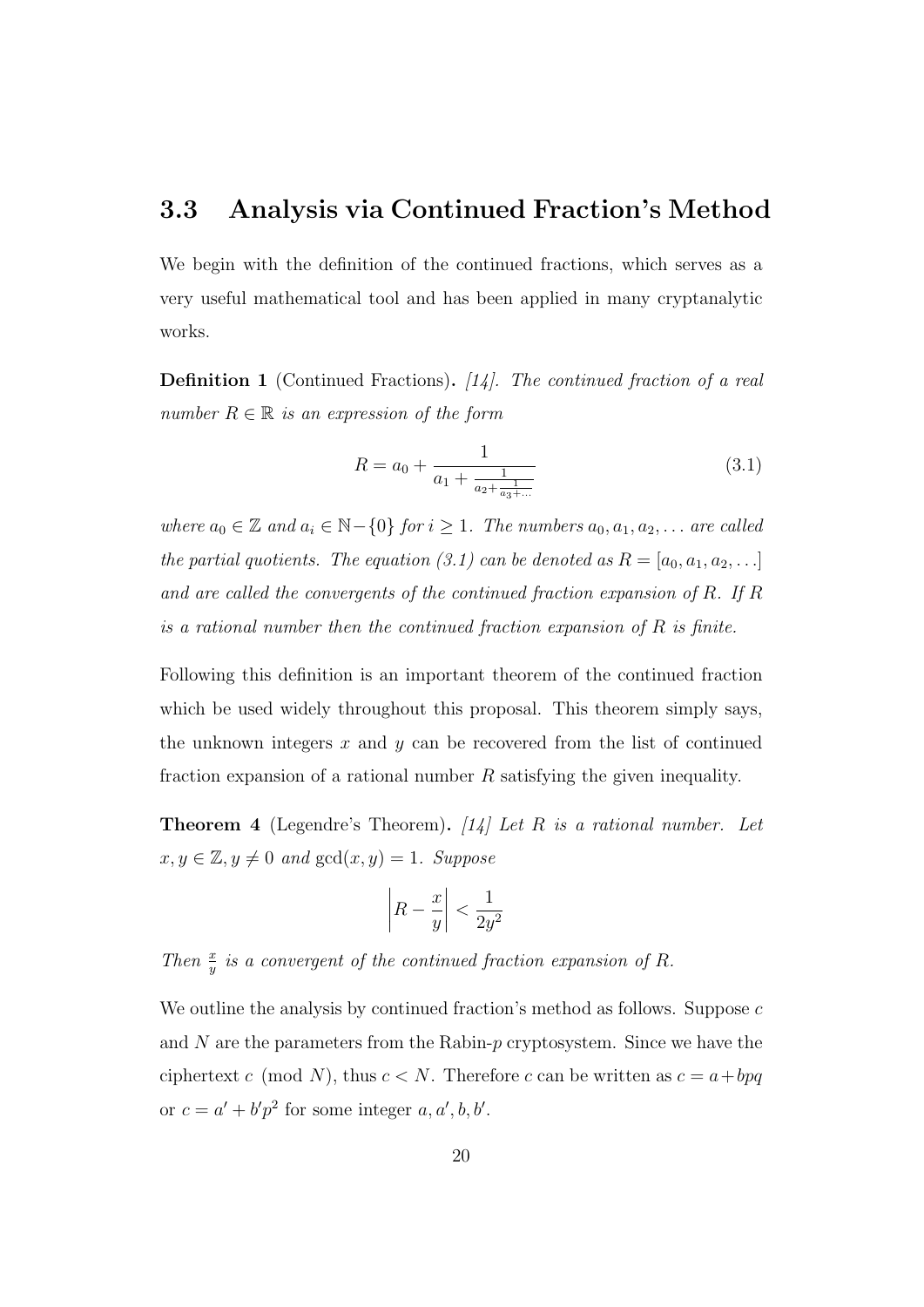## 3.3 Analysis via Continued Fraction's Method

We begin with the definition of the continued fractions, which serves as a very useful mathematical tool and has been applied in many cryptanalytic works.

**Definition 1** (Continued Fractions)**.** *[14]. The continued fraction of a real number $R \in \mathbb{R}$ is an expression of the form*

$$R = a_0 + \frac{1}{a_1 + \frac{1}{a_2 + \frac{1}{a_3 + \dots}}} \tag{3.1}$$

*where $a_0 \in \mathbb{Z}$ and $a_i \in \mathbb{N} - \{0\}$ for $i \geq 1$. The numbers $a_0, a_1, a_2, \dots$ are called the partial quotients. The equation (3.1) can be denoted as $R = [a_0, a_1, a_2, \dots]$ and are called the convergents of the continued fraction expansion of $R$. If $R$ is a rational number then the continued fraction expansion of $R$ is finite.*

Following this definition is an important theorem of the continued fraction which be used widely throughout this proposal. This theorem simply says, the unknown integers $x$ and $y$ can be recovered from the list of continued fraction expansion of a rational number $R$ satisfying the given inequality.

**Theorem 4** (Legendre's Theorem)**.** *[14] Let $R$ is a rational number. Let $x, y \in \mathbb{Z}, y \neq 0$ and $\gcd(x, y) = 1$. Suppose*

$$\left| R - \frac{x}{y} \right| < \frac{1}{2y^2}$$

*Then $\frac{x}{y}$ is a convergent of the continued fraction expansion of $R$.*

We outline the analysis by continued fraction's method as follows. Suppose $c$ and $N$ are the parameters from the Rabin-$p$ cryptosystem. Since we have the ciphertext $c \pmod N$, thus $c < N$. Therefore $c$ can be written as $c = a + bpq$ or $c = a' + b'p^2$ for some integer $a, a', b, b'$.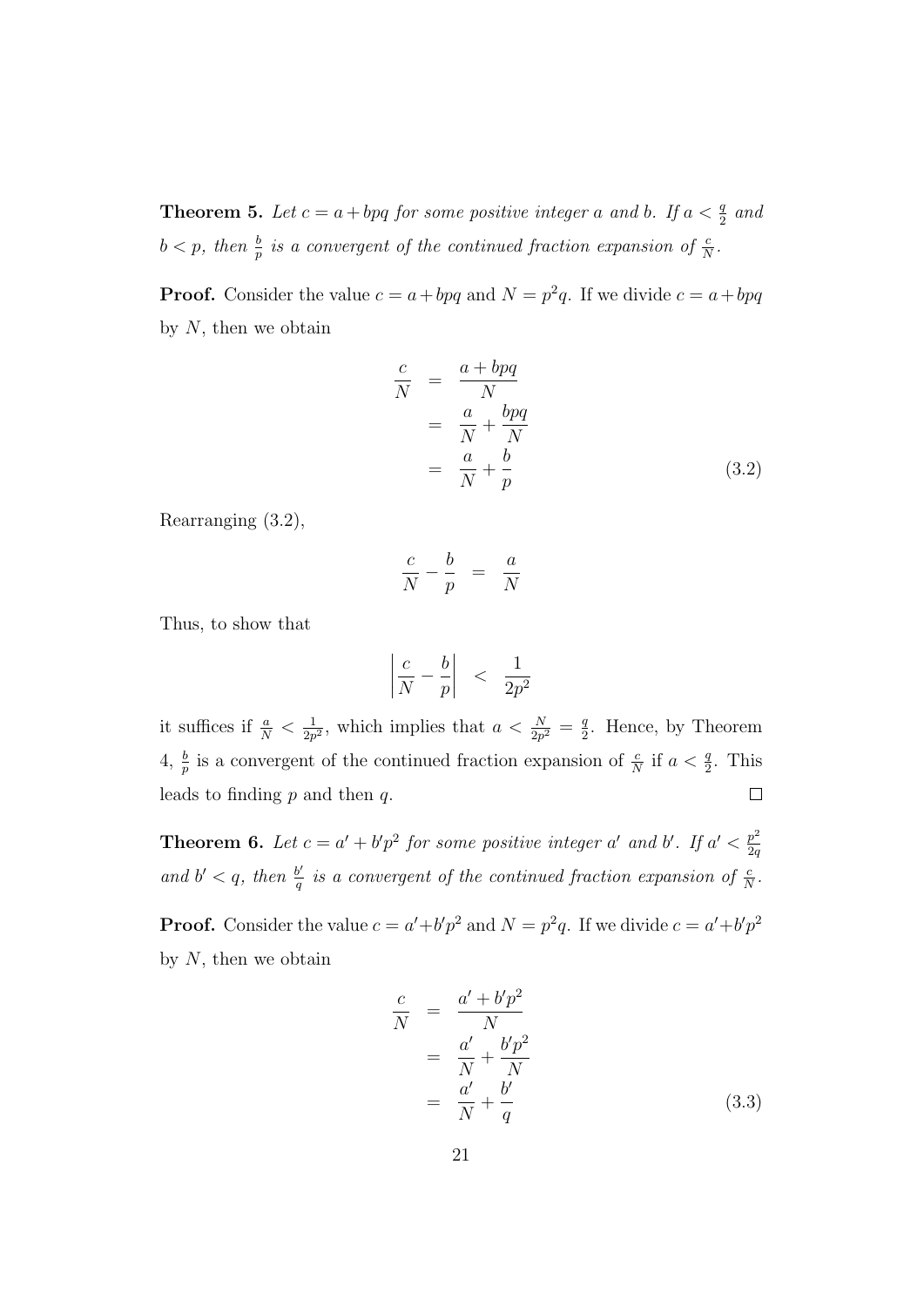**Theorem 5.** *Let $c = a + bpq$ for some positive integer $a$ and $b$. If $a < \frac{q}{2}$ and $b < p$, then $\frac{b}{p}$ is a convergent of the continued fraction expansion of $\frac{c}{N}$.*

**Proof.** Consider the value $c = a + bpq$ and $N = p^2q$. If we divide $c = a + bpq$ by $N$, then we obtain

$$
\begin{aligned}
\frac{c}{N} &= \frac{a + bpq}{N} \\
&= \frac{a}{N} + \frac{bpq}{N} \\
&= \frac{a}{N} + \frac{b}{p}
\end{aligned}
\tag{3.2}
$$

Rearranging (3.2),

$$\frac{c}{N} - \frac{b}{p} = \frac{a}{N}$$

Thus, to show that

$$\left| \frac{c}{N} - \frac{b}{p} \right| < \frac{1}{2p^2}$$

it suffices if $\frac{a}{N} < \frac{1}{2p^2}$, which implies that $a < \frac{N}{2p^2} = \frac{q}{2}$. Hence, by Theorem 4, $\frac{b}{p}$ is a convergent of the continued fraction expansion of $\frac{c}{N}$ if $a < \frac{q}{2}$. This leads to finding $p$ and then $q$. $\square$

**Theorem 6.** *Let $c = a' + b'p^2$ for some positive integer $a'$ and $b'$. If $a' < \frac{p^2}{2q}$ and $b' < q$, then $\frac{b'}{q}$ is a convergent of the continued fraction expansion of $\frac{c}{N}$.*

**Proof.** Consider the value $c = a' + b'p^2$ and $N = p^2q$. If we divide $c = a' + b'p^2$ by $N$, then we obtain

$$
\begin{aligned}
\frac{c}{N} &= \frac{a' + b'p^2}{N} \\
&= \frac{a'}{N} + \frac{b'p^2}{N} \\
&= \frac{a'}{N} + \frac{b'}{q}
\end{aligned}
\tag{3.3}
$$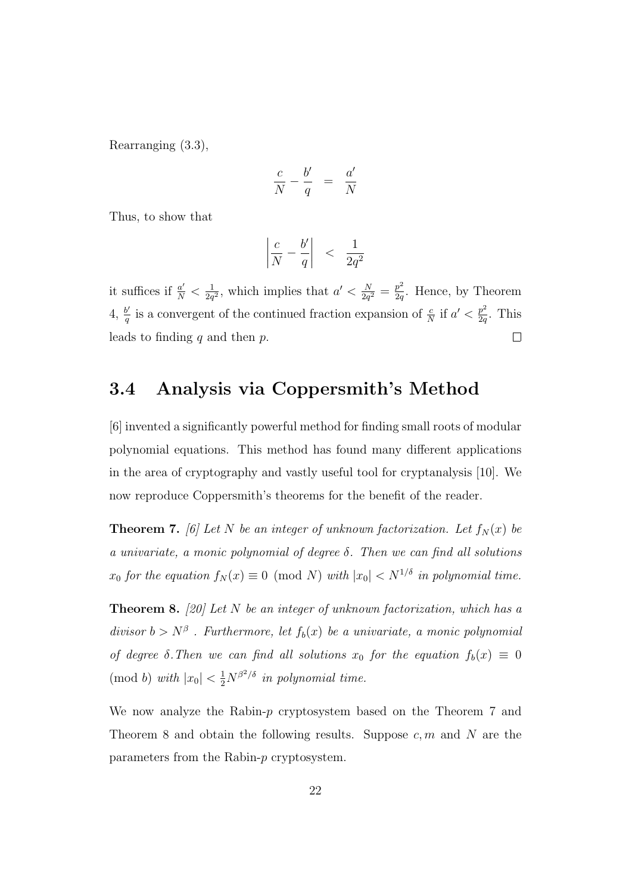Rearranging (3.3),

$$\frac{c}{N} - \frac{b'}{q} \;\; = \;\; \frac{a'}{N}$$

Thus, to show that

$$\left| \frac{c}{N} - \frac{b'}{q} \right| \;\; < \;\; \frac{1}{2q^2}$$

it suffices if $\frac{a'}{N} < \frac{1}{2q^2}$, which implies that $a' < \frac{N}{2q^2} = \frac{p^2}{2q}$. Hence, by Theorem 4, $\frac{b'}{q}$ is a convergent of the continued fraction expansion of $\frac{c}{N}$ if $a' < \frac{p^2}{2q}$. This leads to finding $q$ and then $p$. □

## 3.4 Analysis via Coppersmith's Method

[6] invented a significantly powerful method for finding small roots of modular polynomial equations. This method has found many different applications in the area of cryptography and vastly useful tool for cryptanalysis [10]. We now reproduce Coppersmith's theorems for the benefit of the reader.

**Theorem 7.** *[6] Let $N$ be an integer of unknown factorization. Let $f_N(x)$ be a univariate, a monic polynomial of degree $\delta$. Then we can find all solutions $x_0$ for the equation $f_N(x) \equiv 0 \pmod{N}$ with $|x_0| < N^{1/\delta}$ in polynomial time.*

**Theorem 8.** *[20] Let $N$ be an integer of unknown factorization, which has a divisor $b > N^{\beta}$ . Furthermore, let $f_b(x)$ be a univariate, a monic polynomial of degree $\delta$.Then we can find all solutions $x_0$ for the equation $f_b(x) \equiv 0 \pmod{b}$ with $|x_0| < \frac{1}{2}N^{\beta^2/\delta}$ in polynomial time.*

We now analyze the Rabin-$p$ cryptosystem based on the Theorem 7 and Theorem 8 and obtain the following results. Suppose $c, m$ and $N$ are the parameters from the Rabin-$p$ cryptosystem.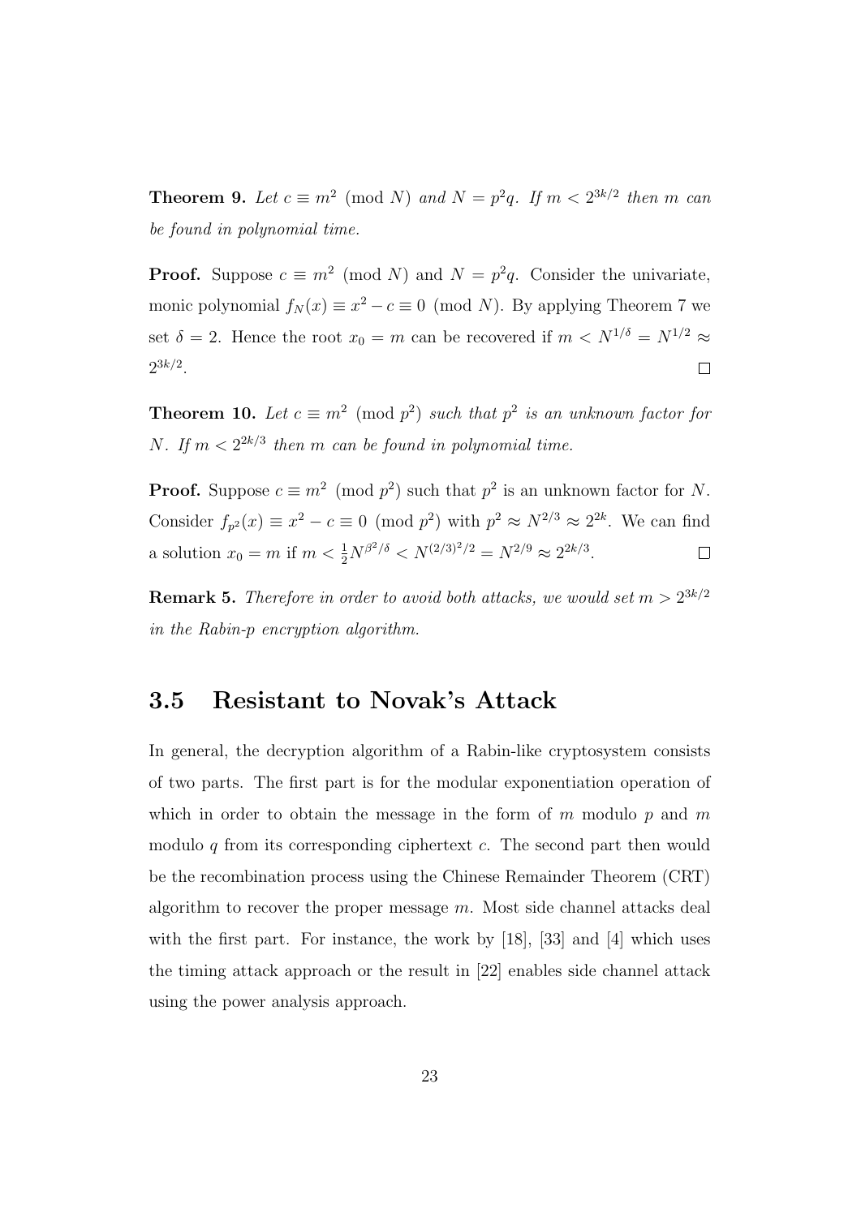**Theorem 9.** *Let $c \equiv m^2 \pmod N$ and $N = p^2q$. If $m < 2^{3k/2}$ then $m$ can be found in polynomial time.*

**Proof.** Suppose $c \equiv m^2 \pmod N$ and $N = p^2q$. Consider the univariate, monic polynomial $f_N(x) \equiv x^2 - c \equiv 0 \pmod N$. By applying Theorem 7 we set $\delta = 2$. Hence the root $x_0 = m$ can be recovered if $m < N^{1/\delta} = N^{1/2} \approx 2^{3k/2}$. $\square$

**Theorem 10.** *Let $c \equiv m^2 \pmod{p^2}$ such that $p^2$ is an unknown factor for $N$. If $m < 2^{2k/3}$ then $m$ can be found in polynomial time.*

**Proof.** Suppose $c \equiv m^2 \pmod{p^2}$ such that $p^2$ is an unknown factor for $N$. Consider $f_{p^2}(x) \equiv x^2 - c \equiv 0 \pmod{p^2}$ with $p^2 \approx N^{2/3} \approx 2^{2k}$. We can find a solution $x_0 = m$ if $m < \frac{1}{2}N^{\beta^2/\delta} < N^{(2/3)^2/2} = N^{2/9} \approx 2^{2k/3}$. $\square$

**Remark 5.** *Therefore in order to avoid both attacks, we would set $m > 2^{3k/2}$ in the Rabin-p encryption algorithm.*

## 3.5 Resistant to Novak's Attack

In general, the decryption algorithm of a Rabin-like cryptosystem consists of two parts. The first part is for the modular exponentiation operation of which in order to obtain the message in the form of $m$ modulo $p$ and $m$ modulo $q$ from its corresponding ciphertext $c$. The second part then would be the recombination process using the Chinese Remainder Theorem (CRT) algorithm to recover the proper message $m$. Most side channel attacks deal with the first part. For instance, the work by [18], [33] and [4] which uses the timing attack approach or the result in [22] enables side channel attack using the power analysis approach.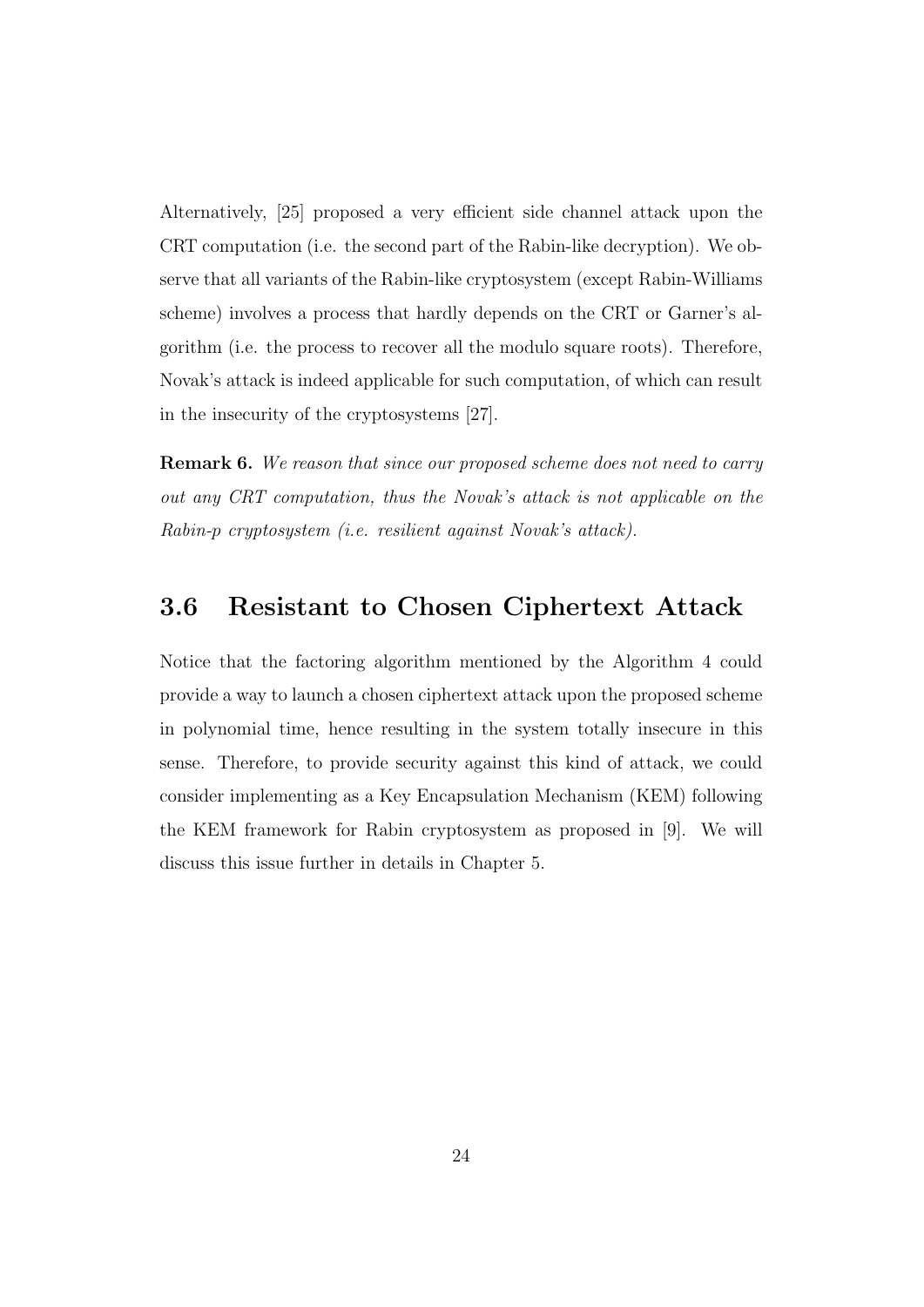Alternatively, [25] proposed a very efficient side channel attack upon the CRT computation (i.e. the second part of the Rabin-like decryption). We observe that all variants of the Rabin-like cryptosystem (except Rabin-Williams scheme) involves a process that hardly depends on the CRT or Garner's algorithm (i.e. the process to recover all the modulo square roots). Therefore, Novak's attack is indeed applicable for such computation, of which can result in the insecurity of the cryptosystems [27].

**Remark 6.** *We reason that since our proposed scheme does not need to carry out any CRT computation, thus the Novak's attack is not applicable on the Rabin-p cryptosystem (i.e. resilient against Novak's attack).*

## 3.6 Resistant to Chosen Ciphertext Attack

Notice that the factoring algorithm mentioned by the Algorithm 4 could provide a way to launch a chosen ciphertext attack upon the proposed scheme in polynomial time, hence resulting in the system totally insecure in this sense. Therefore, to provide security against this kind of attack, we could consider implementing as a Key Encapsulation Mechanism (KEM) following the KEM framework for Rabin cryptosystem as proposed in [9]. We will discuss this issue further in details in Chapter 5.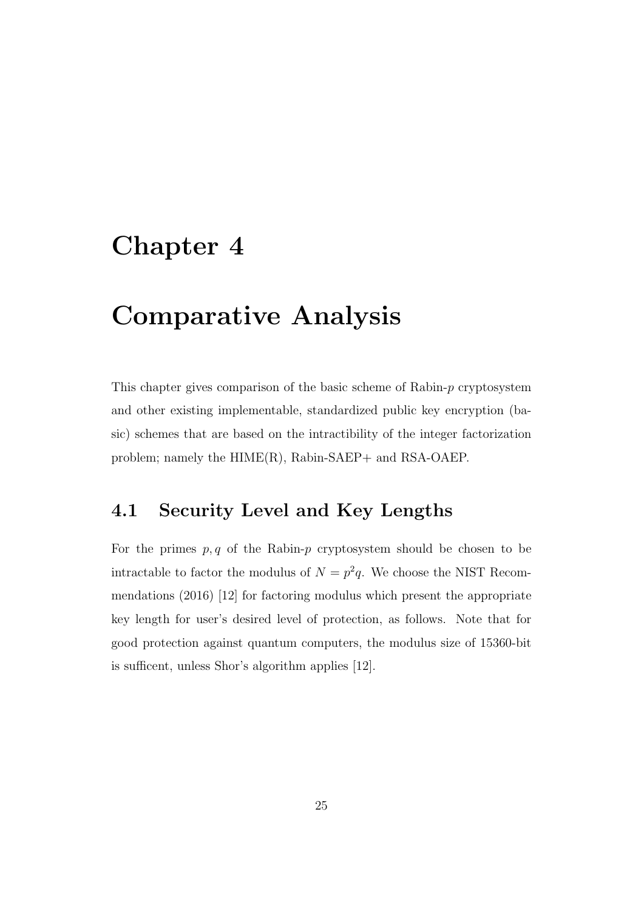# Chapter 4

# Comparative Analysis

This chapter gives comparison of the basic scheme of Rabin-$p$ cryptosystem and other existing implementable, standardized public key encryption (basic) schemes that are based on the intractibility of the integer factorization problem; namely the HIME(R), Rabin-SAEP+ and RSA-OAEP.

## 4.1 Security Level and Key Lengths

For the primes $p, q$ of the Rabin-$p$ cryptosystem should be chosen to be intractable to factor the modulus of $N = p^2q$. We choose the NIST Recommendations (2016) [12] for factoring modulus which present the appropriate key length for user's desired level of protection, as follows. Note that for good protection against quantum computers, the modulus size of 15360-bit is sufficent, unless Shor's algorithm applies [12].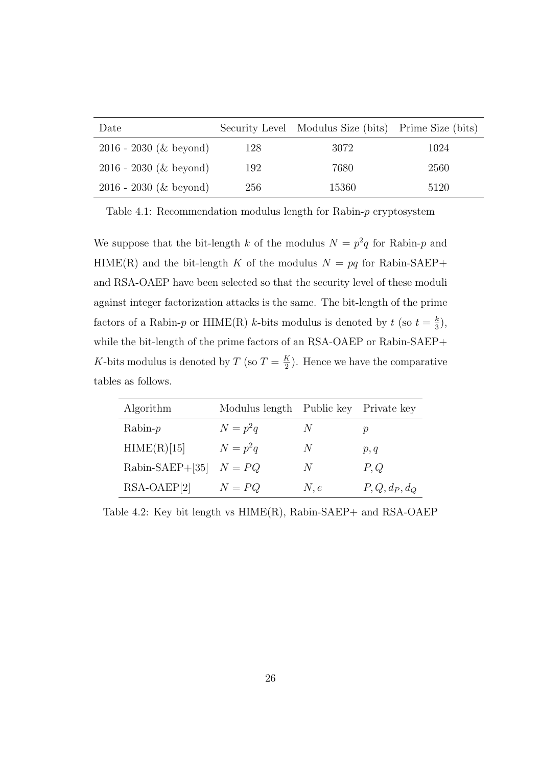| Date | Security Level | Modulus Size (bits) | Prime Size (bits) |
|---|---|---|---|
| 2016 - 2030 (& beyond) | 128 | 3072 | 1024 |
| 2016 - 2030 (& beyond) | 192 | 7680 | 2560 |
| 2016 - 2030 (& beyond) | 256 | 15360 | 5120 |

Table 4.1: Recommendation modulus length for Rabin-$p$ cryptosystem

We suppose that the bit-length $k$ of the modulus $N = p^2q$ for Rabin-$p$ and HIME(R) and the bit-length $K$ of the modulus $N = pq$ for Rabin-SAEP+ and RSA-OAEP have been selected so that the security level of these moduli against integer factorization attacks is the same. The bit-length of the prime factors of a Rabin-$p$ or HIME(R) $k$-bits modulus is denoted by $t$ (so $t = \frac{k}{3}$), while the bit-length of the prime factors of an RSA-OAEP or Rabin-SAEP+ $K$-bits modulus is denoted by $T$ (so $T = \frac{K}{2}$). Hence we have the comparative tables as follows.

| Algorithm | Modulus length | Public key | Private key |
|---|---|---|---|
| Rabin-$p$ | $N = p^2q$ | $N$ | $p$ |
| HIME(R)[15] | $N = p^2q$ | $N$ | $p, q$ |
| Rabin-SAEP+[35] | $N = PQ$ | $N$ | $P, Q$ |
| RSA-OAEP[2] | $N = PQ$ | $N, e$ | $P, Q, d_P, d_Q$ |

Table 4.2: Key bit length vs HIME(R), Rabin-SAEP+ and RSA-OAEP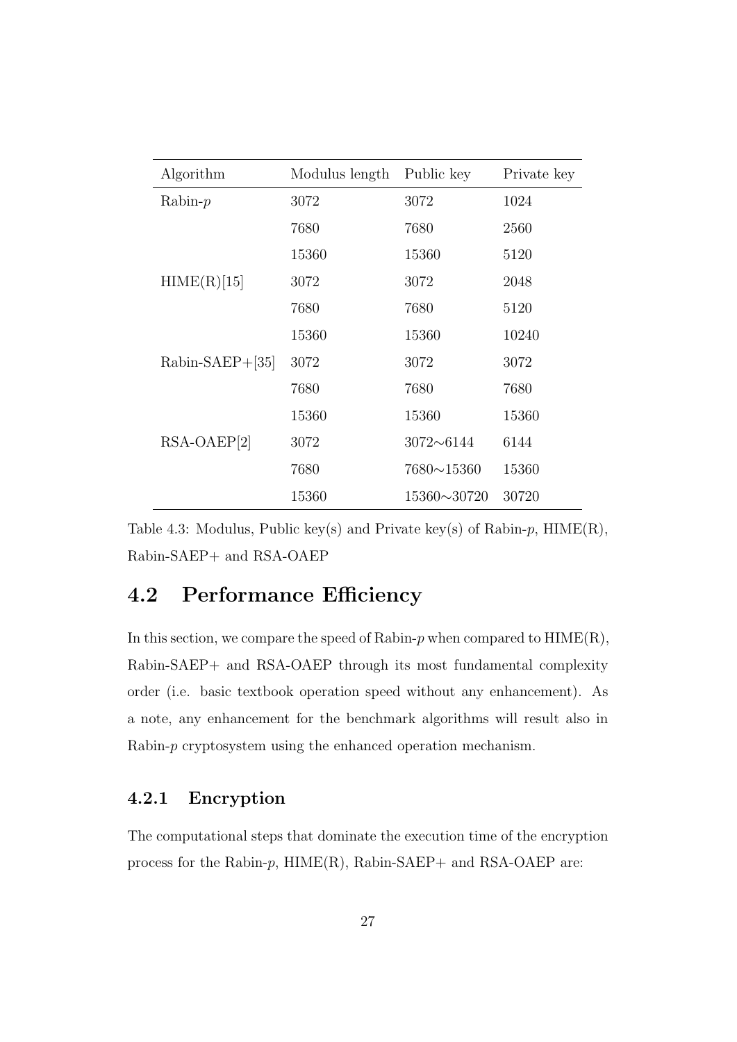| Algorithm | Modulus length | Public key | Private key |
|---|---|---|---|
| Rabin-$p$ | 3072 | 3072 | 1024 |
| | 7680 | 7680 | 2560 |
| | 15360 | 15360 | 5120 |
| HIME(R)[15] | 3072 | 3072 | 2048 |
| | 7680 | 7680 | 5120 |
| | 15360 | 15360 | 10240 |
| Rabin-SAEP+[35] | 3072 | 3072 | 3072 |
| | 7680 | 7680 | 7680 |
| | 15360 | 15360 | 15360 |
| RSA-OAEP[2] | 3072 | 3072∼6144 | 6144 |
| | 7680 | 7680∼15360 | 15360 |
| | 15360 | 15360∼30720 | 30720 |

Table 4.3: Modulus, Public key(s) and Private key(s) of Rabin-$p$, HIME(R), Rabin-SAEP+ and RSA-OAEP

## 4.2 Performance Efficiency

In this section, we compare the speed of Rabin-$p$ when compared to HIME(R), Rabin-SAEP+ and RSA-OAEP through its most fundamental complexity order (i.e. basic textbook operation speed without any enhancement). As a note, any enhancement for the benchmark algorithms will result also in Rabin-$p$ cryptosystem using the enhanced operation mechanism.

### 4.2.1 Encryption

The computational steps that dominate the execution time of the encryption process for the Rabin-$p$, HIME(R), Rabin-SAEP+ and RSA-OAEP are: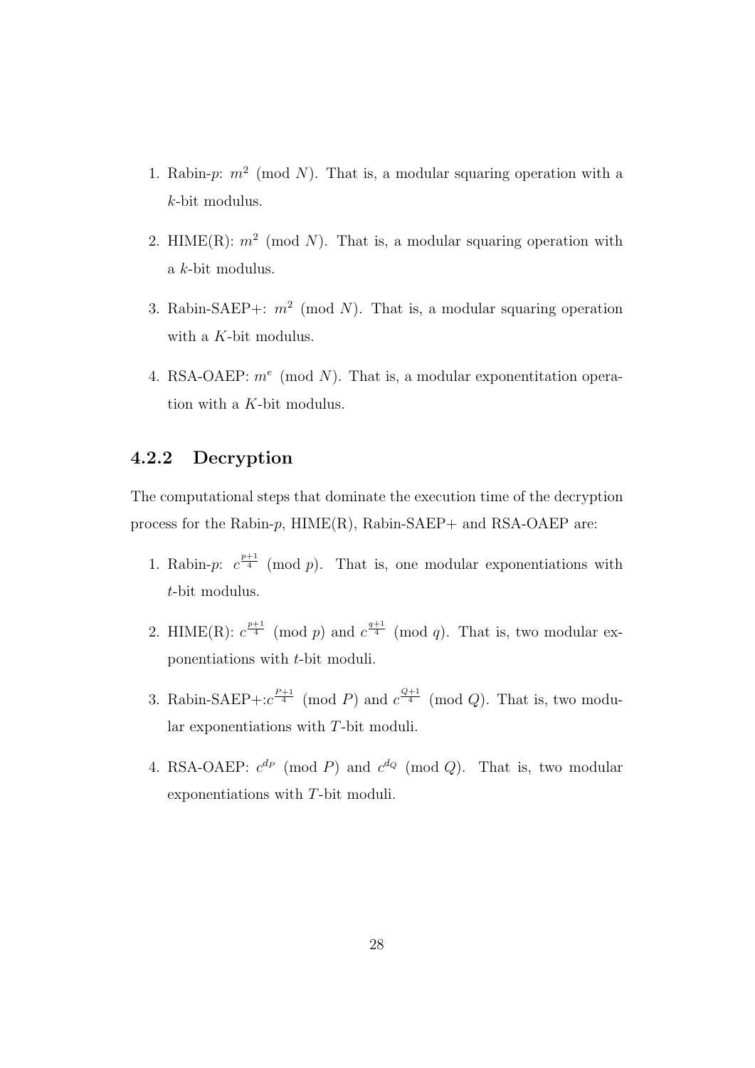1. Rabin-$p$: $m^2 \pmod N$. That is, a modular squaring operation with a $k$-bit modulus.

2. HIME(R): $m^2 \pmod N$. That is, a modular squaring operation with a $k$-bit modulus.

3. Rabin-SAEP+: $m^2 \pmod N$. That is, a modular squaring operation with a $K$-bit modulus.

4. RSA-OAEP: $m^e \pmod N$. That is, a modular exponentitation operation with a $K$-bit modulus.

### 4.2.2 Decryption

The computational steps that dominate the execution time of the decryption process for the Rabin-$p$, HIME(R), Rabin-SAEP+ and RSA-OAEP are:

1. Rabin-$p$: $c^{\frac{p+1}{4}} \pmod p$. That is, one modular exponentiations with $t$-bit modulus.

2. HIME(R): $c^{\frac{p+1}{4}} \pmod p$ and $c^{\frac{q+1}{4}} \pmod q$. That is, two modular exponentiations with $t$-bit moduli.

3. Rabin-SAEP+:$c^{\frac{P+1}{4}} \pmod P$ and $c^{\frac{Q+1}{4}} \pmod Q$. That is, two modular exponentiations with $T$-bit moduli.

4. RSA-OAEP: $c^{d_P} \pmod P$ and $c^{d_Q} \pmod Q$. That is, two modular exponentiations with $T$-bit moduli.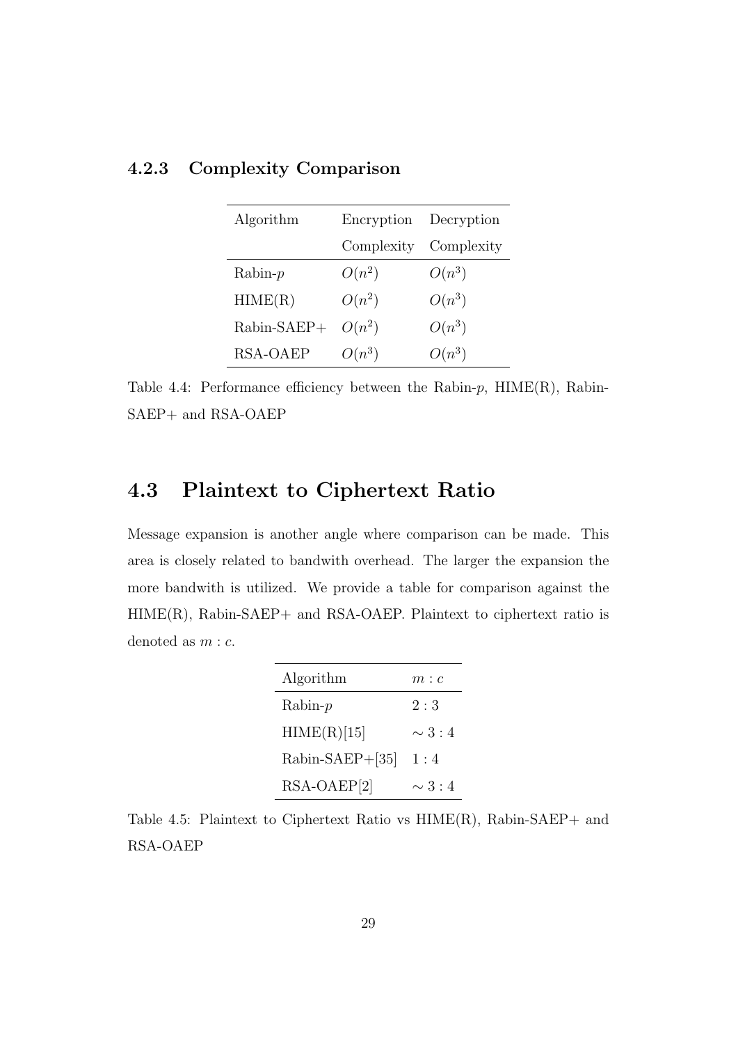### 4.2.3 Complexity Comparison

| Algorithm | Encryption Complexity | Decryption Complexity |
|---|---|---|
| Rabin-$p$ | $O(n^2)$ | $O(n^3)$ |
| HIME(R) | $O(n^2)$ | $O(n^3)$ |
| Rabin-SAEP+ | $O(n^2)$ | $O(n^3)$ |
| RSA-OAEP | $O(n^3)$ | $O(n^3)$ |

Table 4.4: Performance efficiency between the Rabin-$p$, HIME(R), Rabin-SAEP+ and RSA-OAEP

## 4.3 Plaintext to Ciphertext Ratio

Message expansion is another angle where comparison can be made. This area is closely related to bandwith overhead. The larger the expansion the more bandwith is utilized. We provide a table for comparison against the HIME(R), Rabin-SAEP+ and RSA-OAEP. Plaintext to ciphertext ratio is denoted as $m : c$.

| Algorithm | $m : c$ |
|---|---|
| Rabin-$p$ | $2 : 3$ |
| HIME(R)[15] | $\sim 3 : 4$ |
| Rabin-SAEP+[35] | $1 : 4$ |
| RSA-OAEP[2] | $\sim 3 : 4$ |

Table 4.5: Plaintext to Ciphertext Ratio vs HIME(R), Rabin-SAEP+ and RSA-OAEP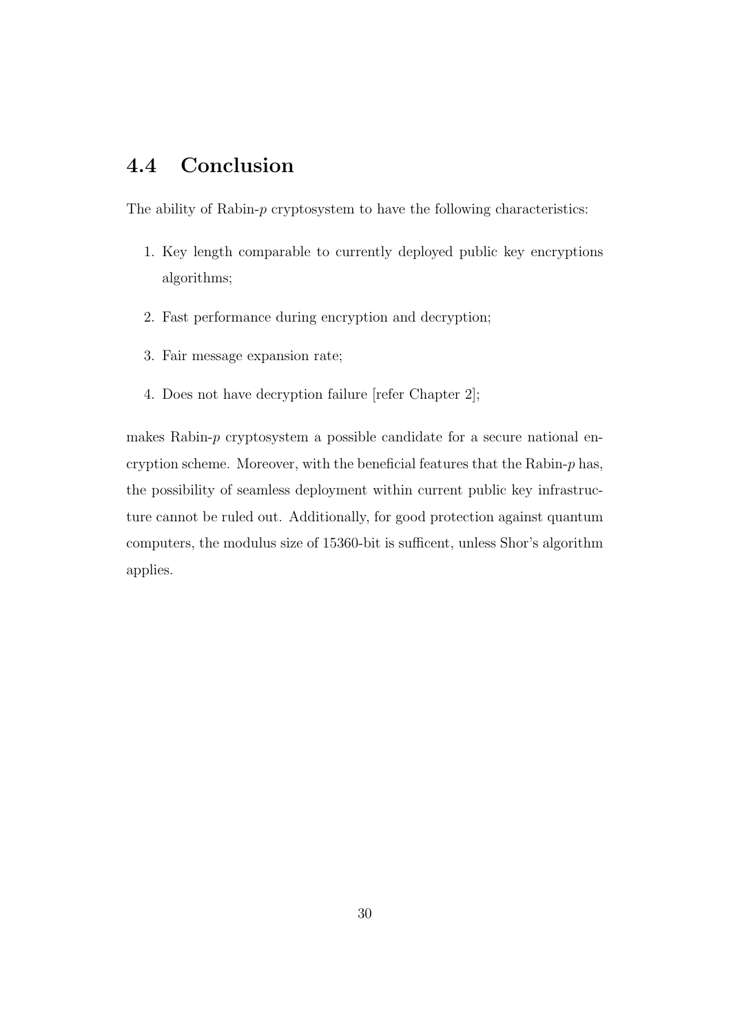## 4.4 Conclusion

The ability of Rabin-$p$ cryptosystem to have the following characteristics:

1. Key length comparable to currently deployed public key encryptions algorithms;
2. Fast performance during encryption and decryption;
3. Fair message expansion rate;
4. Does not have decryption failure [refer Chapter 2];

makes Rabin-$p$ cryptosystem a possible candidate for a secure national encryption scheme. Moreover, with the beneficial features that the Rabin-$p$ has, the possibility of seamless deployment within current public key infrastructure cannot be ruled out. Additionally, for good protection against quantum computers, the modulus size of 15360-bit is sufficent, unless Shor's algorithm applies.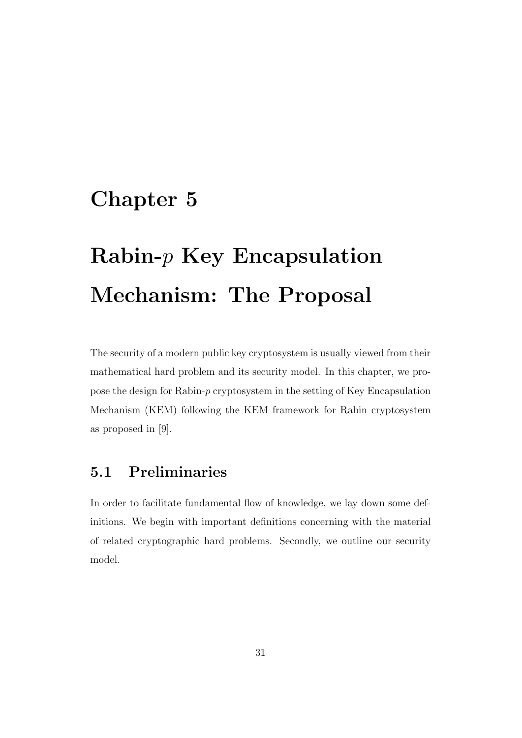# Chapter 5

# Rabin-$p$ Key Encapsulation Mechanism: The Proposal

The security of a modern public key cryptosystem is usually viewed from their mathematical hard problem and its security model. In this chapter, we propose the design for Rabin-$p$ cryptosystem in the setting of Key Encapsulation Mechanism (KEM) following the KEM framework for Rabin cryptosystem as proposed in [9].

## 5.1 Preliminaries

In order to facilitate fundamental flow of knowledge, we lay down some definitions. We begin with important definitions concerning with the material of related cryptographic hard problems. Secondly, we outline our security model.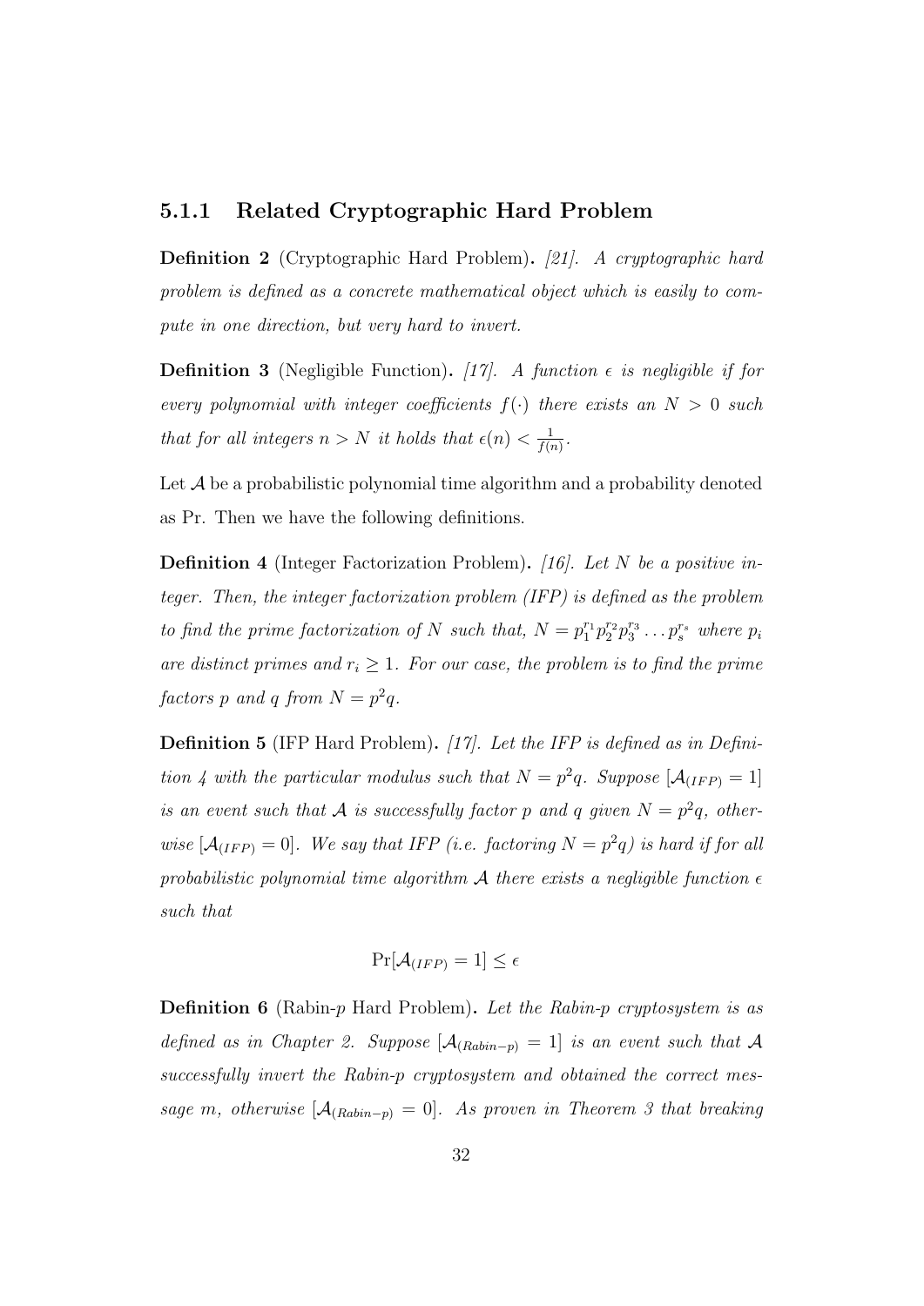### 5.1.1 Related Cryptographic Hard Problem

**Definition 2** (Cryptographic Hard Problem)**.** *[21]. A cryptographic hard problem is defined as a concrete mathematical object which is easily to compute in one direction, but very hard to invert.*

**Definition 3** (Negligible Function)**.** *[17]. A function $\epsilon$ is negligible if for every polynomial with integer coefficients $f(\cdot)$ there exists an $N > 0$ such that for all integers $n > N$ it holds that $\epsilon(n) < \frac{1}{f(n)}$.*

Let $\mathcal{A}$ be a probabilistic polynomial time algorithm and a probability denoted as Pr. Then we have the following definitions.

**Definition 4** (Integer Factorization Problem)**.** *[16]. Let $N$ be a positive integer. Then, the integer factorization problem (IFP) is defined as the problem to find the prime factorization of $N$ such that, $N = p_1^{r_1} p_2^{r_2} p_3^{r_3} \dots p_s^{r_s}$ where $p_i$ are distinct primes and $r_i \geq 1$. For our case, the problem is to find the prime factors $p$ and $q$ from $N = p^2 q$.*

**Definition 5** (IFP Hard Problem)**.** *[17]. Let the IFP is defined as in Definition 4 with the particular modulus such that $N = p^2 q$. Suppose $[\mathcal{A}_{(IFP)} = 1]$ is an event such that $\mathcal{A}$ is successfully factor $p$ and $q$ given $N = p^2 q$, otherwise $[\mathcal{A}_{(IFP)} = 0]$. We say that IFP (i.e. factoring $N = p^2 q$) is hard if for all probabilistic polynomial time algorithm $\mathcal{A}$ there exists a negligible function $\epsilon$ such that*

$$\Pr[\mathcal{A}_{(IFP)} = 1] \leq \epsilon$$

**Definition 6** (Rabin-$p$ Hard Problem)**.** *Let the Rabin-p cryptosystem is as defined as in Chapter 2. Suppose $[\mathcal{A}_{(Rabin-p)} = 1]$ is an event such that $\mathcal{A}$ successfully invert the Rabin-p cryptosystem and obtained the correct message $m$, otherwise $[\mathcal{A}_{(Rabin-p)} = 0]$. As proven in Theorem 3 that breaking*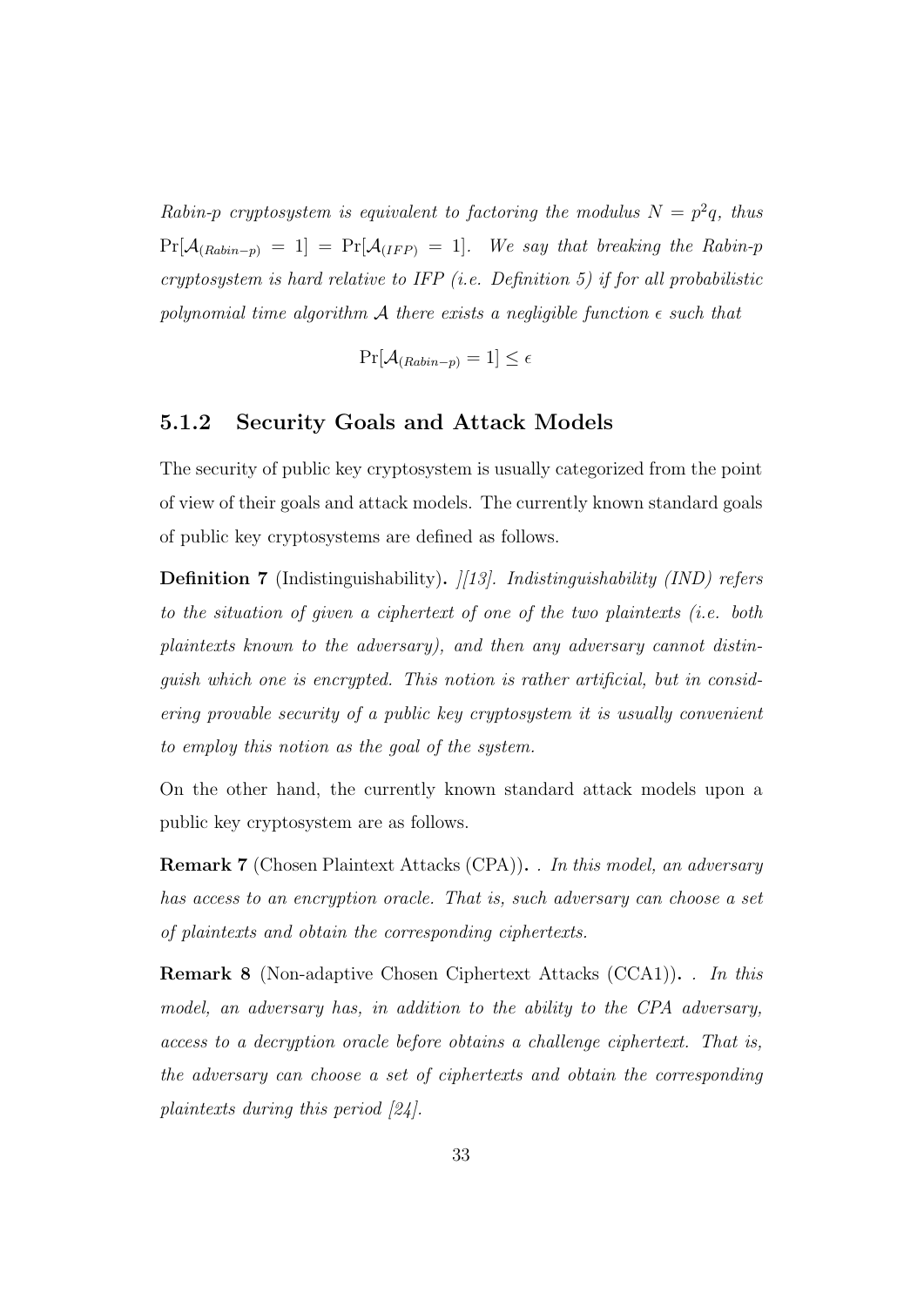*Rabin-p cryptosystem is equivalent to factoring the modulus $N = p^2q$, thus $\Pr[\mathcal{A}_{(Rabin-p)} = 1] = \Pr[\mathcal{A}_{(IFP)} = 1]$. We say that breaking the Rabin-p cryptosystem is hard relative to IFP (i.e. Definition 5) if for all probabilistic polynomial time algorithm $\mathcal{A}$ there exists a negligible function $\epsilon$ such that*

$$\Pr[\mathcal{A}_{(Rabin-p)} = 1] \leq \epsilon$$

### 5.1.2 Security Goals and Attack Models

The security of public key cryptosystem is usually categorized from the point of view of their goals and attack models. The currently known standard goals of public key cryptosystems are defined as follows.

**Definition 7** (Indistinguishability)**.** *][13]. Indistinguishability (IND) refers to the situation of given a ciphertext of one of the two plaintexts (i.e. both plaintexts known to the adversary), and then any adversary cannot distinguish which one is encrypted. This notion is rather artificial, but in considering provable security of a public key cryptosystem it is usually convenient to employ this notion as the goal of the system.*

On the other hand, the currently known standard attack models upon a public key cryptosystem are as follows.

**Remark 7** (Chosen Plaintext Attacks (CPA))**.** *. In this model, an adversary has access to an encryption oracle. That is, such adversary can choose a set of plaintexts and obtain the corresponding ciphertexts.*

**Remark 8** (Non-adaptive Chosen Ciphertext Attacks (CCA1))**.** *. In this model, an adversary has, in addition to the ability to the CPA adversary, access to a decryption oracle before obtains a challenge ciphertext. That is, the adversary can choose a set of ciphertexts and obtain the corresponding plaintexts during this period [24].*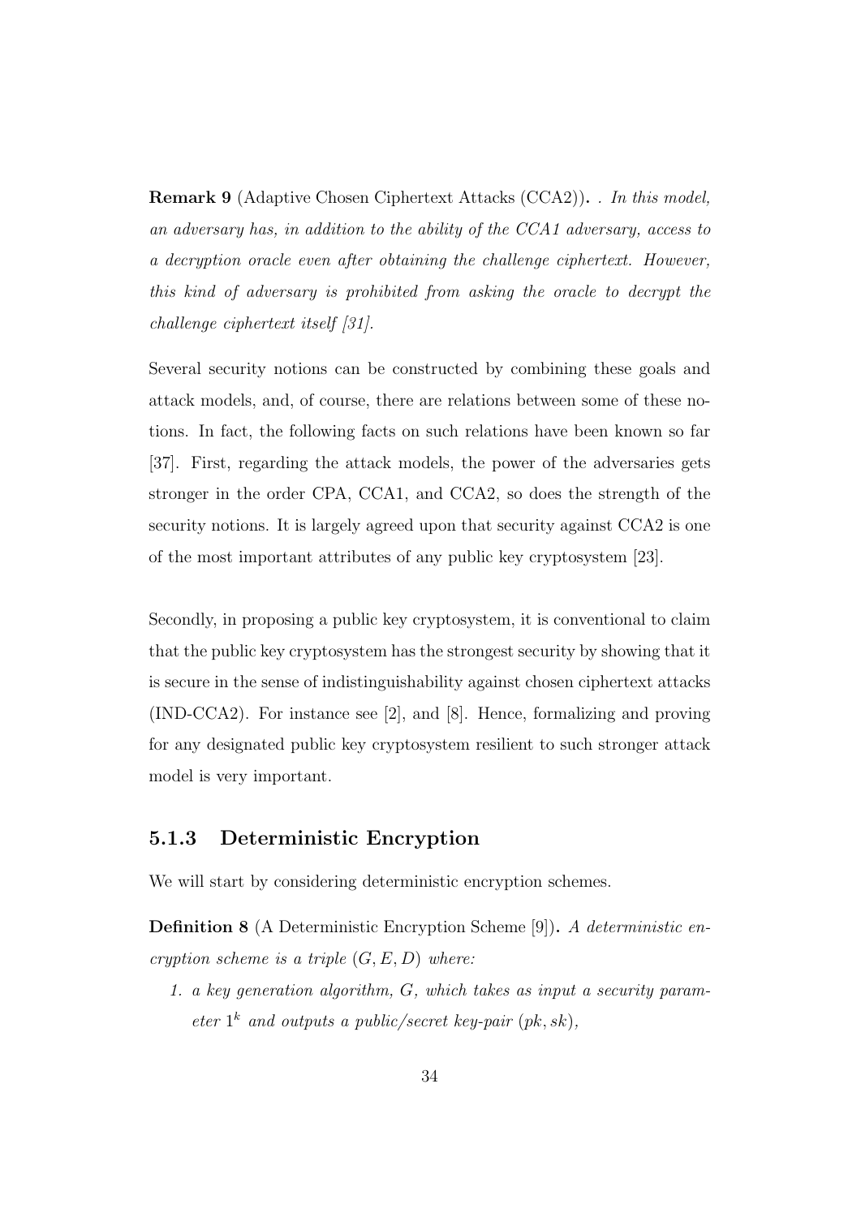**Remark 9** (Adaptive Chosen Ciphertext Attacks (CCA2))**.** *. In this model, an adversary has, in addition to the ability of the CCA1 adversary, access to a decryption oracle even after obtaining the challenge ciphertext. However, this kind of adversary is prohibited from asking the oracle to decrypt the challenge ciphertext itself [31].*

Several security notions can be constructed by combining these goals and attack models, and, of course, there are relations between some of these notions. In fact, the following facts on such relations have been known so far [37]. First, regarding the attack models, the power of the adversaries gets stronger in the order CPA, CCA1, and CCA2, so does the strength of the security notions. It is largely agreed upon that security against CCA2 is one of the most important attributes of any public key cryptosystem [23].

Secondly, in proposing a public key cryptosystem, it is conventional to claim that the public key cryptosystem has the strongest security by showing that it is secure in the sense of indistinguishability against chosen ciphertext attacks (IND-CCA2). For instance see [2], and [8]. Hence, formalizing and proving for any designated public key cryptosystem resilient to such stronger attack model is very important.

### 5.1.3 Deterministic Encryption

We will start by considering deterministic encryption schemes.

**Definition 8** (A Deterministic Encryption Scheme [9])**.** *A deterministic encryption scheme is a triple $(G, E, D)$ where:*

1. *a key generation algorithm, $G$, which takes as input a security parameter $1^k$ and outputs a public/secret key-pair $(pk, sk)$,*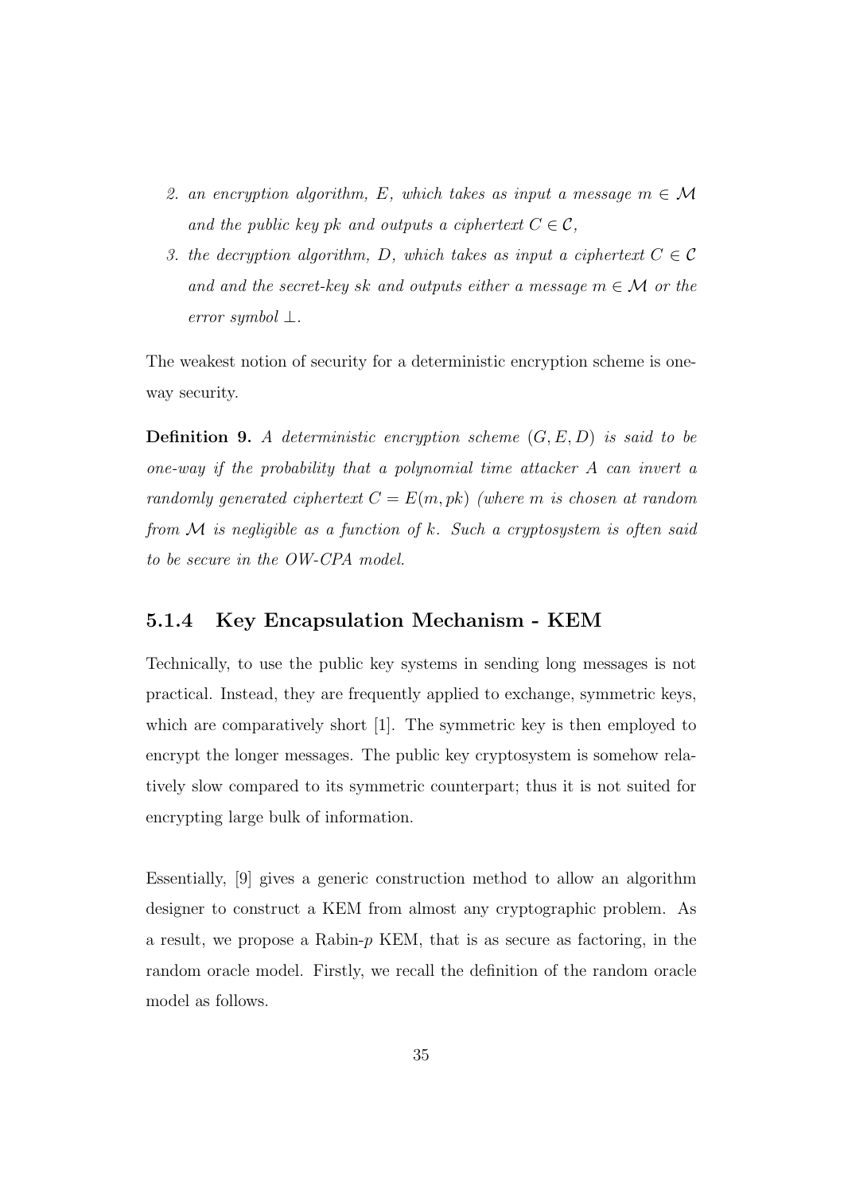2. *an encryption algorithm, $E$, which takes as input a message $m \in \mathcal{M}$ and the public key $pk$ and outputs a ciphertext $C \in \mathcal{C}$,*
3. *the decryption algorithm, $D$, which takes as input a ciphertext $C \in \mathcal{C}$ and and the secret-key $sk$ and outputs either a message $m \in \mathcal{M}$ or the error symbol $\perp$.*

The weakest notion of security for a deterministic encryption scheme is one-way security.

**Definition 9.** *A deterministic encryption scheme $(G, E, D)$ is said to be one-way if the probability that a polynomial time attacker $A$ can invert a randomly generated ciphertext $C = E(m, pk)$ (where $m$ is chosen at random from $\mathcal{M}$ is negligible as a function of $k$. Such a cryptosystem is often said to be secure in the OW-CPA model.*

### 5.1.4 Key Encapsulation Mechanism - KEM

Technically, to use the public key systems in sending long messages is not practical. Instead, they are frequently applied to exchange, symmetric keys, which are comparatively short [1]. The symmetric key is then employed to encrypt the longer messages. The public key cryptosystem is somehow relatively slow compared to its symmetric counterpart; thus it is not suited for encrypting large bulk of information.

Essentially, [9] gives a generic construction method to allow an algorithm designer to construct a KEM from almost any cryptographic problem. As a result, we propose a Rabin-$p$ KEM, that is as secure as factoring, in the random oracle model. Firstly, we recall the definition of the random oracle model as follows.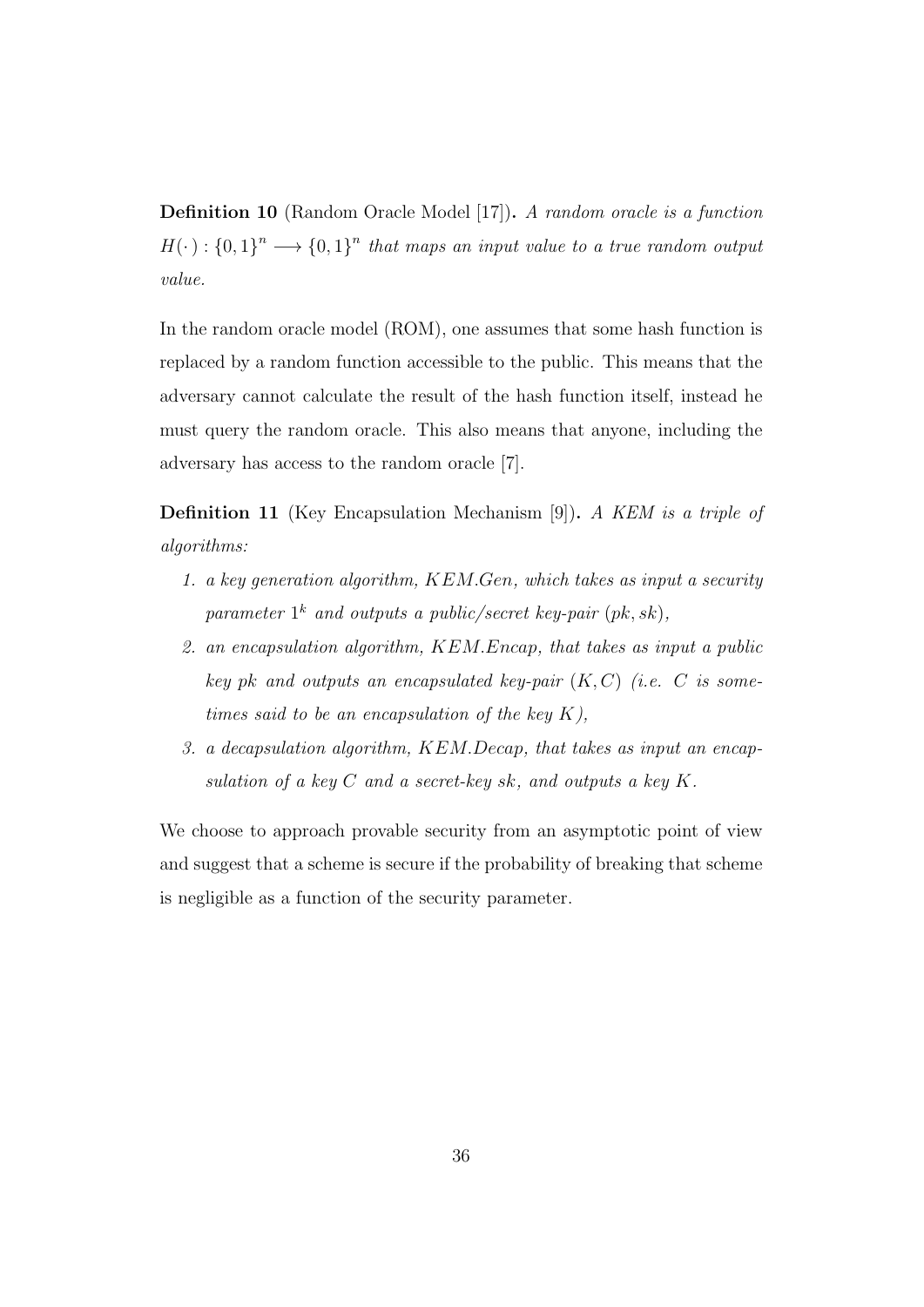**Definition 10** (Random Oracle Model [17])**.** *A random oracle is a function $H(\cdot) : \{0,1\}^n \longrightarrow \{0,1\}^n$ that maps an input value to a true random output value.*

In the random oracle model (ROM), one assumes that some hash function is replaced by a random function accessible to the public. This means that the adversary cannot calculate the result of the hash function itself, instead he must query the random oracle. This also means that anyone, including the adversary has access to the random oracle [7].

**Definition 11** (Key Encapsulation Mechanism [9])**.** *A KEM is a triple of algorithms:*

1. *a key generation algorithm, $KEM.Gen$, which takes as input a security parameter $1^k$ and outputs a public/secret key-pair $(pk, sk)$,*
2. *an encapsulation algorithm, $KEM.Encap$, that takes as input a public key $pk$ and outputs an encapsulated key-pair $(K, C)$ (i.e. $C$ is sometimes said to be an encapsulation of the key $K$),*
3. *a decapsulation algorithm, $KEM.Decap$, that takes as input an encapsulation of a key $C$ and a secret-key $sk$, and outputs a key $K$.*

We choose to approach provable security from an asymptotic point of view and suggest that a scheme is secure if the probability of breaking that scheme is negligible as a function of the security parameter.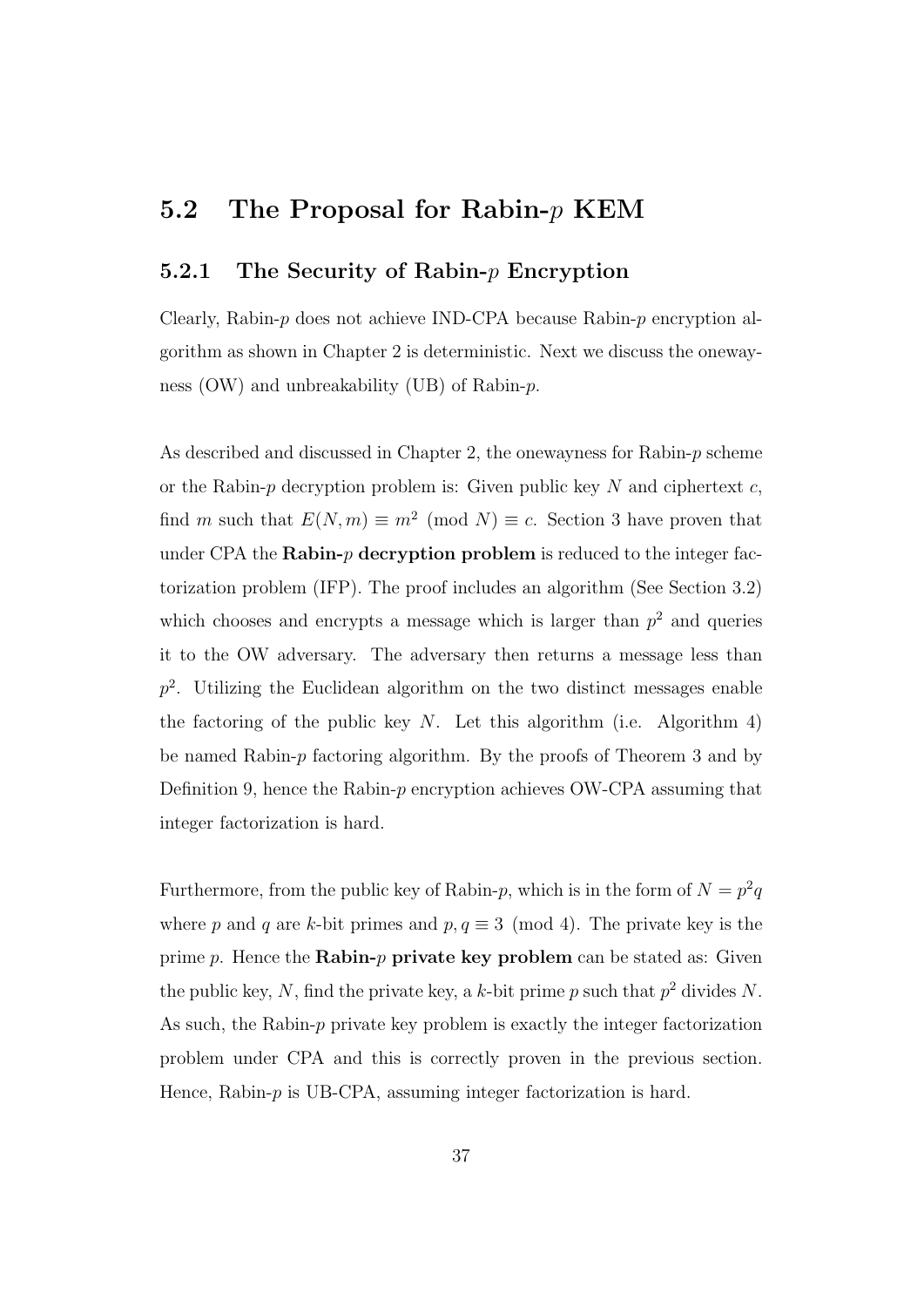## 5.2 The Proposal for Rabin-$p$ KEM

### 5.2.1 The Security of Rabin-$p$ Encryption

Clearly, Rabin-$p$ does not achieve IND-CPA because Rabin-$p$ encryption algorithm as shown in Chapter 2 is deterministic. Next we discuss the onewayness (OW) and unbreakability (UB) of Rabin-$p$.

As described and discussed in Chapter 2, the onewayness for Rabin-$p$ scheme or the Rabin-$p$ decryption problem is: Given public key $N$ and ciphertext $c$, find $m$ such that $E(N, m) \equiv m^2 \pmod{N} \equiv c$. Section 3 have proven that under CPA the **Rabin-$p$ decryption problem** is reduced to the integer factorization problem (IFP). The proof includes an algorithm (See Section 3.2) which chooses and encrypts a message which is larger than $p^2$ and queries it to the OW adversary. The adversary then returns a message less than $p^2$. Utilizing the Euclidean algorithm on the two distinct messages enable the factoring of the public key $N$. Let this algorithm (i.e. Algorithm 4) be named Rabin-$p$ factoring algorithm. By the proofs of Theorem 3 and by Definition 9, hence the Rabin-$p$ encryption achieves OW-CPA assuming that integer factorization is hard.

Furthermore, from the public key of Rabin-$p$, which is in the form of $N = p^2q$ where $p$ and $q$ are $k$-bit primes and $p, q \equiv 3 \pmod{4}$. The private key is the prime $p$. Hence the **Rabin-$p$ private key problem** can be stated as: Given the public key, $N$, find the private key, a $k$-bit prime $p$ such that $p^2$ divides $N$. As such, the Rabin-$p$ private key problem is exactly the integer factorization problem under CPA and this is correctly proven in the previous section. Hence, Rabin-$p$ is UB-CPA, assuming integer factorization is hard.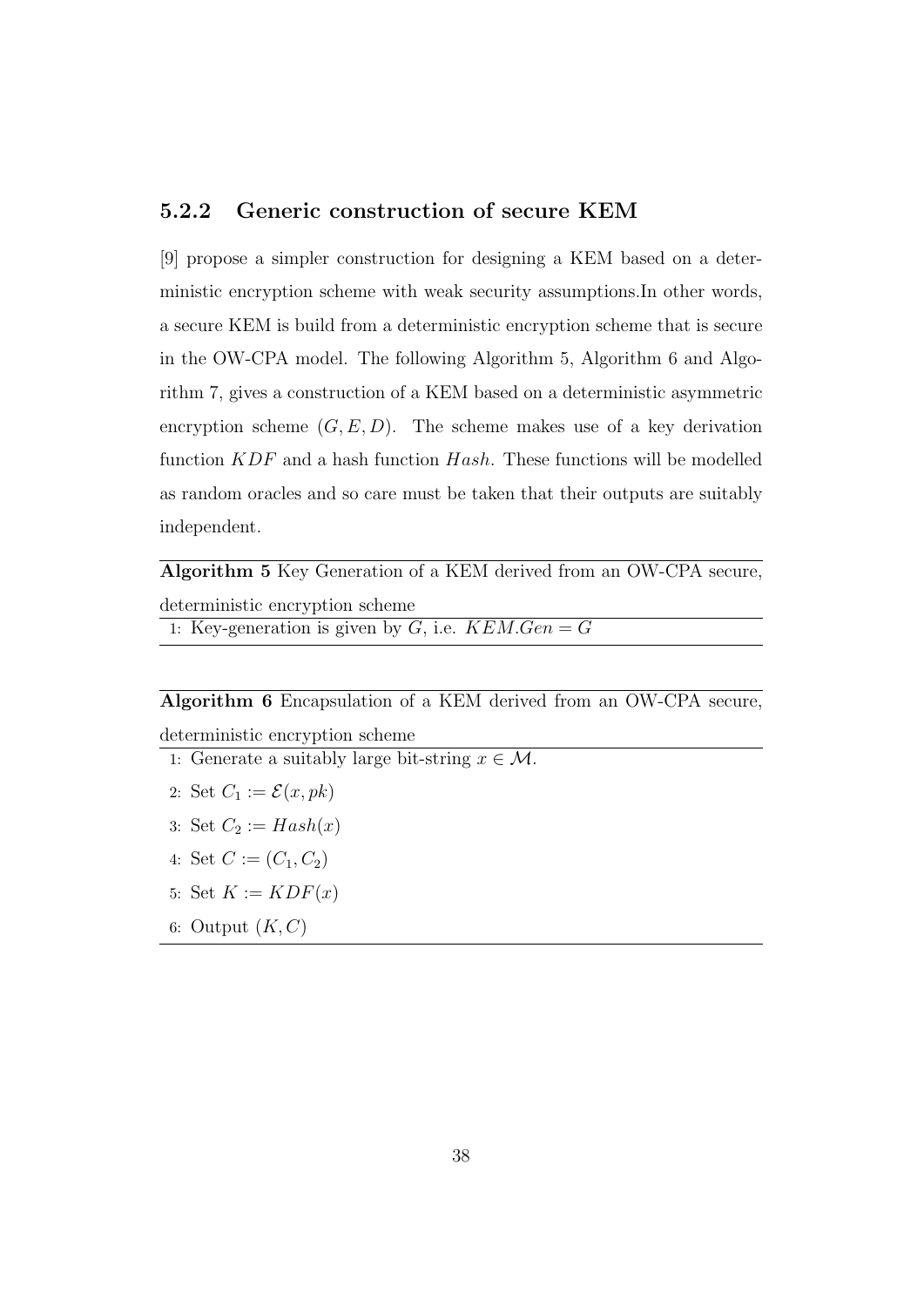### 5.2.2 Generic construction of secure KEM

[9] propose a simpler construction for designing a KEM based on a deterministic encryption scheme with weak security assumptions.In other words, a secure KEM is build from a deterministic encryption scheme that is secure in the OW-CPA model. The following Algorithm 5, Algorithm 6 and Algorithm 7, gives a construction of a KEM based on a deterministic asymmetric encryption scheme $(G, E, D)$. The scheme makes use of a key derivation function $KDF$ and a hash function $Hash$. These functions will be modelled as random oracles and so care must be taken that their outputs are suitably independent.

**Algorithm 5** Key Generation of a KEM derived from an OW-CPA secure, deterministic encryption scheme

1: Key-generation is given by $G$, i.e. $KEM.Gen = G$

**Algorithm 6** Encapsulation of a KEM derived from an OW-CPA secure, deterministic encryption scheme

1: Generate a suitably large bit-string $x \in \mathcal{M}$.

2: Set $C_1 := \mathcal{E}(x, pk)$

3: Set $C_2 := Hash(x)$

4: Set $C := (C_1, C_2)$

5: Set $K := KDF(x)$

6: Output $(K, C)$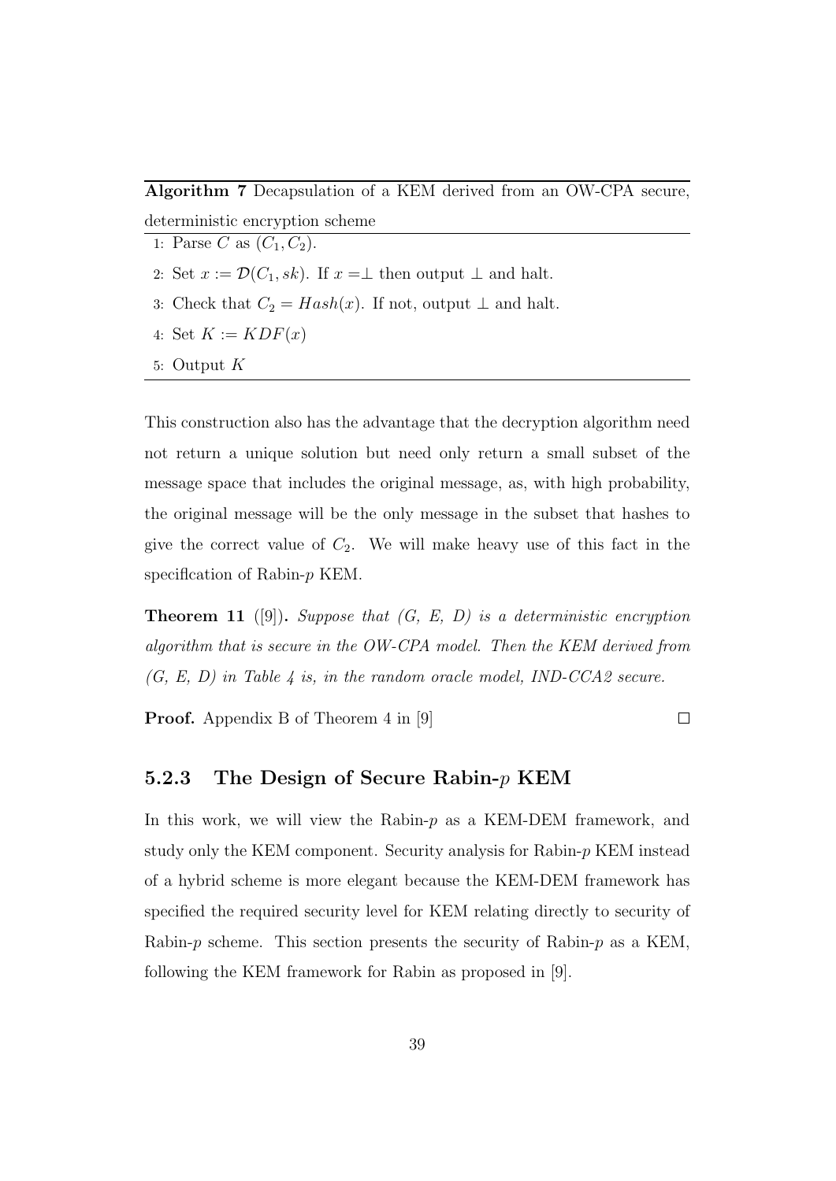**Algorithm 7** Decapsulation of a KEM derived from an OW-CPA secure, deterministic encryption scheme

1: Parse $C$ as $(C_1, C_2)$.

2: Set $x := \mathcal{D}(C_1, sk)$. If $x = \perp$ then output $\perp$ and halt.

3: Check that $C_2 = Hash(x)$. If not, output $\perp$ and halt.

4: Set $K := KDF(x)$

5: Output $K$

This construction also has the advantage that the decryption algorithm need not return a unique solution but need only return a small subset of the message space that includes the original message, as, with high probability, the original message will be the only message in the subset that hashes to give the correct value of $C_2$. We will make heavy use of this fact in the speciflcation of Rabin-$p$ KEM.

**Theorem 11** ([9])**.** *Suppose that (G, E, D) is a deterministic encryption algorithm that is secure in the OW-CPA model. Then the KEM derived from (G, E, D) in Table 4 is, in the random oracle model, IND-CCA2 secure.*

**Proof.** Appendix B of Theorem 4 in [9] □

### 5.2.3 The Design of Secure Rabin-$p$ KEM

In this work, we will view the Rabin-$p$ as a KEM-DEM framework, and study only the KEM component. Security analysis for Rabin-$p$ KEM instead of a hybrid scheme is more elegant because the KEM-DEM framework has specified the required security level for KEM relating directly to security of Rabin-$p$ scheme. This section presents the security of Rabin-$p$ as a KEM, following the KEM framework for Rabin as proposed in [9].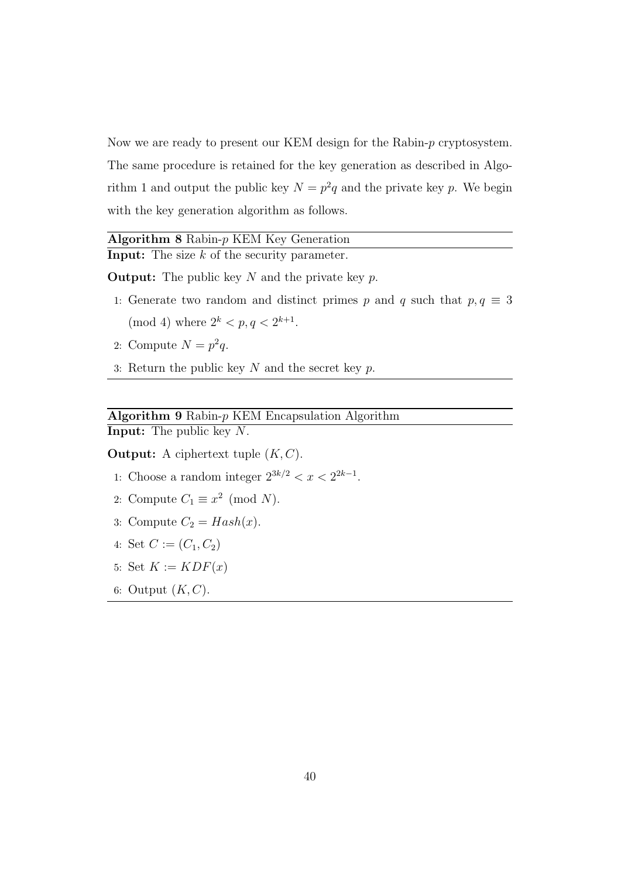Now we are ready to present our KEM design for the Rabin-$p$ cryptosystem. The same procedure is retained for the key generation as described in Algorithm 1 and output the public key $N = p^2q$ and the private key $p$. We begin with the key generation algorithm as follows.

**Algorithm 8** Rabin-$p$ KEM Key Generation

**Input:** The size $k$ of the security parameter.

**Output:** The public key $N$ and the private key $p$.

1: Generate two random and distinct primes $p$ and $q$ such that $p, q \equiv 3 \pmod 4$ where $2^k < p, q < 2^{k+1}$.

2: Compute $N = p^2q$.

3: Return the public key $N$ and the secret key $p$.

**Algorithm 9** Rabin-$p$ KEM Encapsulation Algorithm

**Input:** The public key $N$.

**Output:** A ciphertext tuple $(K, C)$.

1: Choose a random integer $2^{3k/2} < x < 2^{2k-1}$.

2: Compute $C_1 \equiv x^2 \pmod N$.

3: Compute $C_2 = Hash(x)$.

4: Set $C := (C_1, C_2)$

5: Set $K := KDF(x)$

6: Output $(K, C)$.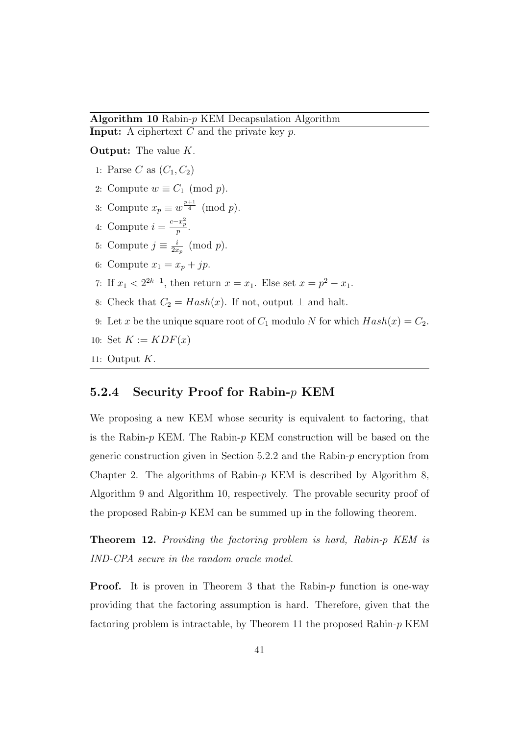**Algorithm 10** Rabin-$p$ KEM Decapsulation Algorithm

**Input:** A ciphertext $C$ and the private key $p$.

**Output:** The value $K$.

1: Parse $C$ as $(C_1, C_2)$
2: Compute $w \equiv C_1 \pmod{p}$.
3: Compute $x_p \equiv w^{\frac{p+1}{4}} \pmod{p}$.
4: Compute $i = \frac{c - x_p^2}{p}$.
5: Compute $j \equiv \frac{i}{2x_p} \pmod{p}$.
6: Compute $x_1 = x_p + jp$.
7: If $x_1 < 2^{2k-1}$, then return $x = x_1$. Else set $x = p^2 - x_1$.
8: Check that $C_2 = Hash(x)$. If not, output $\perp$ and halt.
9: Let $x$ be the unique square root of $C_1$ modulo $N$ for which $Hash(x) = C_2$.
10: Set $K := KDF(x)$
11: Output $K$.

### 5.2.4 Security Proof for Rabin-$p$ KEM

We proposing a new KEM whose security is equivalent to factoring, that is the Rabin-$p$ KEM. The Rabin-$p$ KEM construction will be based on the generic construction given in Section 5.2.2 and the Rabin-$p$ encryption from Chapter 2. The algorithms of Rabin-$p$ KEM is described by Algorithm 8, Algorithm 9 and Algorithm 10, respectively. The provable security proof of the proposed Rabin-$p$ KEM can be summed up in the following theorem.

**Theorem 12.** *Providing the factoring problem is hard, Rabin-p KEM is IND-CPA secure in the random oracle model.*

**Proof.** It is proven in Theorem 3 that the Rabin-$p$ function is one-way providing that the factoring assumption is hard. Therefore, given that the factoring problem is intractable, by Theorem 11 the proposed Rabin-$p$ KEM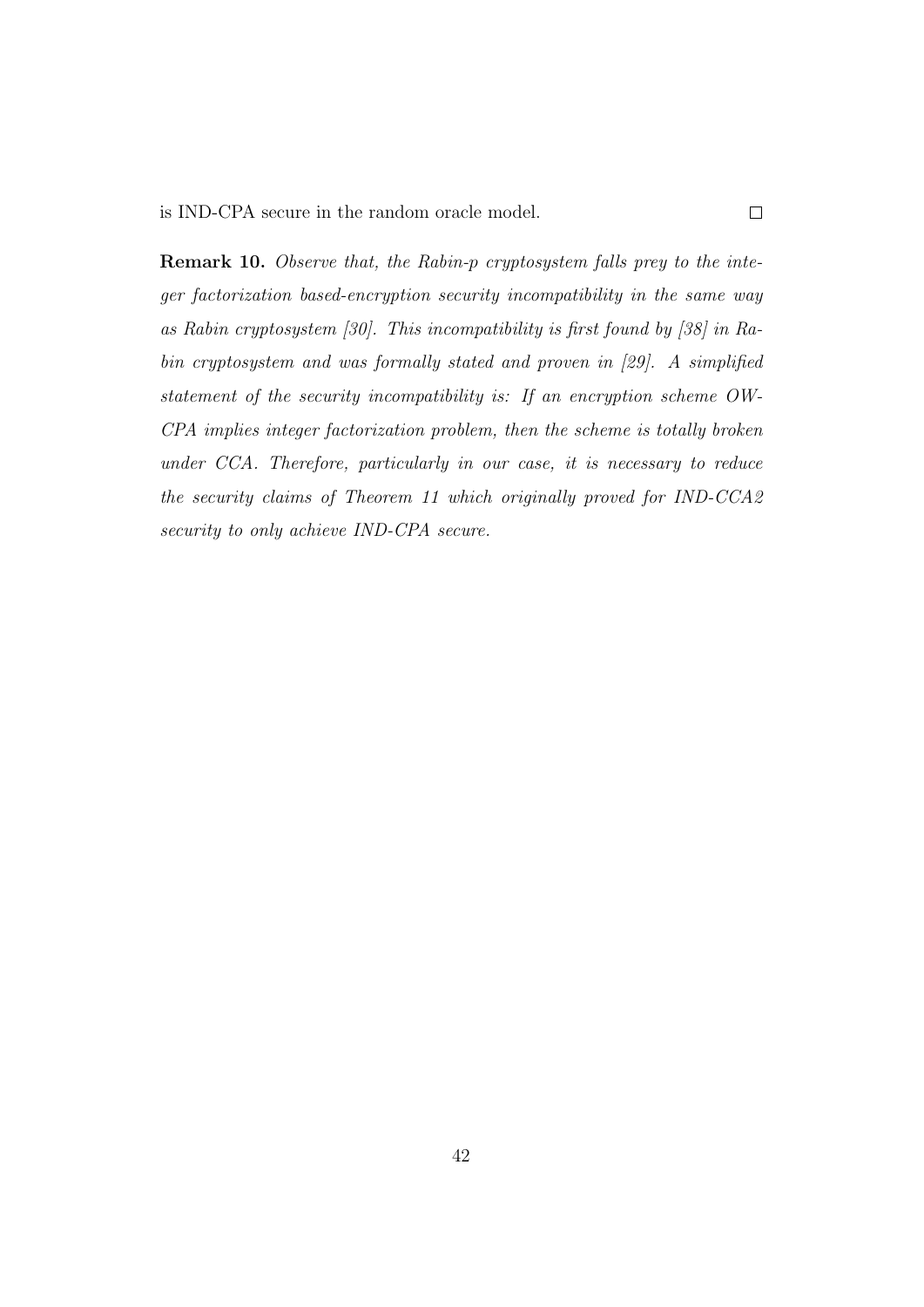is IND-CPA secure in the random oracle model. □

**Remark 10.** *Observe that, the Rabin-p cryptosystem falls prey to the integer factorization based-encryption security incompatibility in the same way as Rabin cryptosystem [30]. This incompatibility is first found by [38] in Rabin cryptosystem and was formally stated and proven in [29]. A simplified statement of the security incompatibility is: If an encryption scheme OW-CPA implies integer factorization problem, then the scheme is totally broken under CCA. Therefore, particularly in our case, it is necessary to reduce the security claims of Theorem 11 which originally proved for IND-CCA2 security to only achieve IND-CPA secure.*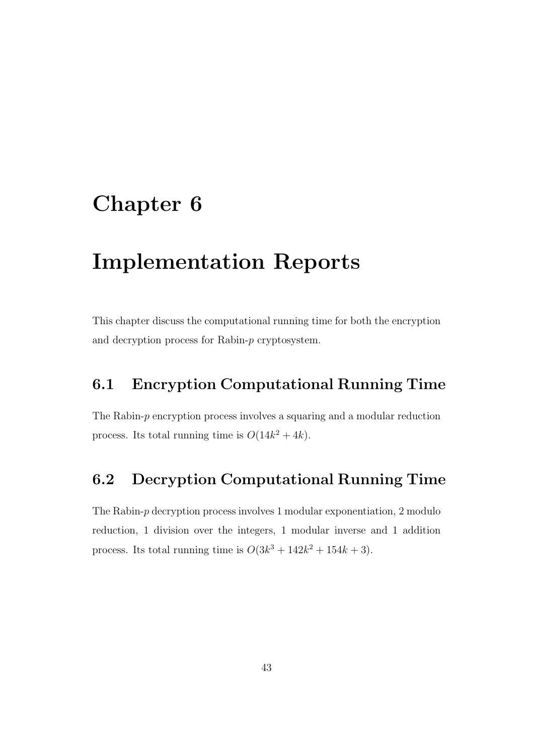# Chapter 6

# Implementation Reports

This chapter discuss the computational running time for both the encryption and decryption process for Rabin-$p$ cryptosystem.

## 6.1 Encryption Computational Running Time

The Rabin-$p$ encryption process involves a squaring and a modular reduction process. Its total running time is $O(14k^2 + 4k)$.

## 6.2 Decryption Computational Running Time

The Rabin-$p$ decryption process involves 1 modular exponentiation, 2 modulo reduction, 1 division over the integers, 1 modular inverse and 1 addition process. Its total running time is $O(3k^3 + 142k^2 + 154k + 3)$.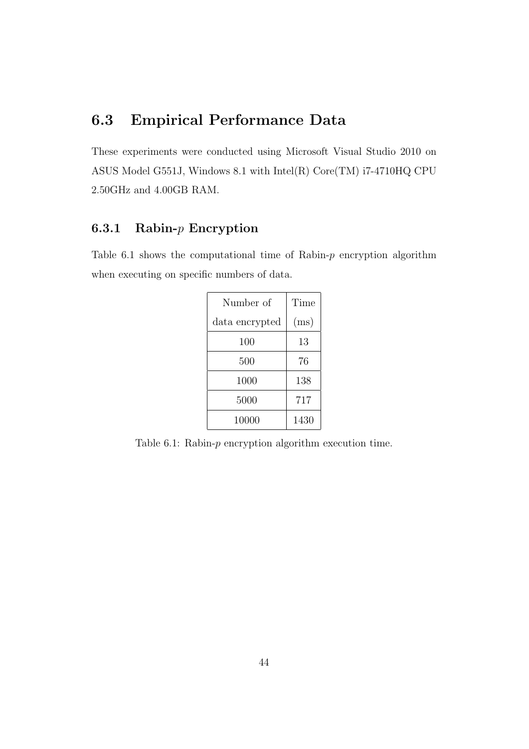## 6.3 Empirical Performance Data

These experiments were conducted using Microsoft Visual Studio 2010 on ASUS Model G551J, Windows 8.1 with Intel(R) Core(TM) i7-4710HQ CPU 2.50GHz and 4.00GB RAM.

### 6.3.1 Rabin-$p$ Encryption

Table 6.1 shows the computational time of Rabin-$p$ encryption algorithm when executing on specific numbers of data.

| Number of data encrypted | Time (ms) |
|---|---|
| 100 | 13 |
| 500 | 76 |
| 1000 | 138 |
| 5000 | 717 |
| 10000 | 1430 |

Table 6.1: Rabin-$p$ encryption algorithm execution time.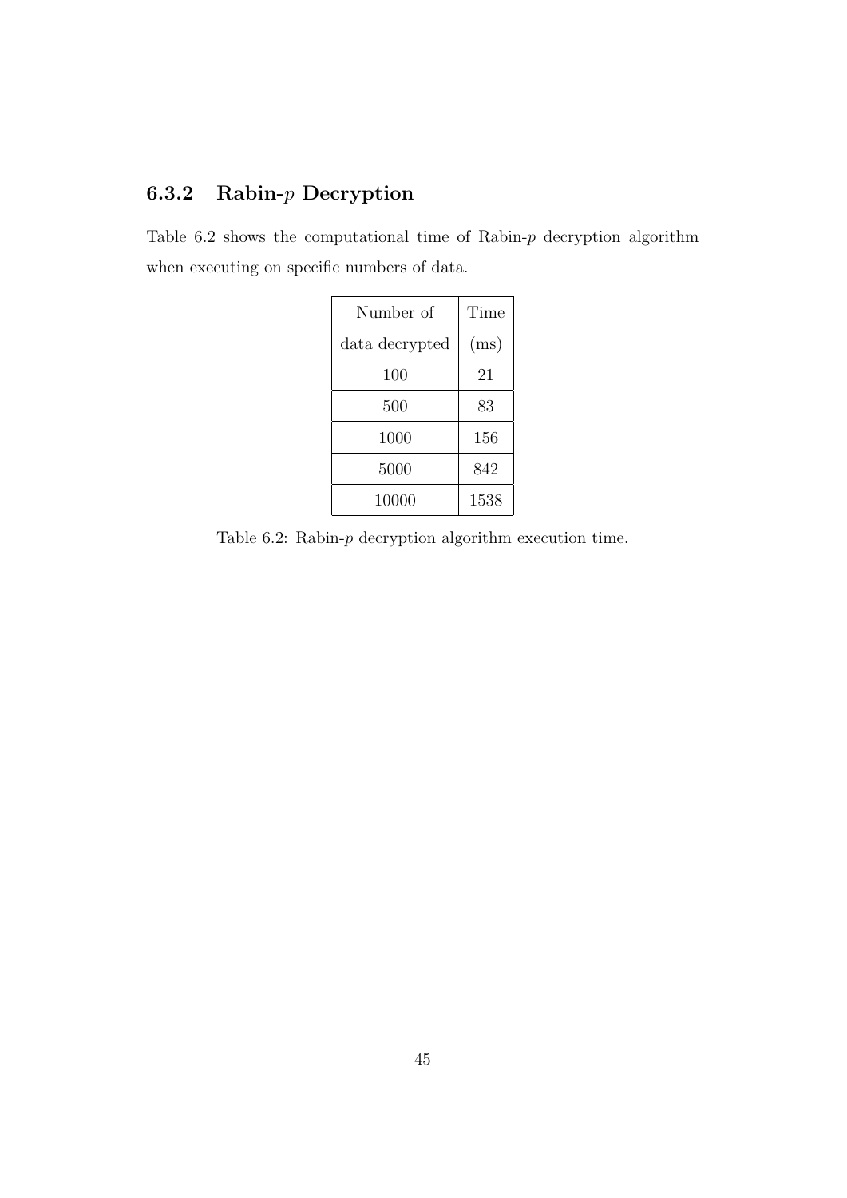### 6.3.2 Rabin-$p$ Decryption

Table 6.2 shows the computational time of Rabin-$p$ decryption algorithm when executing on specific numbers of data.

| Number of data decrypted | Time (ms) |
|---|---|
| 100 | 21 |
| 500 | 83 |
| 1000 | 156 |
| 5000 | 842 |
| 10000 | 1538 |

Table 6.2: Rabin-$p$ decryption algorithm execution time.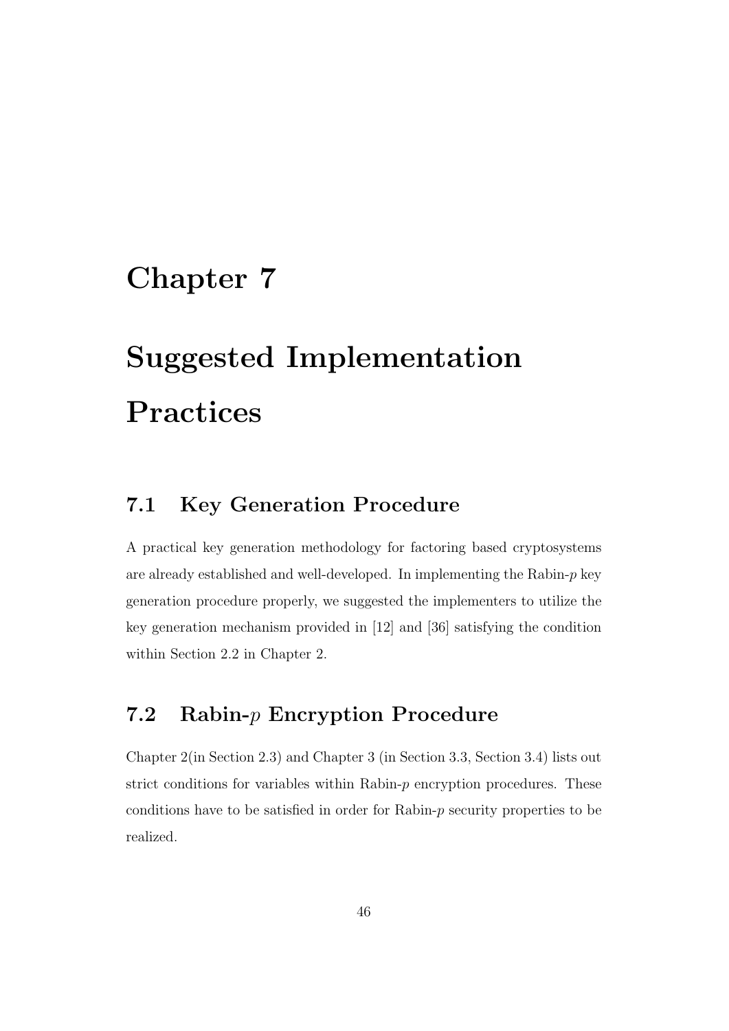# Chapter 7

# Suggested Implementation Practices

## 7.1 Key Generation Procedure

A practical key generation methodology for factoring based cryptosystems are already established and well-developed. In implementing the Rabin-$p$ key generation procedure properly, we suggested the implementers to utilize the key generation mechanism provided in [12] and [36] satisfying the condition within Section 2.2 in Chapter 2.

## 7.2 Rabin-$p$ Encryption Procedure

Chapter 2(in Section 2.3) and Chapter 3 (in Section 3.3, Section 3.4) lists out strict conditions for variables within Rabin-$p$ encryption procedures. These conditions have to be satisfied in order for Rabin-$p$ security properties to be realized.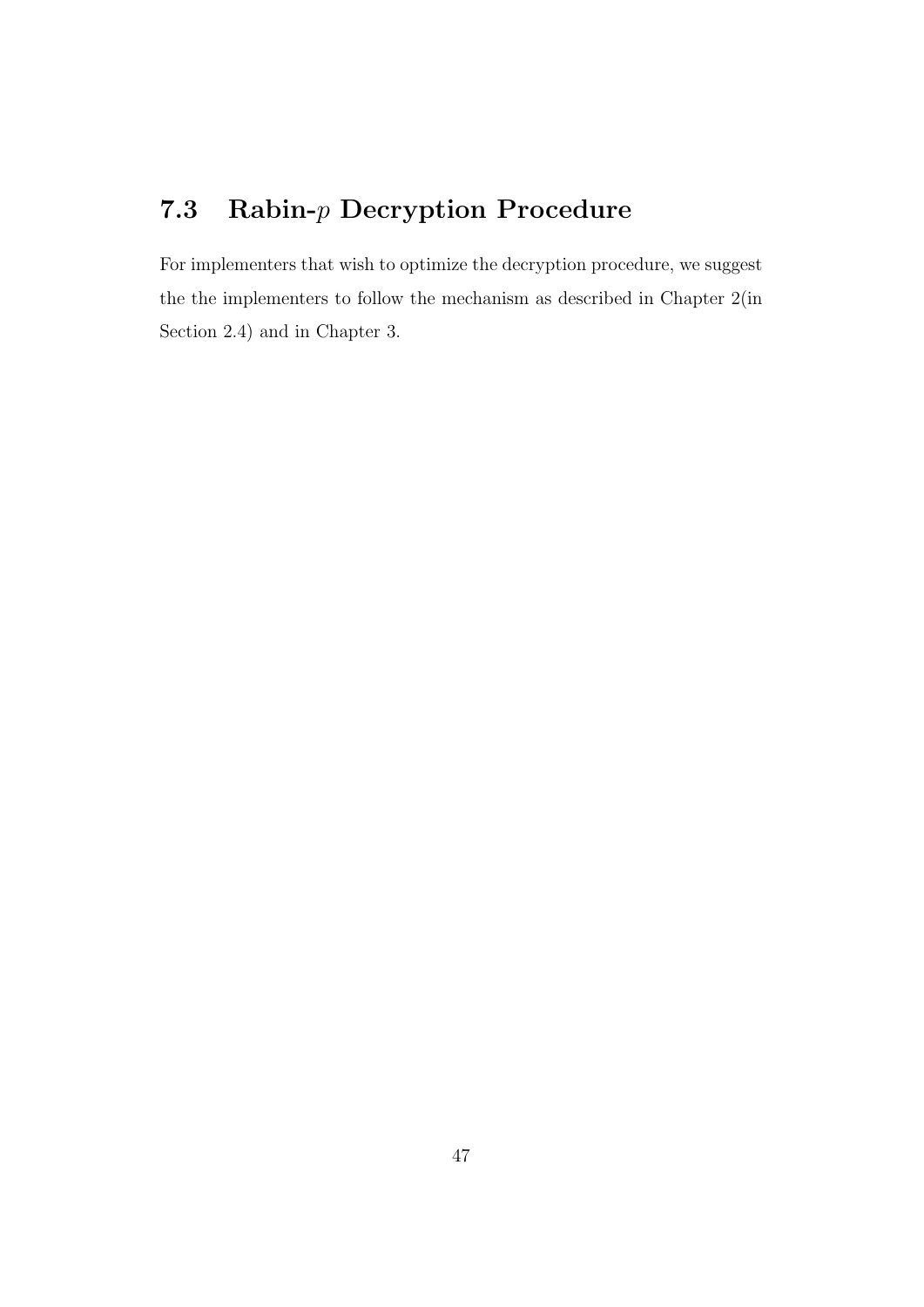## 7.3 Rabin-$p$ Decryption Procedure

For implementers that wish to optimize the decryption procedure, we suggest the the implementers to follow the mechanism as described in Chapter 2(in Section 2.4) and in Chapter 3.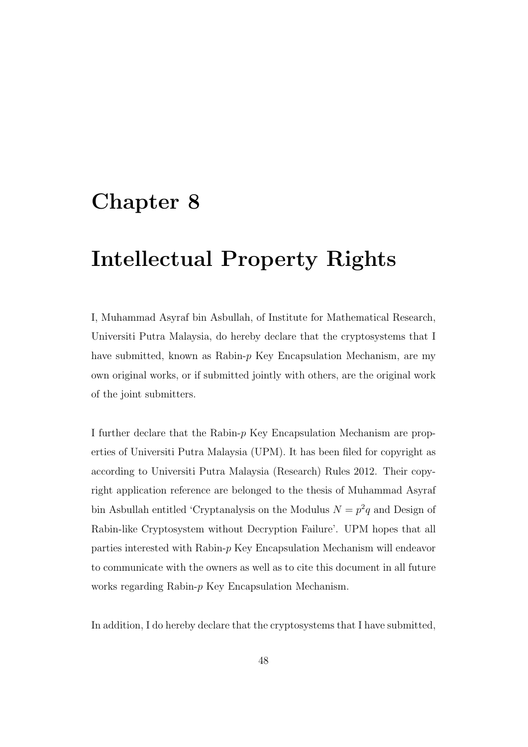# Chapter 8

# Intellectual Property Rights

I, Muhammad Asyraf bin Asbullah, of Institute for Mathematical Research, Universiti Putra Malaysia, do hereby declare that the cryptosystems that I have submitted, known as Rabin-$p$ Key Encapsulation Mechanism, are my own original works, or if submitted jointly with others, are the original work of the joint submitters.

I further declare that the Rabin-$p$ Key Encapsulation Mechanism are properties of Universiti Putra Malaysia (UPM). It has been filed for copyright as according to Universiti Putra Malaysia (Research) Rules 2012. Their copyright application reference are belonged to the thesis of Muhammad Asyraf bin Asbullah entitled 'Cryptanalysis on the Modulus $N = p^2q$ and Design of Rabin-like Cryptosystem without Decryption Failure'. UPM hopes that all parties interested with Rabin-$p$ Key Encapsulation Mechanism will endeavor to communicate with the owners as well as to cite this document in all future works regarding Rabin-$p$ Key Encapsulation Mechanism.

In addition, I do hereby declare that the cryptosystems that I have submitted,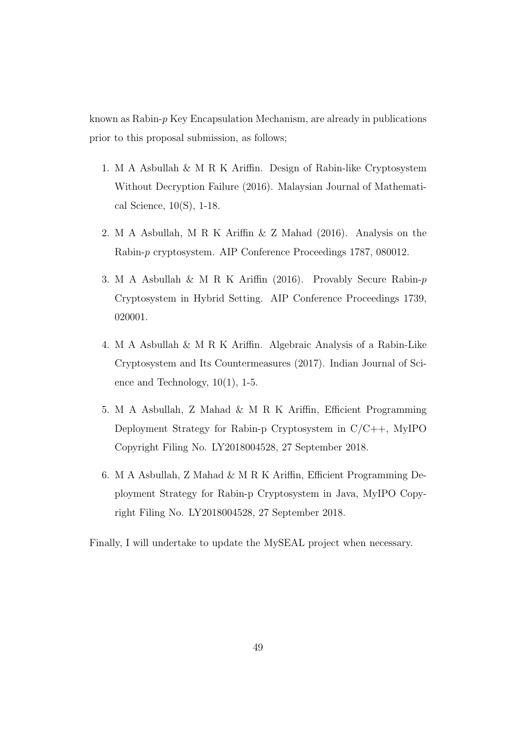known as Rabin-$p$ Key Encapsulation Mechanism, are already in publications prior to this proposal submission, as follows;

1. M A Asbullah & M R K Ariffin. Design of Rabin-like Cryptosystem Without Decryption Failure (2016). Malaysian Journal of Mathematical Science, 10(S), 1-18.

2. M A Asbullah, M R K Ariffin & Z Mahad (2016). Analysis on the Rabin-$p$ cryptosystem. AIP Conference Proceedings 1787, 080012.

3. M A Asbullah & M R K Ariffin (2016). Provably Secure Rabin-$p$ Cryptosystem in Hybrid Setting. AIP Conference Proceedings 1739, 020001.

4. M A Asbullah & M R K Ariffin. Algebraic Analysis of a Rabin-Like Cryptosystem and Its Countermeasures (2017). Indian Journal of Science and Technology, 10(1), 1-5.

5. M A Asbullah, Z Mahad & M R K Ariffin, Efficient Programming Deployment Strategy for Rabin-p Cryptosystem in C/C++, MyIPO Copyright Filing No. LY2018004528, 27 September 2018.

6. M A Asbullah, Z Mahad & M R K Ariffin, Efficient Programming Deployment Strategy for Rabin-p Cryptosystem in Java, MyIPO Copyright Filing No. LY2018004528, 27 September 2018.

Finally, I will undertake to update the MySEAL project when necessary.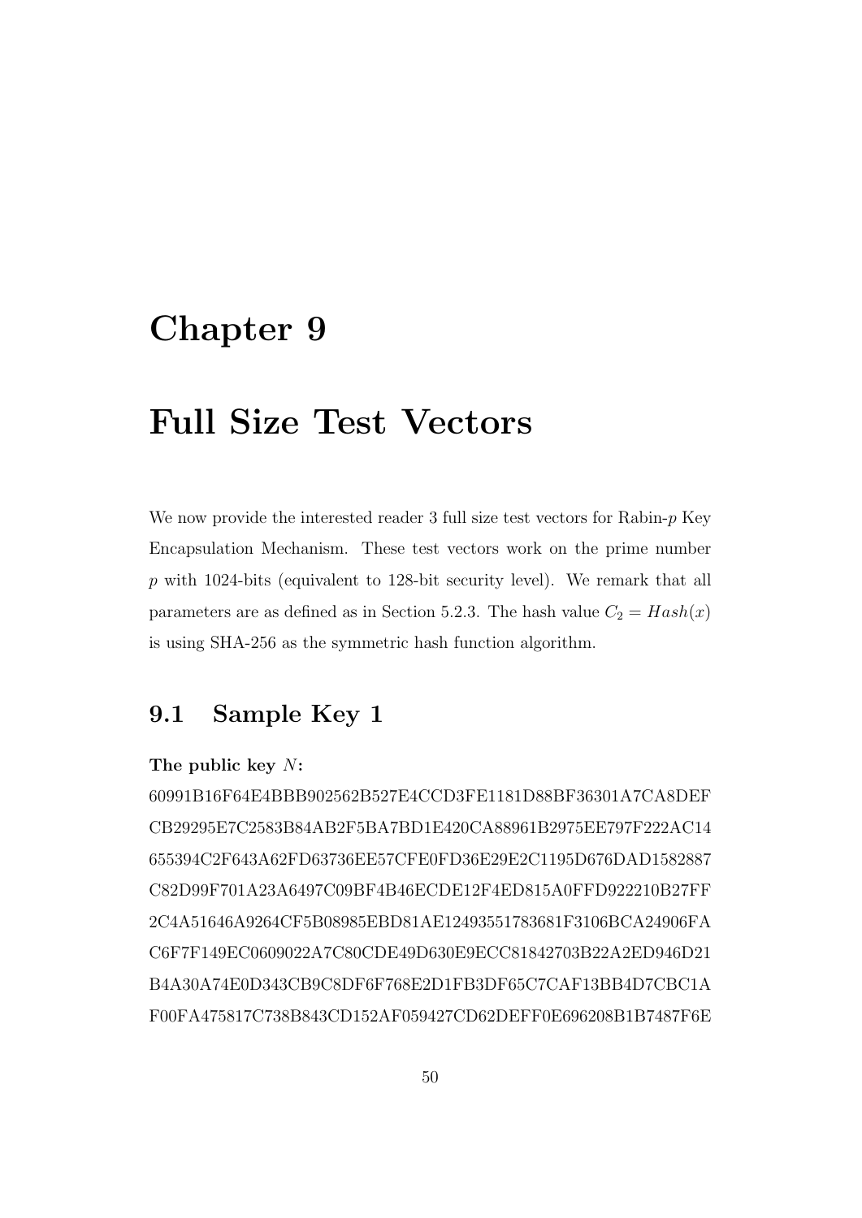# Chapter 9

# Full Size Test Vectors

We now provide the interested reader 3 full size test vectors for Rabin-$p$ Key Encapsulation Mechanism. These test vectors work on the prime number $p$ with 1024-bits (equivalent to 128-bit security level). We remark that all parameters are as defined as in Section 5.2.3. The hash value $C_2 = Hash(x)$ is using SHA-256 as the symmetric hash function algorithm.

## 9.1 Sample Key 1

**The public key $N$:**

60991B16F64E4BBB902562B527E4CCD3FE1181D88BF36301A7CA8DEF
CB29295E7C2583B84AB2F5BA7BD1E420CA88961B2975EE797F222AC14
655394C2F643A62FD63736EE57CFE0FD36E29E2C1195D676DAD1582887
C82D99F701A23A6497C09BF4B46ECDE12F4ED815A0FFD922210B27FF
2C4A51646A9264CF5B08985EBD81AE12493551783681F3106BCA24906FA
C6F7F149EC0609022A7C80CDE49D630E9ECC81842703B22A2ED946D21
B4A30A74E0D343CB9C8DF6F768E2D1FB3DF65C7CAF13BB4D7CBC1A
F00FA475817C738B843CD152AF059427CD62DEFF0E696208B1B7487F6E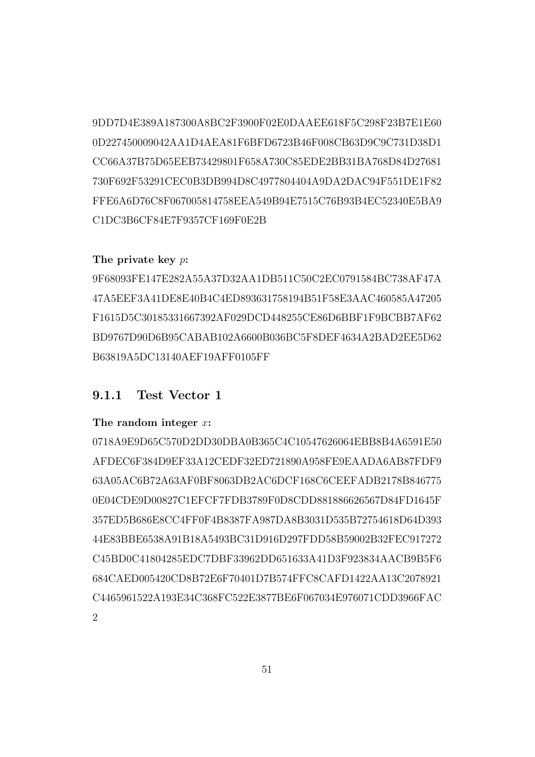9DD7D4E389A187300A8BC2F3900F02E0DAAEE618F5C298F23B7E1E60
0D227450009042AA1D4AEA81F6BFD6723B46F008CB63D9C9C731D38D1
CC66A37B75D65EEB73429801F658A730C85EDE2BB31BA768D84D27681
730F692F53291CEC0B3DB994D8C4977804404A9DA2DAC94F551DE1F82
FFE6A6D76C8F067005814758EEA549B94E7515C76B93B4EC52340E5BA9
C1DC3B6CF84E7F9357CF169F0E2B

**The private key $p$:**

9F68093FE147E282A55A37D32AA1DB511C50C2EC0791584BC738AF47A
47A5EEF3A41DE8E40B4C4ED893631758194B51F58E3AAC460585A47205
F1615D5C30185331667392AF029DCD448255CE86D6BBF1F9BCBB7AF62
BD9767D90D6B95CABAB102A6600B036BC5F8DEF4634A2BAD2EE5D62
B63819A5DC13140AEF19AFF0105FF

### 9.1.1 Test Vector 1

**The random integer $x$:**

0718A9E9D65C570D2DD30DBA0B365C4C10547626064EBB8B4A6591E50
AFDEC6F384D9EF33A12CEDF32ED721890A958FE9EAADA6AB87FDF9
63A05AC6B72A63AF0BF8063DB2AC6DCF168C6CEEFADB2178B846775
0E04CDE9D00827C1EFCF7FDB3789F0D8CDD881886626567D84FD1645F
357ED5B686E8CC4FF0F4B8387FA987DA8B3031D535B72754618D64D393
44E83BBE6538A91B18A5493BC31D916D297FDD58B59002B32FEC917272
C45BD0C41804285EDC7DBF33962DD651633A41D3F923834AACB9B5F6
684CAED005420CD8B72E6F70401D7B574FFC8CAFD1422AA13C2078921
C4465961522A193E34C368FC522E3877BE6F067034E976071CDD3966FAC
2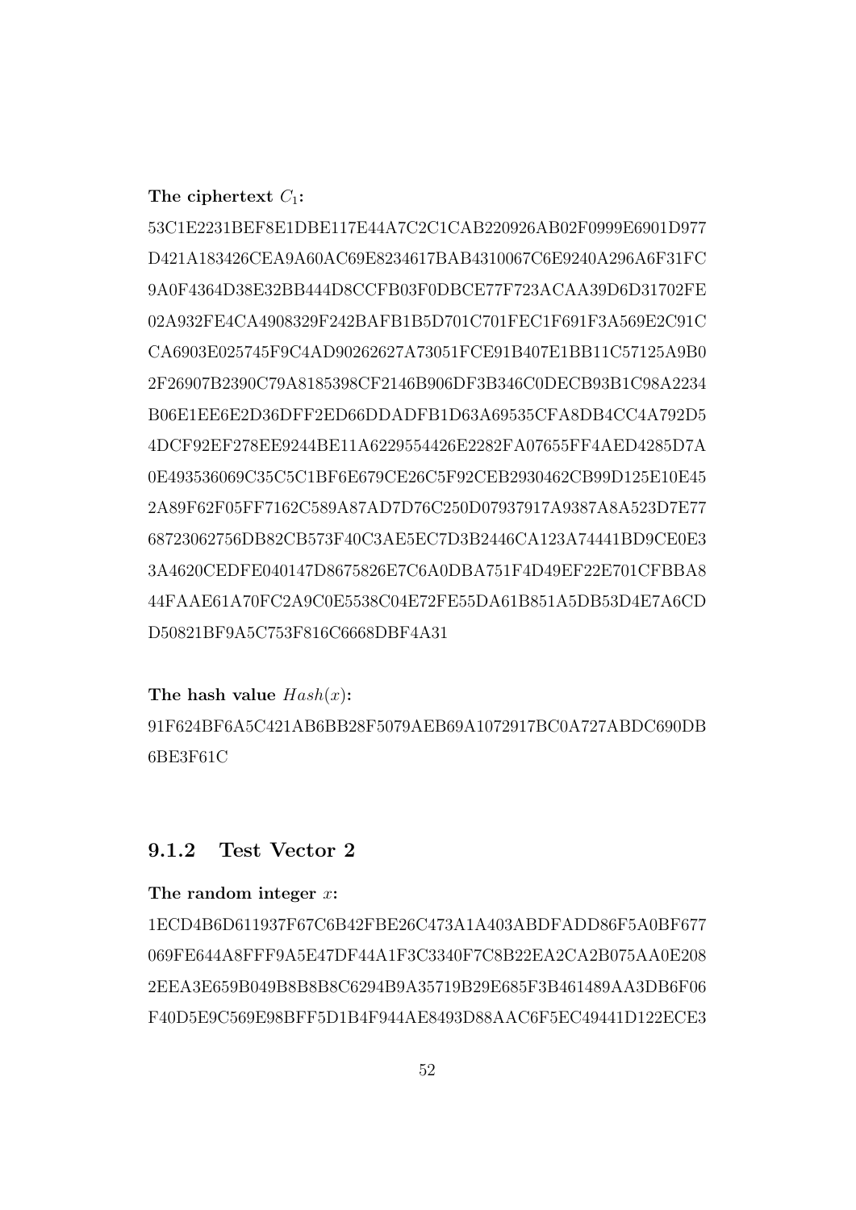**The ciphertext $C_1$:**

53C1E2231BEF8E1DBE117E44A7C2C1CAB220926AB02F0999E6901D977
D421A183426CEA9A60AC69E8234617BAB4310067C6E9240A296A6F31FC
9A0F4364D38E32BB444D8CCFB03F0DBCE77F723ACAA39D6D31702FE
02A932FE4CA4908329F242BAFB1B5D701C701FEC1F691F3A569E2C91C
CA6903E025745F9C4AD90262627A73051FCE91B407E1BB11C57125A9B0
2F26907B2390C79A8185398CF2146B906DF3B346C0DECB93B1C98A2234
B06E1EE6E2D36DFF2ED66DDADFB1D63A69535CFA8DB4CC4A792D5
4DCF92EF278EE9244BE11A6229554426E2282FA07655FF4AED4285D7A
0E493536069C35C5C1BF6E679CE26C5F92CEB2930462CB99D125E10E45
2A89F62F05FF7162C589A87AD7D76C250D07937917A9387A8A523D7E77
68723062756DB82CB573F40C3AE5EC7D3B2446CA123A74441BD9CE0E3
3A4620CEDFE040147D8675826E7C6A0DBA751F4D49EF22E701CFBBA8
44FAAE61A70FC2A9C0E5538C04E72FE55DA61B851A5DB53D4E7A6CD
D50821BF9A5C753F816C6668DBF4A31

**The hash value $Hash(x)$:**

91F624BF6A5C421AB6BB28F5079AEB69A1072917BC0A727ABDC690DB
6BE3F61C

### 9.1.2 Test Vector 2

**The random integer $x$:**

1ECD4B6D611937F67C6B42FBE26C473A1A403ABDFADD86F5A0BF677
069FE644A8FFF9A5E47DF44A1F3C3340F7C8B22EA2CA2B075AA0E208
2EEA3E659B049B8B8B8C6294B9A35719B29E685F3B461489AA3DB6F06
F40D5E9C569E98BFF5D1B4F944AE8493D88AAC6F5EC49441D122ECE3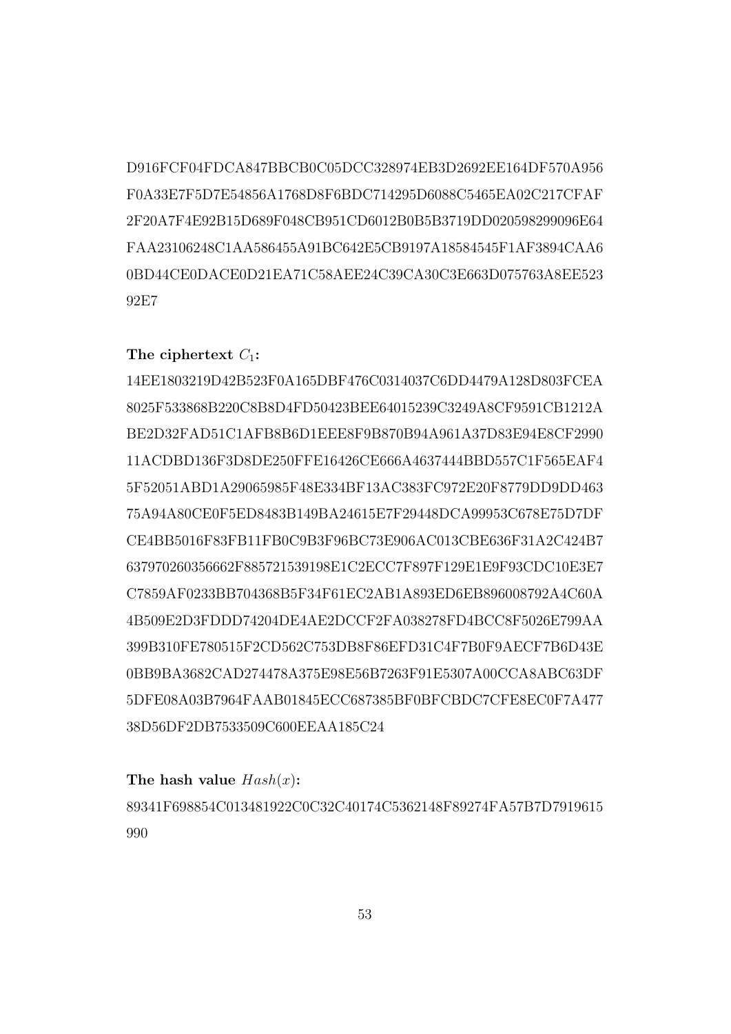D916FCF04FDCA847BBCB0C05DCC328974EB3D2692EE164DF570A956
F0A33E7F5D7E54856A1768D8F6BDC714295D6088C5465EA02C217CFAF
2F20A7F4E92B15D689F048CB951CD6012B0B5B3719DD020598299096E64
FAA23106248C1AA586455A91BC642E5CB9197A18584545F1AF3894CAA6
0BD44CE0DACE0D21EA71C58AEE24C39CA30C3E663D075763A8EE523
92E7

**The ciphertext $C_1$:**

14EE1803219D42B523F0A165DBF476C0314037C6DD4479A128D803FCEA
8025F533868B220C8B8D4FD50423BEE64015239C3249A8CF9591CB1212A
BE2D32FAD51C1AFB8B6D1EEE8F9B870B94A961A37D83E94E8CF2990
11ACDBD136F3D8DE250FFE16426CE666A4637444BBD557C1F565EAF4
5F52051ABD1A29065985F48E334BF13AC383FC972E20F8779DD9DD463
75A94A80CE0F5ED8483B149BA24615E7F29448DCA99953C678E75D7DF
CE4BB5016F83FB11FB0C9B3F96BC73E906AC013CBE636F31A2C424B7
637970260356662F885721539198E1C2ECC7F897F129E1E9F93CDC10E3E7
C7859AF0233BB704368B5F34F61EC2AB1A893ED6EB896008792A4C60A
4B509E2D3FDDD74204DE4AE2DCCF2FA038278FD4BCC8F5026E799AA
399B310FE780515F2CD562C753DB8F86EFD31C4F7B0F9AECF7B6D43E
0BB9BA3682CAD274478A375E98E56B7263F91E5307A00CCA8ABC63DF
5DFE08A03B7964FAAB01845ECC687385BF0BFCBDC7CFE8EC0F7A477
38D56DF2DB7533509C600EEAA185C24

**The hash value $Hash(x)$:**

89341F698854C013481922C0C32C40174C5362148F89274FA57B7D7919615
990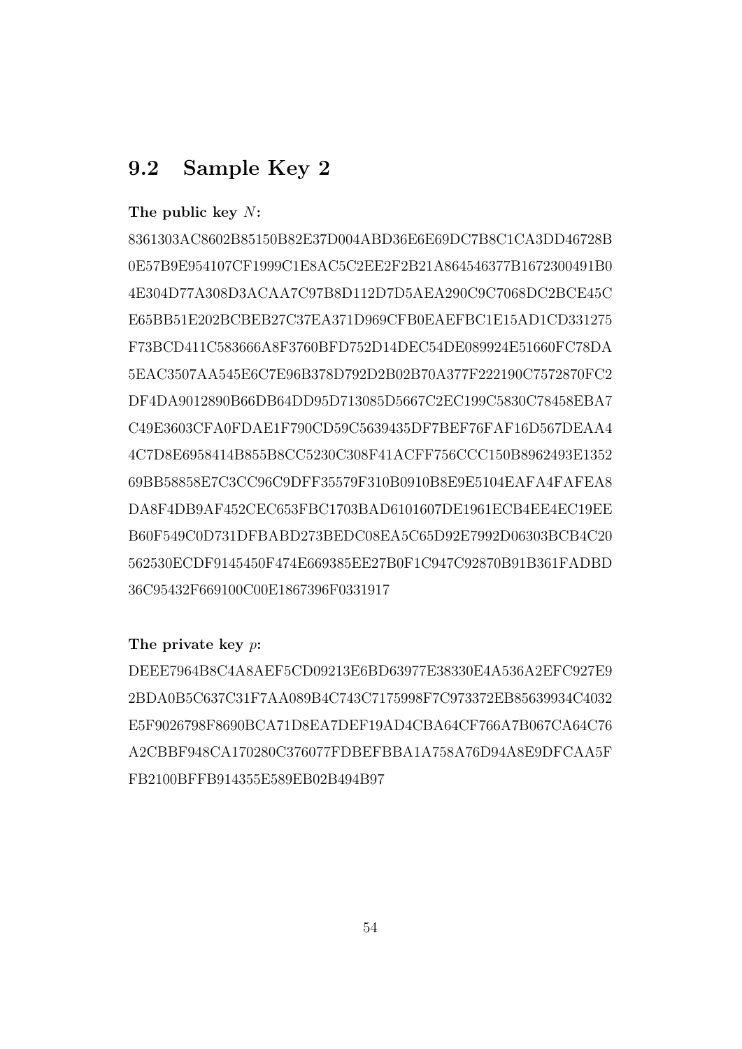## 9.2 Sample Key 2

**The public key $N$:**

8361303AC8602B85150B82E37D004ABD36E6E69DC7B8C1CA3DD46728B
0E57B9E954107CF1999C1E8AC5C2EE2F2B21A864546377B1672300491B0
4E304D77A308D3ACAA7C97B8D112D7D5AEA290C9C7068DC2BCE45C
E65BB51E202BCBEB27C37EA371D969CFB0EAEFBC1E15AD1CD331275
F73BCD411C583666A8F3760BFD752D14DEC54DE089924E51660FC78DA
5EAC3507AA545E6C7E96B378D792D2B02B70A377F222190C7572870FC2
DF4DA9012890B66DB64DD95D713085D5667C2EC199C5830C78458EBA7
C49E3603CFA0FDAE1F790CD59C5639435DF7BEF76FAF16D567DEAA4
4C7D8E6958414B855B8CC5230C308F41ACFF756CCC150B8962493E1352
69BB58858E7C3CC96C9DFF35579F310B0910B8E9E5104EAFA4FAFEA8
DA8F4DB9AF452CEC653FBC1703BAD6101607DE1961ECB4EE4EC19EE
B60F549C0D731DFBABD273BEDC08EA5C65D92E7992D06303BCB4C20
562530ECDF9145450F474E669385EE27B0F1C947C92870B91B361FADBD
36C95432F669100C00E1867396F0331917

**The private key $p$:**

DEEE7964B8C4A8AEF5CD09213E6BD63977E38330E4A536A2EFC927E9
2BDA0B5C637C31F7AA089B4C743C7175998F7C973372EB85639934C4032
E5F9026798F8690BCA71D8EA7DEF19AD4CBA64CF766A7B067CA64C76
A2CBBF948CA170280C376077FDBEFBBA1A758A76D94A8E9DFCAA5F
FB2100BFFB914355E589EB02B494B97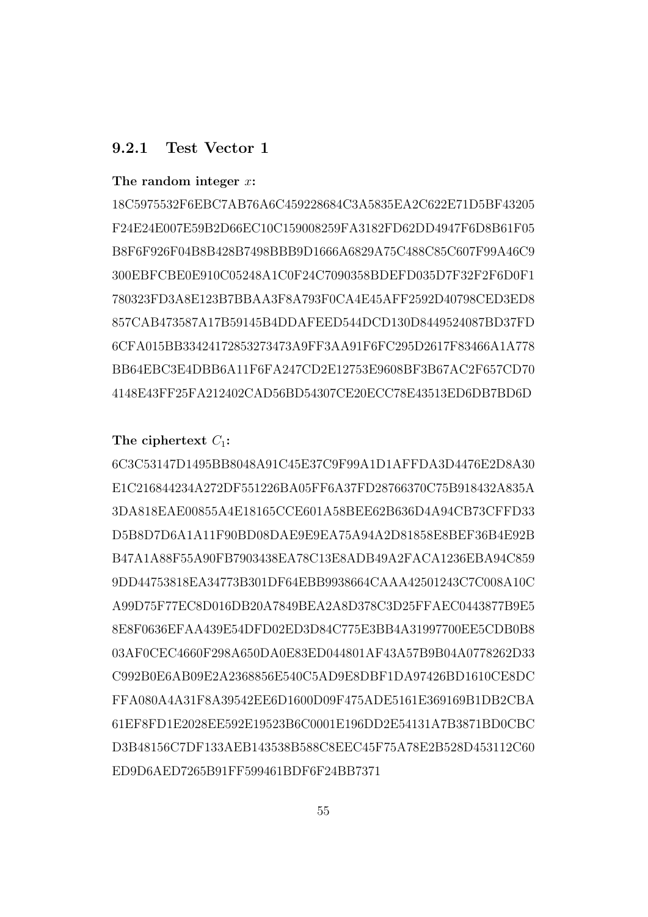### 9.2.1 Test Vector 1

**The random integer $x$:**

18C5975532F6EBC7AB76A6C459228684C3A5835EA2C622E71D5BF43205
F24E24E007E59B2D66EC10C159008259FA3182FD62DD4947F6D8B61F05
B8F6F926F04B8B428B7498BBB9D1666A6829A75C488C85C607F99A46C9
300EBFCBE0E910C05248A1C0F24C7090358BDEFD035D7F32F2F6D0F1
780323FD3A8E123B7BBAA3F8A793F0CA4E45AFF2592D40798CED3ED8
857CAB473587A17B59145B4DDAFEED544DCD130D8449524087BD37FD
6CFA015BB33424172853273473A9FF3AA91F6FC295D2617F83466A1A778
BB64EBC3E4DBB6A11F6FA247CD2E12753E9608BF3B67AC2F657CD70
4148E43FF25FA212402CAD56BD54307CE20ECC78E43513ED6DB7BD6D

**The ciphertext $C_1$:**

6C3C53147D1495BB8048A91C45E37C9F99A1D1AFFDA3D4476E2D8A30
E1C216844234A272DF551226BA05FF6A37FD28766370C75B918432A835A
3DA818EAE00855A4E18165CCE601A58BEE62B636D4A94CB73CFFD33
D5B8D7D6A1A11F90BD08DAE9E9EA75A94A2D81858E8BEF36B4E92B
B47A1A88F55A90FB7903438EA78C13E8ADB49A2FACA1236EBA94C859
9DD44753818EA34773B301DF64EBB9938664CAAA42501243C7C008A10C
A99D75F77EC8D016DB20A7849BEA2A8D378C3D25FFAEC0443877B9E5
8E8F0636EFAA439E54DFD02ED3D84C775E3BB4A31997700EE5CDB0B8
03AF0CEC4660F298A650DA0E83ED044801AF43A57B9B04A0778262D33
C992B0E6AB09E2A2368856E540C5AD9E8DBF1DA97426BD1610CE8DC
FFA080A4A31F8A39542EE6D1600D09F475ADE5161E369169B1DB2CBA
61EF8FD1E2028EE592E19523B6C0001E196DD2E54131A7B3871BD0CBC
D3B48156C7DF133AEB143538B588C8EEC45F75A78E2B528D453112C60
ED9D6AED7265B91FF599461BDF6F24BB7371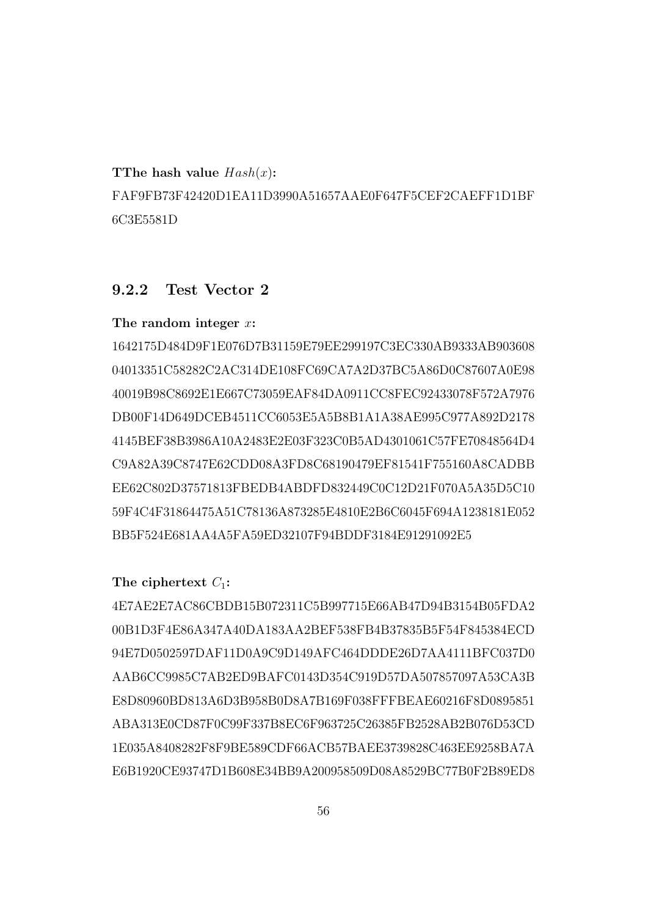**TThe hash value $Hash(x)$:**

FAF9FB73F42420D1EA11D3990A51657AAE0F647F5CEF2CAEFF1D1BF 6C3E5581D

### 9.2.2 Test Vector 2

**The random integer $x$:**

1642175D484D9F1E076D7B31159E79EE299197C3EC330AB9333AB903608 04013351C58282C2AC314DE108FC69CA7A2D37BC5A86D0C87607A0E98 40019B98C8692E1E667C73059EAF84DA0911CC8FEC92433078F572A7976 DB00F14D649DCEB4511CC6053E5A5B8B1A1A38AE995C977A892D2178 4145BEF38B3986A10A2483E2E03F323C0B5AD4301061C57FE70848564D4 C9A82A39C8747E62CDD08A3FD8C68190479EF81541F755160A8CADBB EE62C802D37571813FBEDB4ABDFD832449C0C12D21F070A5A35D5C10 59F4C4F31864475A51C78136A873285E4810E2B6C6045F694A1238181E052 BB5F524E681AA4A5FA59ED32107F94BDDF3184E91291092E5

**The ciphertext $C_1$:**

4E7AE2E7AC86CBDB15B072311C5B997715E66AB47D94B3154B05FDA2 00B1D3F4E86A347A40DA183AA2BEF538FB4B37835B5F54F845384ECD 94E7D0502597DAF11D0A9C9D149AFC464DDDE26D7AA4111BFC037D0 AAB6CC9985C7AB2ED9BAFC0143D354C919D57DA507857097A53CA3B E8D80960BD813A6D3B958B0D8A7B169F038FFFBEAE60216F8D0895851 ABA313E0CD87F0C99F337B8EC6F963725C26385FB2528AB2B076D53CD 1E035A8408282F8F9BE589CDF66ACB57BAEE3739828C463EE9258BA7A E6B1920CE93747D1B608E34BB9A200958509D08A8529BC77B0F2B89ED8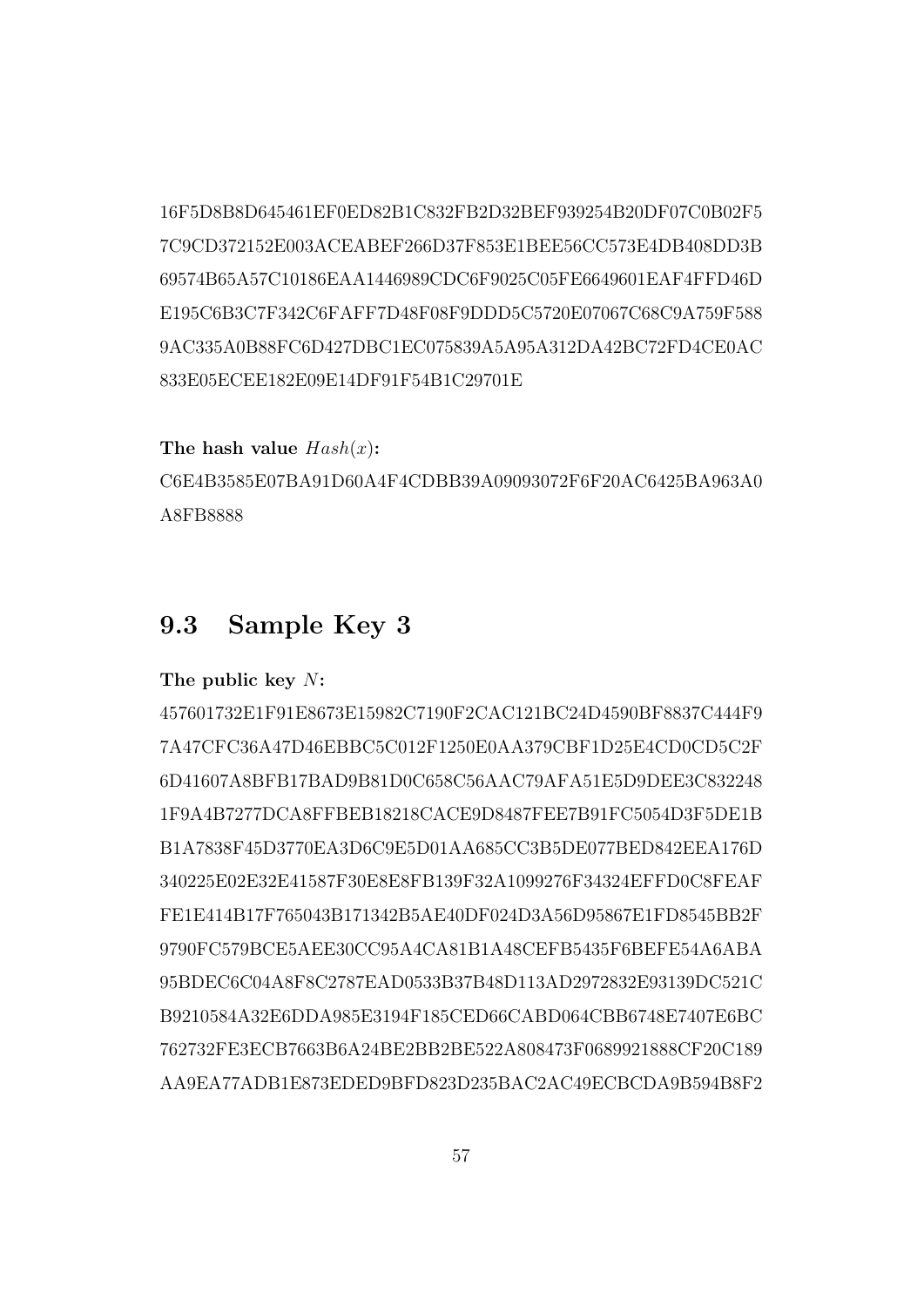16F5D8B8D645461EF0ED82B1C832FB2D32BEF939254B20DF07C0B02F5
7C9CD372152E003ACEABEF266D37F853E1BEE56CC573E4DB408DD3B
69574B65A57C10186EAA1446989CDC6F9025C05FE6649601EAF4FFD46D
E195C6B3C7F342C6FAFF7D48F08F9DDD5C5720E07067C68C9A759F588
9AC335A0B88FC6D427DBC1EC075839A5A95A312DA42BC72FD4CE0AC
833E05ECEE182E09E14DF91F54B1C29701E

**The hash value** $Hash(x)$**:**
C6E4B3585E07BA91D60A4F4CDBB39A09093072F6F20AC6425BA963A0
A8FB8888

## 9.3 Sample Key 3

**The public key** $N$**:**
457601732E1F91E8673E15982C7190F2CAC121BC24D4590BF8837C444F9
7A47CFC36A47D46EBBC5C012F1250E0AA379CBF1D25E4CD0CD5C2F
6D41607A8BFB17BAD9B81D0C658C56AAC79AFA51E5D9DEE3C832248
1F9A4B7277DCA8FFBEB18218CACE9D8487FEE7B91FC5054D3F5DE1B
B1A7838F45D3770EA3D6C9E5D01AA685CC3B5DE077BED842EEA176D
340225E02E32E41587F30E8E8FB139F32A1099276F34324EFFD0C8FEAF
FE1E414B17F765043B171342B5AE40DF024D3A56D95867E1FD8545BB2F
9790FC579BCE5AEE30CC95A4CA81B1A48CEFB5435F6BEFE54A6ABA
95BDEC6C04A8F8C2787EAD0533B37B48D113AD2972832E93139DC521C
B9210584A32E6DDA985E3194F185CED66CABD064CBB6748E7407E6BC
762732FE3ECB7663B6A24BE2BB2BE522A808473F0689921888CF20C189
AA9EA77ADB1E873EDED9BFD823D235BAC2AC49ECBCDA9B594B8F2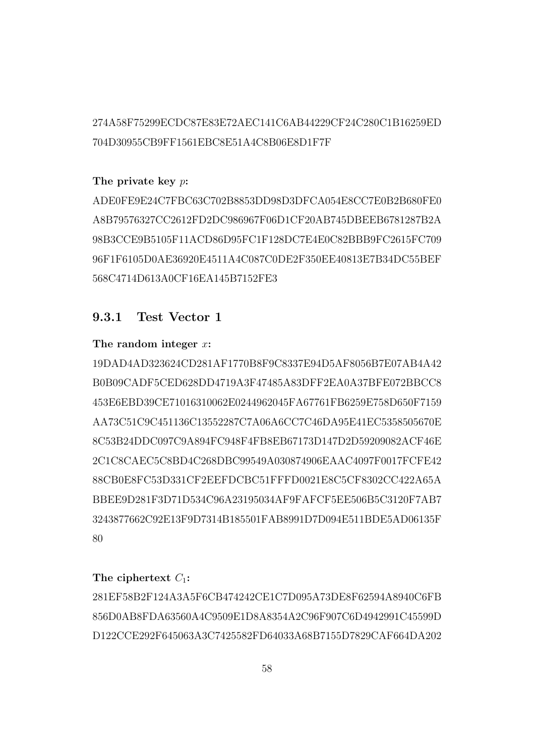274A58F75299ECDC87E83E72AEC141C6AB44229CF24C280C1B16259ED
704D30955CB9FF1561EBC8E51A4C8B06E8D1F7F

**The private key $p$:**

ADE0FE9E24C7FBC63C702B8853DD98D3DFCA054E8CC7E0B2B680FE0
A8B79576327CC2612FD2DC986967F06D1CF20AB745DBEEB6781287B2A
98B3CCE9B5105F11ACD86D95FC1F128DC7E4E0C82BBB9FC2615FC709
96F1F6105D0AE36920E4511A4C087C0DE2F350EE40813E7B34DC55BEF
568C4714D613A0CF16EA145B7152FE3

### 9.3.1 Test Vector 1

**The random integer $x$:**

19DAD4AD323624CD281AF1770B8F9C8337E94D5AF8056B7E07AB4A42
B0B09CADF5CED628DD4719A3F47485A83DFF2EA0A37BFE072BBCC8
453E6EBD39CE71016310062E0244962045FA67761FB6259E758D650F7159
AA73C51C9C451136C13552287C7A06A6CC7C46DA95E41EC5358505670E
8C53B24DDC097C9A894FC948F4FB8EB67173D147D2D59209082ACF46E
2C1C8CAEC5C8BD4C268DBC99549A030874906EAAC4097F0017FCFE42
88CB0E8FC53D331CF2EEFDCBC51FFFD0021E8C5CF8302CC422A65A
BBEE9D281F3D71D534C96A23195034AF9FAFCF5EE506B5C3120F7AB7
3243877662C92E13F9D7314B185501FAB8991D7D094E511BDE5AD06135F
80

**The ciphertext $C_1$:**

281EF58B2F124A3A5F6CB474242CE1C7D095A73DE8F62594A8940C6FB
856D0AB8FDA63560A4C9509E1D8A8354A2C96F907C6D4942991C45599D
D122CCE292F645063A3C7425582FD64033A68B7155D7829CAF664DA202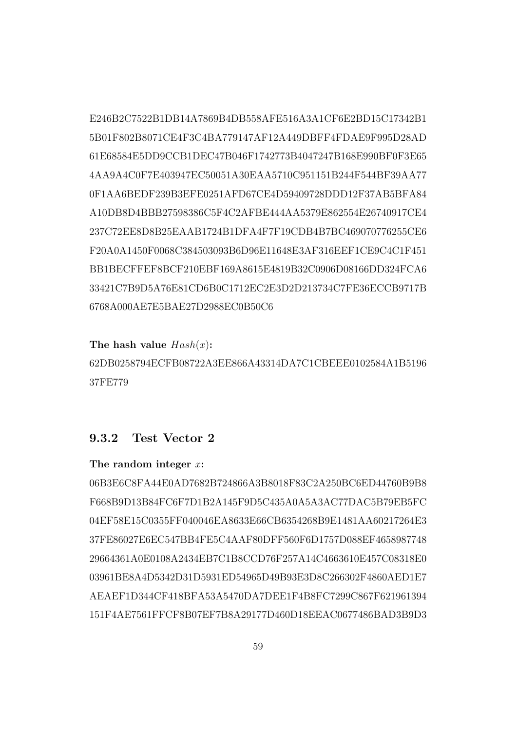E246B2C7522B1DB14A7869B4DB558AFE516A3A1CF6E2BD15C17342B1
5B01F802B8071CE4F3C4BA779147AF12A449DBFF4FDAE9F995D28AD
61E68584E5DD9CCB1DEC47B046F1742773B4047247B168E990BF0F3E65
4AA9A4C0F7E403947EC50051A30EAA5710C951151B244F544BF39AA77
0F1AA6BEDF239B3EFE0251AFD67CE4D59409728DDD12F37AB5BFA84
A10DB8D4BBB27598386C5F4C2AFBE444AA5379E862554E26740917CE4
237C72EE8D8B25EAAB1724B1DFA4F7F19CDB4B7BC469070776255CE6
F20A0A1450F0068C384503093B6D96E11648E3AF316EEF1CE9C4C1F451
BB1BECFFEF8BCF210EBF169A8615E4819B32C0906D08166DD324FCA6
33421C7B9D5A76E81CD6B0C1712EC2E3D2D213734C7FE36ECCB9717B
6768A000AE7E5BAE27D2988EC0B50C6

**The hash value** $Hash(x)$**:**
62DB0258794ECFB08722A3EE866A43314DA7C1CBEEE0102584A1B5196
37FE779

### 9.3.2 Test Vector 2

**The random integer** $x$**:**
06B3E6C8FA44E0AD7682B724866A3B8018F83C2A250BC6ED44760B9B8
F668B9D13B84FC6F7D1B2A145F9D5C435A0A5A3AC77DAC5B79EB5FC
04EF58E15C0355FF040046EA8633E66CB6354268B9E1481AA60217264E3
37FE86027E6EC547BB4FE5C4AAF80DFF560F6D1757D088EF4658987748
29664361A0E0108A2434EB7C1B8CCD76F257A14C4663610E457C08318E0
03961BE8A4D5342D31D5931ED54965D49B93E3D8C266302F4860AED1E7
AEAEF1D344CF418BFA53A5470DA7DEE1F4B8FC7299C867F621961394
151F4AE7561FFCF8B07EF7B8A29177D460D18EEAC0677486BAD3B9D3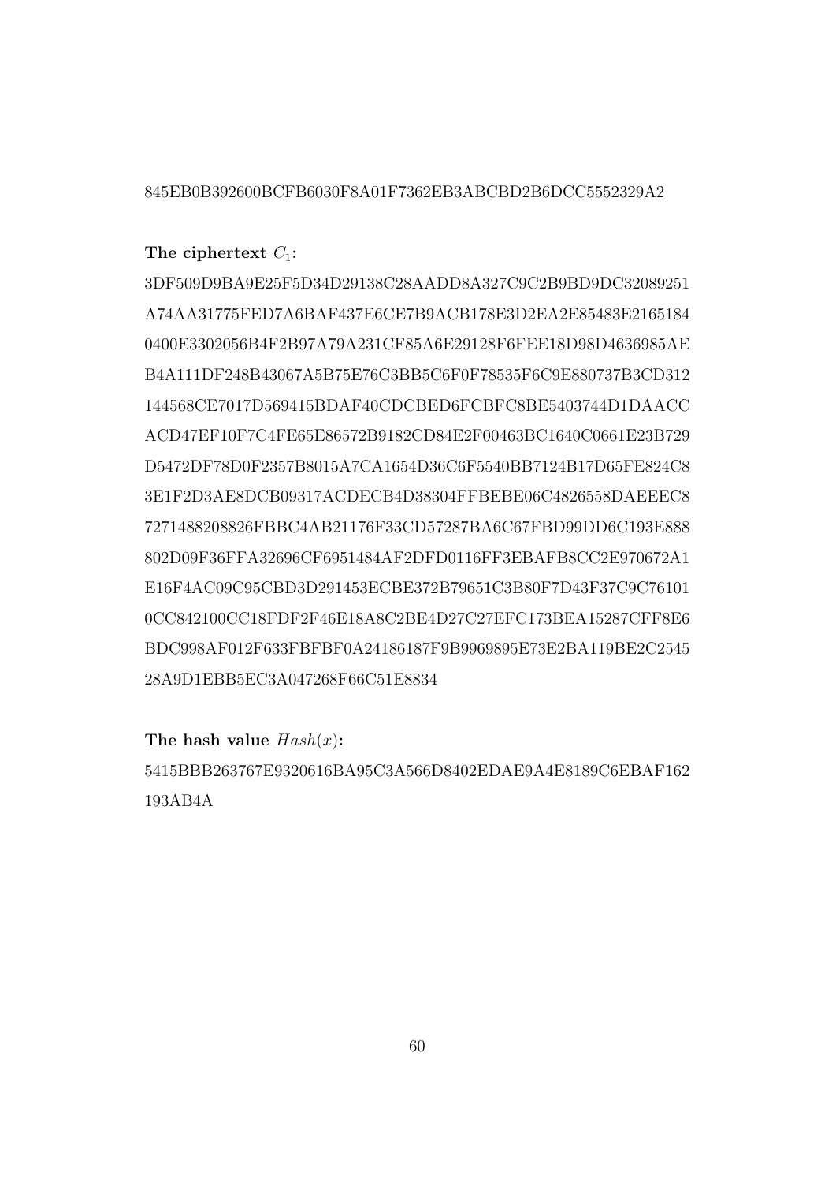845EB0B392600BCFB6030F8A01F7362EB3ABCBD2B6DCC5552329A2

**The ciphertext $C_1$:**

3DF509D9BA9E25F5D34D29138C28AADD8A327C9C2B9BD9DC32089251
A74AA31775FED7A6BAF437E6CE7B9ACB178E3D2EA2E85483E2165184
0400E3302056B4F2B97A79A231CF85A6E29128F6FEE18D98D4636985AE
B4A111DF248B43067A5B75E76C3BB5C6F0F78535F6C9E880737B3CD312
144568CE7017D569415BDAF40CDCBED6FCBFC8BE5403744D1DAACC
ACD47EF10F7C4FE65E86572B9182CD84E2F00463BC1640C0661E23B729
D5472DF78D0F2357B8015A7CA1654D36C6F5540BB7124B17D65FE824C8
3E1F2D3AE8DCB09317ACDECB4D38304FFBEBE06C4826558DAEEEC8
7271488208826FBBC4AB21176F33CD57287BA6C67FBD99DD6C193E888
802D09F36FFA32696CF6951484AF2DFD0116FF3EBAFB8CC2E970672A1
E16F4AC09C95CBD3D291453ECBE372B79651C3B80F7D43F37C9C76101
0CC842100CC18FDF2F46E18A8C2BE4D27C27EFC173BEA15287CFF8E6
BDC998AF012F633FBFBF0A24186187F9B9969895E73E2BA119BE2C2545
28A9D1EBB5EC3A047268F66C51E8834

**The hash value $Hash(x)$:**

5415BBB263767E9320616BA95C3A566D8402EDAE9A4E8189C6EBAF162
193AB4A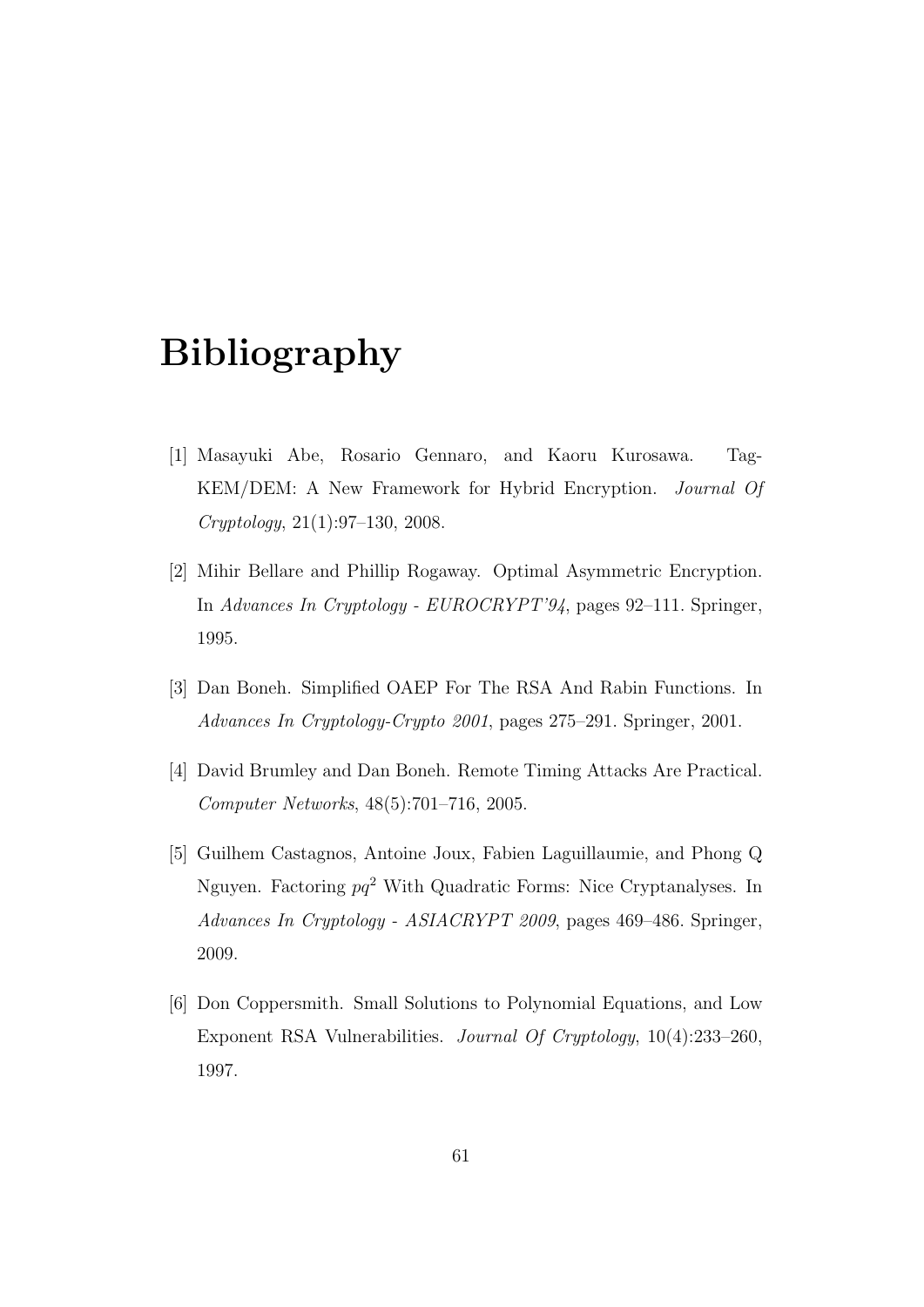# Bibliography

[1] Masayuki Abe, Rosario Gennaro, and Kaoru Kurosawa. Tag-KEM/DEM: A New Framework for Hybrid Encryption. *Journal Of Cryptology*, 21(1):97–130, 2008.

[2] Mihir Bellare and Phillip Rogaway. Optimal Asymmetric Encryption. In *Advances In Cryptology - EUROCRYPT'94*, pages 92–111. Springer, 1995.

[3] Dan Boneh. Simplified OAEP For The RSA And Rabin Functions. In *Advances In Cryptology-Crypto 2001*, pages 275–291. Springer, 2001.

[4] David Brumley and Dan Boneh. Remote Timing Attacks Are Practical. *Computer Networks*, 48(5):701–716, 2005.

[5] Guilhem Castagnos, Antoine Joux, Fabien Laguillaumie, and Phong Q Nguyen. Factoring $pq^2$ With Quadratic Forms: Nice Cryptanalyses. In *Advances In Cryptology - ASIACRYPT 2009*, pages 469–486. Springer, 2009.

[6] Don Coppersmith. Small Solutions to Polynomial Equations, and Low Exponent RSA Vulnerabilities. *Journal Of Cryptology*, 10(4):233–260, 1997.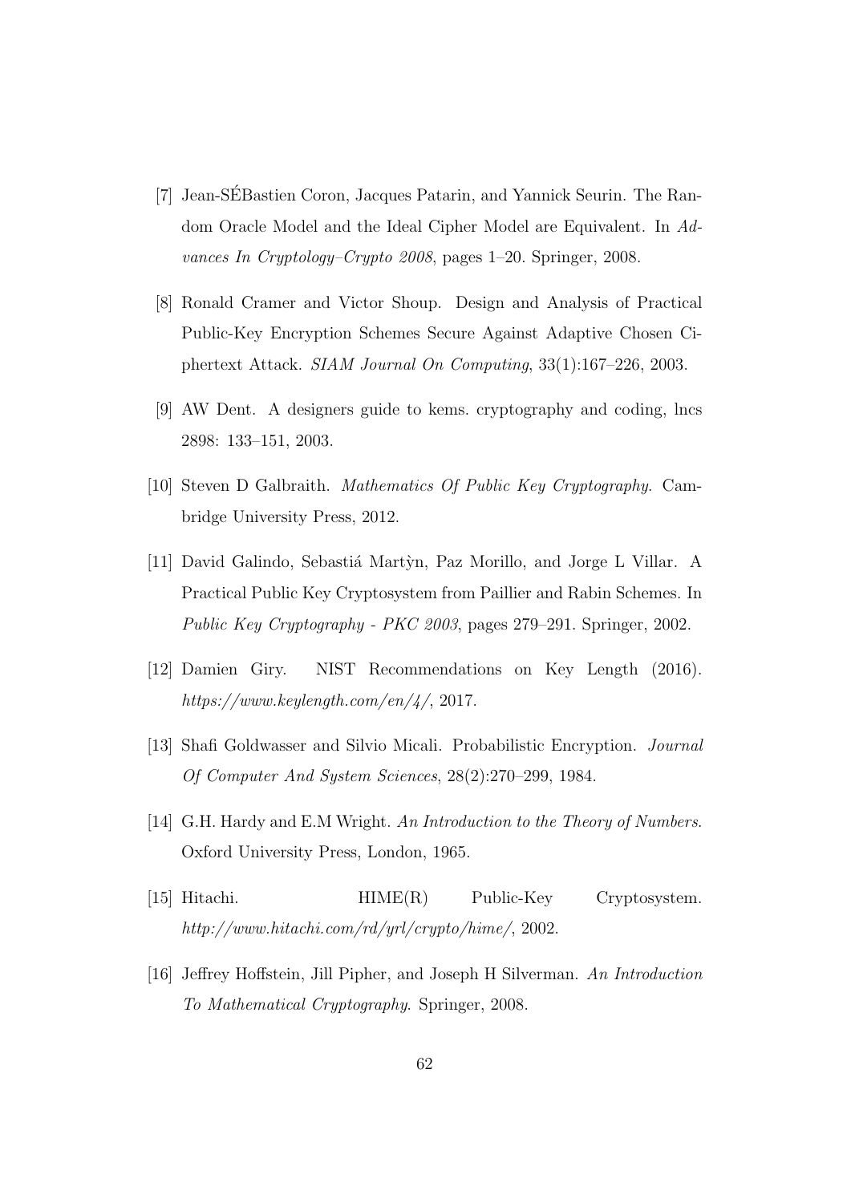[7] Jean-SÉBastien Coron, Jacques Patarin, and Yannick Seurin. The Random Oracle Model and the Ideal Cipher Model are Equivalent. In *Advances In Cryptology–Crypto 2008*, pages 1–20. Springer, 2008.

[8] Ronald Cramer and Victor Shoup. Design and Analysis of Practical Public-Key Encryption Schemes Secure Against Adaptive Chosen Ciphertext Attack. *SIAM Journal On Computing*, 33(1):167–226, 2003.

[9] AW Dent. A designers guide to kems. cryptography and coding, lncs 2898: 133–151, 2003.

[10] Steven D Galbraith. *Mathematics Of Public Key Cryptography*. Cambridge University Press, 2012.

[11] David Galindo, Sebastiá Martỳn, Paz Morillo, and Jorge L Villar. A Practical Public Key Cryptosystem from Paillier and Rabin Schemes. In *Public Key Cryptography - PKC 2003*, pages 279–291. Springer, 2002.

[12] Damien Giry. NIST Recommendations on Key Length (2016). *https://www.keylength.com/en/4/*, 2017.

[13] Shafi Goldwasser and Silvio Micali. Probabilistic Encryption. *Journal Of Computer And System Sciences*, 28(2):270–299, 1984.

[14] G.H. Hardy and E.M Wright. *An Introduction to the Theory of Numbers*. Oxford University Press, London, 1965.

[15] Hitachi. HIME(R) Public-Key Cryptosystem. *http://www.hitachi.com/rd/yrl/crypto/hime/*, 2002.

[16] Jeffrey Hoffstein, Jill Pipher, and Joseph H Silverman. *An Introduction To Mathematical Cryptography*. Springer, 2008.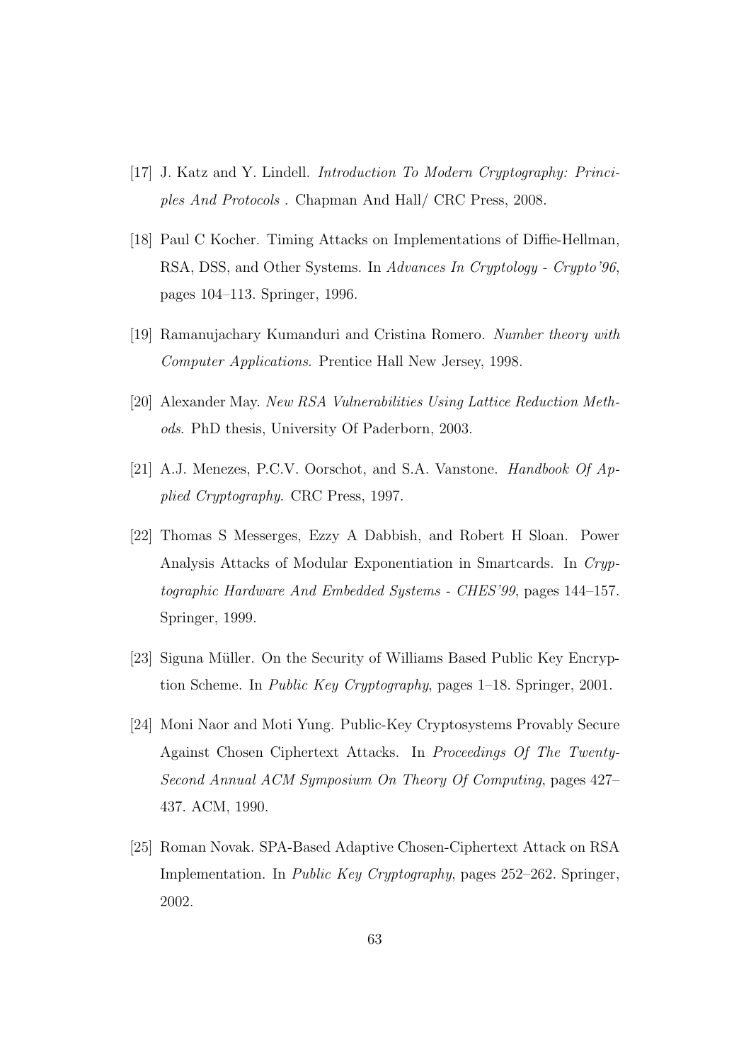[17] J. Katz and Y. Lindell. *Introduction To Modern Cryptography: Principles And Protocols* . Chapman And Hall/ CRC Press, 2008.

[18] Paul C Kocher. Timing Attacks on Implementations of Diffie-Hellman, RSA, DSS, and Other Systems. In *Advances In Cryptology - Crypto'96*, pages 104–113. Springer, 1996.

[19] Ramanujachary Kumanduri and Cristina Romero. *Number theory with Computer Applications*. Prentice Hall New Jersey, 1998.

[20] Alexander May. *New RSA Vulnerabilities Using Lattice Reduction Methods*. PhD thesis, University Of Paderborn, 2003.

[21] A.J. Menezes, P.C.V. Oorschot, and S.A. Vanstone. *Handbook Of Applied Cryptography*. CRC Press, 1997.

[22] Thomas S Messerges, Ezzy A Dabbish, and Robert H Sloan. Power Analysis Attacks of Modular Exponentiation in Smartcards. In *Cryptographic Hardware And Embedded Systems - CHES'99*, pages 144–157. Springer, 1999.

[23] Siguna Müller. On the Security of Williams Based Public Key Encryption Scheme. In *Public Key Cryptography*, pages 1–18. Springer, 2001.

[24] Moni Naor and Moti Yung. Public-Key Cryptosystems Provably Secure Against Chosen Ciphertext Attacks. In *Proceedings Of The Twenty-Second Annual ACM Symposium On Theory Of Computing*, pages 427–437. ACM, 1990.

[25] Roman Novak. SPA-Based Adaptive Chosen-Ciphertext Attack on RSA Implementation. In *Public Key Cryptography*, pages 252–262. Springer, 2002.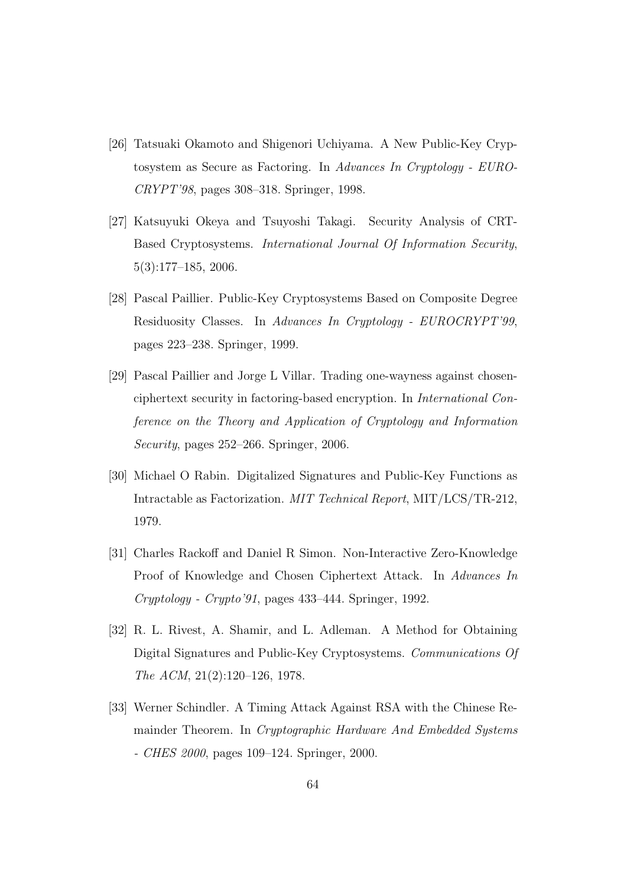[26] Tatsuaki Okamoto and Shigenori Uchiyama. A New Public-Key Cryptosystem as Secure as Factoring. In *Advances In Cryptology - EUROCRYPT'98*, pages 308–318. Springer, 1998.

[27] Katsuyuki Okeya and Tsuyoshi Takagi. Security Analysis of CRT-Based Cryptosystems. *International Journal Of Information Security*, 5(3):177–185, 2006.

[28] Pascal Paillier. Public-Key Cryptosystems Based on Composite Degree Residuosity Classes. In *Advances In Cryptology - EUROCRYPT'99*, pages 223–238. Springer, 1999.

[29] Pascal Paillier and Jorge L Villar. Trading one-wayness against chosen-ciphertext security in factoring-based encryption. In *International Conference on the Theory and Application of Cryptology and Information Security*, pages 252–266. Springer, 2006.

[30] Michael O Rabin. Digitalized Signatures and Public-Key Functions as Intractable as Factorization. *MIT Technical Report*, MIT/LCS/TR-212, 1979.

[31] Charles Rackoff and Daniel R Simon. Non-Interactive Zero-Knowledge Proof of Knowledge and Chosen Ciphertext Attack. In *Advances In Cryptology - Crypto'91*, pages 433–444. Springer, 1992.

[32] R. L. Rivest, A. Shamir, and L. Adleman. A Method for Obtaining Digital Signatures and Public-Key Cryptosystems. *Communications Of The ACM*, 21(2):120–126, 1978.

[33] Werner Schindler. A Timing Attack Against RSA with the Chinese Remainder Theorem. In *Cryptographic Hardware And Embedded Systems - CHES 2000*, pages 109–124. Springer, 2000.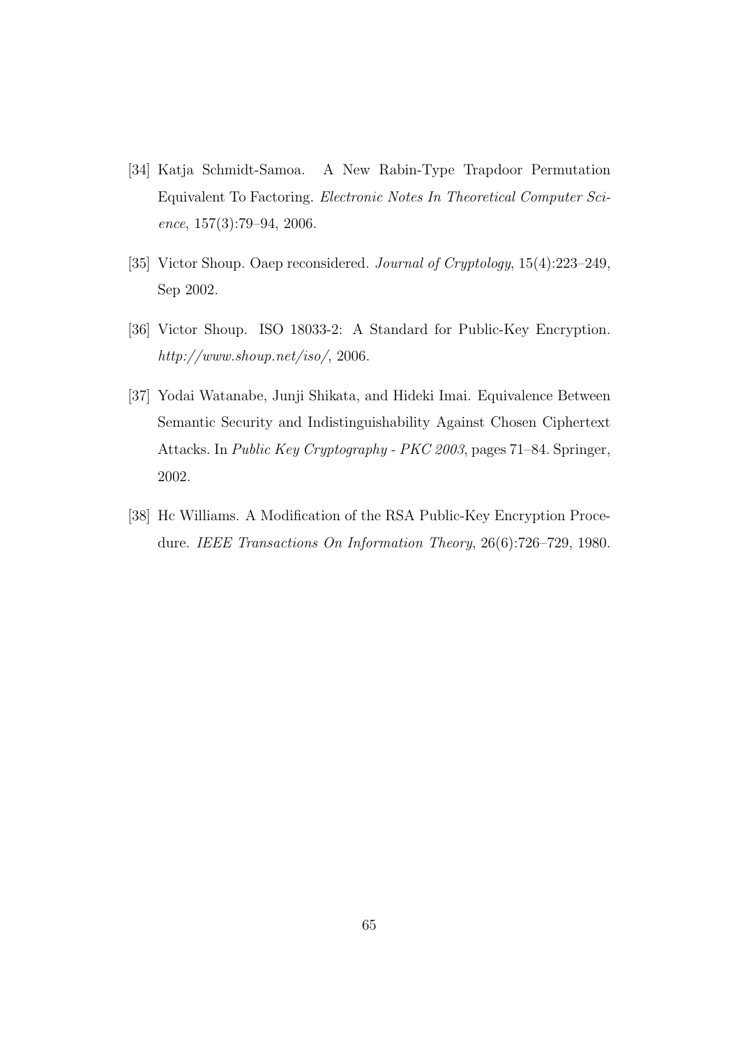[34] Katja Schmidt-Samoa. A New Rabin-Type Trapdoor Permutation Equivalent To Factoring. *Electronic Notes In Theoretical Computer Science*, 157(3):79–94, 2006.

[35] Victor Shoup. Oaep reconsidered. *Journal of Cryptology*, 15(4):223–249, Sep 2002.

[36] Victor Shoup. ISO 18033-2: A Standard for Public-Key Encryption. *http://www.shoup.net/iso/*, 2006.

[37] Yodai Watanabe, Junji Shikata, and Hideki Imai. Equivalence Between Semantic Security and Indistinguishability Against Chosen Ciphertext Attacks. In *Public Key Cryptography - PKC 2003*, pages 71–84. Springer, 2002.

[38] Hc Williams. A Modification of the RSA Public-Key Encryption Procedure. *IEEE Transactions On Information Theory*, 26(6):726–729, 1980.